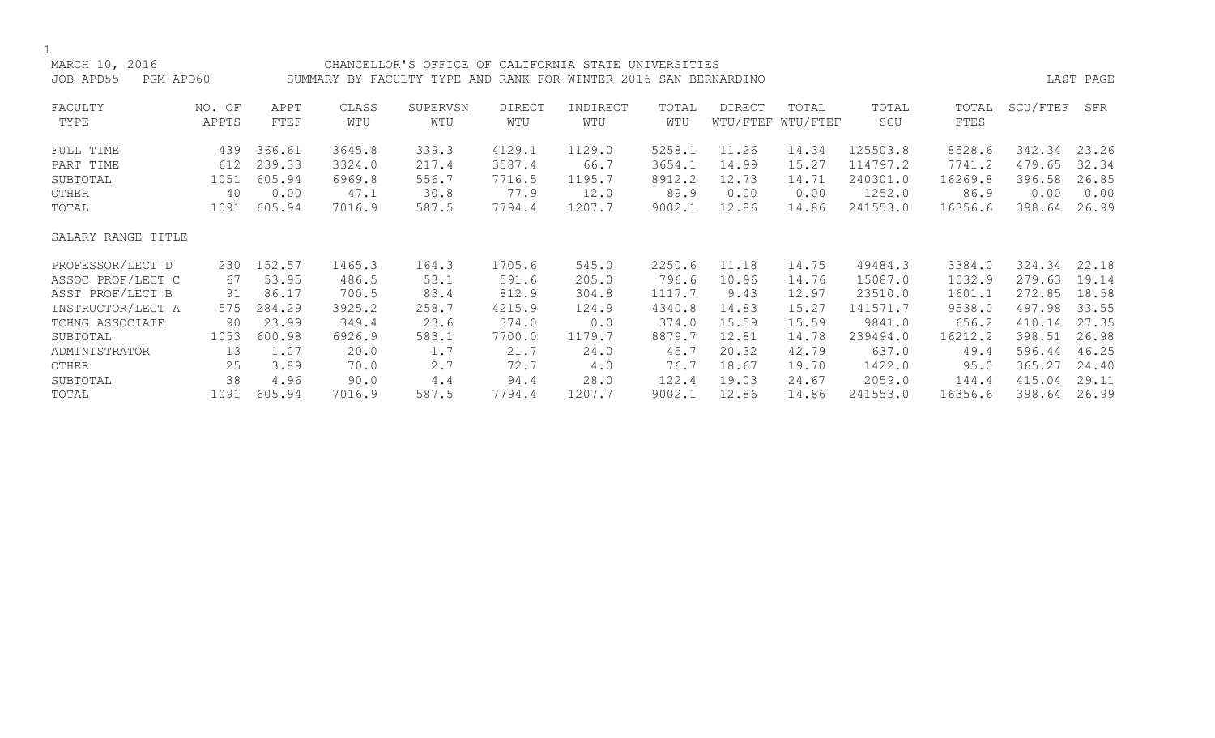MARCH 10, 2016 CHANCELLOR'S OFFICE OF CALIFORNIA STATE UNIVERSITIES

JOB APD55 PGM APD60 SUMMARY BY FACULTY TYPE AND RANK FOR WINTER 2016 SAN BERNARDINO

LAST PAGE

| FACULTY TYPE | NO. OF APPTS | APPT FTEF | CLASS WTU | SUPERVSN WTU | DIRECT WTU | INDIRECT WTU | TOTAL WTU | DIRECT WTU/FTEF | TOTAL WTU/FTEF | TOTAL SCU | TOTAL FTES | SCU/FTEF | SFR |
|---|---|---|---|---|---|---|---|---|---|---|---|---|---|
| FULL TIME | 439 | 366.61 | 3645.8 | 339.3 | 4129.1 | 1129.0 | 5258.1 | 11.26 | 14.34 | 125503.8 | 8528.6 | 342.34 | 23.26 |
| PART TIME | 612 | 239.33 | 3324.0 | 217.4 | 3587.4 | 66.7 | 3654.1 | 14.99 | 15.27 | 114797.2 | 7741.2 | 479.65 | 32.34 |
| SUBTOTAL | 1051 | 605.94 | 6969.8 | 556.7 | 7716.5 | 1195.7 | 8912.2 | 12.73 | 14.71 | 240301.0 | 16269.8 | 396.58 | 26.85 |
| OTHER | 40 | 0.00 | 47.1 | 30.8 | 77.9 | 12.0 | 89.9 | 0.00 | 0.00 | 1252.0 | 86.9 | 0.00 | 0.00 |
| TOTAL | 1091 | 605.94 | 7016.9 | 587.5 | 7794.4 | 1207.7 | 9002.1 | 12.86 | 14.86 | 241553.0 | 16356.6 | 398.64 | 26.99 |
| SALARY RANGE TITLE | | | | | | | | | | | | | |
| PROFESSOR/LECT D | 230 | 152.57 | 1465.3 | 164.3 | 1705.6 | 545.0 | 2250.6 | 11.18 | 14.75 | 49484.3 | 3384.0 | 324.34 | 22.18 |
| ASSOC PROF/LECT C | 67 | 53.95 | 486.5 | 53.1 | 591.6 | 205.0 | 796.6 | 10.96 | 14.76 | 15087.0 | 1032.9 | 279.63 | 19.14 |
| ASST PROF/LECT B | 91 | 86.17 | 700.5 | 83.4 | 812.9 | 304.8 | 1117.7 | 9.43 | 12.97 | 23510.0 | 1601.1 | 272.85 | 18.58 |
| INSTRUCTOR/LECT A | 575 | 284.29 | 3925.2 | 258.7 | 4215.9 | 124.9 | 4340.8 | 14.83 | 15.27 | 141571.7 | 9538.0 | 497.98 | 33.55 |
| TCHNG ASSOCIATE | 90 | 23.99 | 349.4 | 23.6 | 374.0 | 0.0 | 374.0 | 15.59 | 15.59 | 9841.0 | 656.2 | 410.14 | 27.35 |
| SUBTOTAL | 1053 | 600.98 | 6926.9 | 583.1 | 7700.0 | 1179.7 | 8879.7 | 12.81 | 14.78 | 239494.0 | 16212.2 | 398.51 | 26.98 |
| ADMINISTRATOR | 13 | 1.07 | 20.0 | 1.7 | 21.7 | 24.0 | 45.7 | 20.32 | 42.79 | 637.0 | 49.4 | 596.44 | 46.25 |
| OTHER | 25 | 3.89 | 70.0 | 2.7 | 72.7 | 4.0 | 76.7 | 18.67 | 19.70 | 1422.0 | 95.0 | 365.27 | 24.40 |
| SUBTOTAL | 38 | 4.96 | 90.0 | 4.4 | 94.4 | 28.0 | 122.4 | 19.03 | 24.67 | 2059.0 | 144.4 | 415.04 | 29.11 |
| TOTAL | 1091 | 605.94 | 7016.9 | 587.5 | 7794.4 | 1207.7 | 9002.1 | 12.86 | 14.86 | 241553.0 | 16356.6 | 398.64 | 26.99 |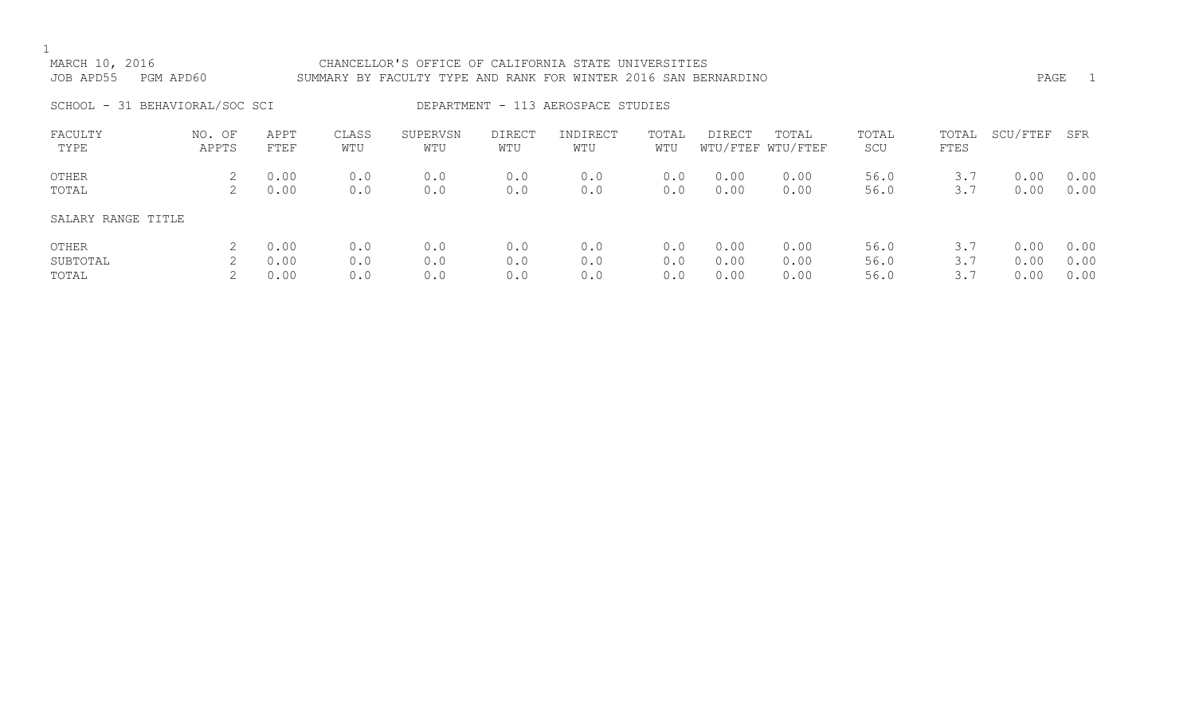MARCH 10, 2016 CHANCELLOR'S OFFICE OF CALIFORNIA STATE UNIVERSITIES
JOB APD55 PGM APD60 SUMMARY BY FACULTY TYPE AND RANK FOR WINTER 2016 SAN BERNARDINO

SCHOOL - 31 BEHAVIORAL/SOC SCI DEPARTMENT - 113 AEROSPACE STUDIES

| FACULTY TYPE | NO. OF APPTS | APPT FTEF | CLASS WTU | SUPERVSN WTU | DIRECT WTU | INDIRECT WTU | TOTAL WTU | DIRECT WTU/FTEF | TOTAL WTU/FTEF | TOTAL SCU | TOTAL FTES | SCU/FTEF | SFR |
|---|---|---|---|---|---|---|---|---|---|---|---|---|---|
| OTHER | 2 | 0.00 | 0.0 | 0.0 | 0.0 | 0.0 | 0.0 | 0.00 | 0.00 | 56.0 | 3.7 | 0.00 | 0.00 |
| TOTAL | 2 | 0.00 | 0.0 | 0.0 | 0.0 | 0.0 | 0.0 | 0.00 | 0.00 | 56.0 | 3.7 | 0.00 | 0.00 |
| SALARY RANGE TITLE | | | | | | | | | | | | | |
| OTHER | 2 | 0.00 | 0.0 | 0.0 | 0.0 | 0.0 | 0.0 | 0.00 | 0.00 | 56.0 | 3.7 | 0.00 | 0.00 |
| SUBTOTAL | 2 | 0.00 | 0.0 | 0.0 | 0.0 | 0.0 | 0.0 | 0.00 | 0.00 | 56.0 | 3.7 | 0.00 | 0.00 |
| TOTAL | 2 | 0.00 | 0.0 | 0.0 | 0.0 | 0.0 | 0.0 | 0.00 | 0.00 | 56.0 | 3.7 | 0.00 | 0.00 |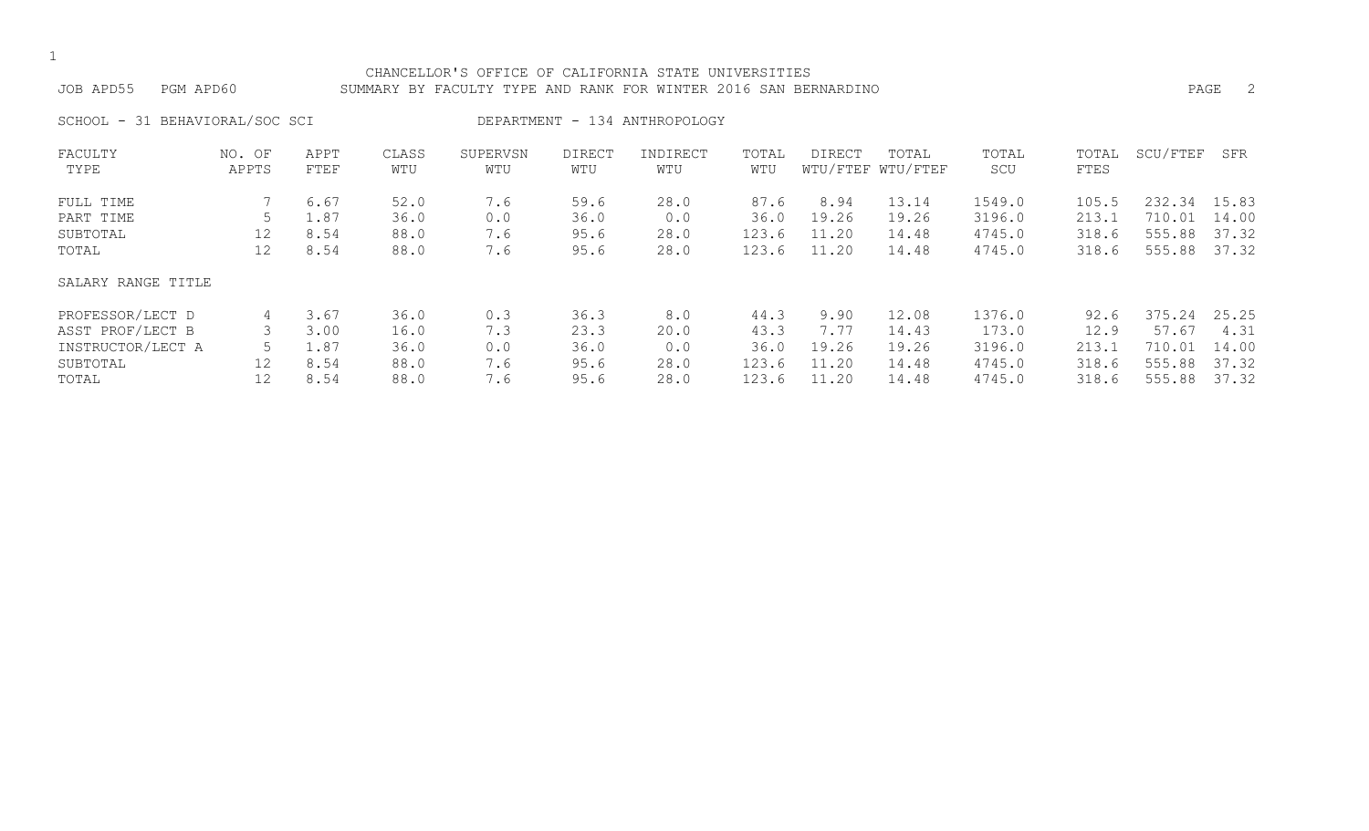CHANCELLOR'S OFFICE OF CALIFORNIA STATE UNIVERSITIES

JOB APD55 PGM APD60 SUMMARY BY FACULTY TYPE AND RANK FOR WINTER 2016 SAN BERNARDINO

SCHOOL - 31 BEHAVIORAL/SOC SCI DEPARTMENT - 134 ANTHROPOLOGY

| FACULTY TYPE | NO. OF APPTS | APPT FTEF | CLASS WTU | SUPERVSN WTU | DIRECT WTU | INDIRECT WTU | TOTAL WTU | DIRECT WTU/FTEF | TOTAL WTU/FTEF | TOTAL SCU | TOTAL FTES | SCU/FTEF | SFR |
|---|---|---|---|---|---|---|---|---|---|---|---|---|---|
| FULL TIME | 7 | 6.67 | 52.0 | 7.6 | 59.6 | 28.0 | 87.6 | 8.94 | 13.14 | 1549.0 | 105.5 | 232.34 | 15.83 |
| PART TIME | 5 | 1.87 | 36.0 | 0.0 | 36.0 | 0.0 | 36.0 | 19.26 | 19.26 | 3196.0 | 213.1 | 710.01 | 14.00 |
| SUBTOTAL | 12 | 8.54 | 88.0 | 7.6 | 95.6 | 28.0 | 123.6 | 11.20 | 14.48 | 4745.0 | 318.6 | 555.88 | 37.32 |
| TOTAL | 12 | 8.54 | 88.0 | 7.6 | 95.6 | 28.0 | 123.6 | 11.20 | 14.48 | 4745.0 | 318.6 | 555.88 | 37.32 |
| SALARY RANGE TITLE | | | | | | | | | | | | | |
| PROFESSOR/LECT D | 4 | 3.67 | 36.0 | 0.3 | 36.3 | 8.0 | 44.3 | 9.90 | 12.08 | 1376.0 | 92.6 | 375.24 | 25.25 |
| ASST PROF/LECT B | 3 | 3.00 | 16.0 | 7.3 | 23.3 | 20.0 | 43.3 | 7.77 | 14.43 | 173.0 | 12.9 | 57.67 | 4.31 |
| INSTRUCTOR/LECT A | 5 | 1.87 | 36.0 | 0.0 | 36.0 | 0.0 | 36.0 | 19.26 | 19.26 | 3196.0 | 213.1 | 710.01 | 14.00 |
| SUBTOTAL | 12 | 8.54 | 88.0 | 7.6 | 95.6 | 28.0 | 123.6 | 11.20 | 14.48 | 4745.0 | 318.6 | 555.88 | 37.32 |
| TOTAL | 12 | 8.54 | 88.0 | 7.6 | 95.6 | 28.0 | 123.6 | 11.20 | 14.48 | 4745.0 | 318.6 | 555.88 | 37.32 |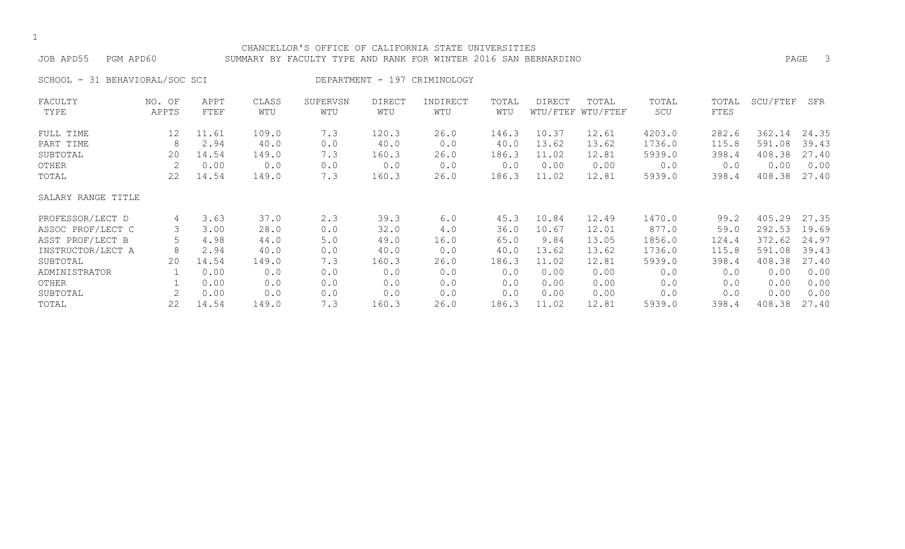CHANCELLOR'S OFFICE OF CALIFORNIA STATE UNIVERSITIES

JOB APD55 PGM APD60 SUMMARY BY FACULTY TYPE AND RANK FOR WINTER 2016 SAN BERNARDINO

SCHOOL - 31 BEHAVIORAL/SOC SCI DEPARTMENT - 197 CRIMINOLOGY

| FACULTY TYPE | NO. OF APPTS | APPT FTEF | CLASS WTU | SUPERVSN WTU | DIRECT WTU | INDIRECT WTU | TOTAL WTU | DIRECT WTU/FTEF | TOTAL WTU/FTEF | TOTAL SCU | TOTAL FTES | SCU/FTEF | SFR |
|---|---|---|---|---|---|---|---|---|---|---|---|---|---|
| FULL TIME | 12 | 11.61 | 109.0 | 7.3 | 120.3 | 26.0 | 146.3 | 10.37 | 12.61 | 4203.0 | 282.6 | 362.14 | 24.35 |
| PART TIME | 8 | 2.94 | 40.0 | 0.0 | 40.0 | 0.0 | 40.0 | 13.62 | 13.62 | 1736.0 | 115.8 | 591.08 | 39.43 |
| SUBTOTAL | 20 | 14.54 | 149.0 | 7.3 | 160.3 | 26.0 | 186.3 | 11.02 | 12.81 | 5939.0 | 398.4 | 408.38 | 27.40 |
| OTHER | 2 | 0.00 | 0.0 | 0.0 | 0.0 | 0.0 | 0.0 | 0.00 | 0.00 | 0.0 | 0.0 | 0.00 | 0.00 |
| TOTAL | 22 | 14.54 | 149.0 | 7.3 | 160.3 | 26.0 | 186.3 | 11.02 | 12.81 | 5939.0 | 398.4 | 408.38 | 27.40 |
| SALARY RANGE TITLE | | | | | | | | | | | | | |
| PROFESSOR/LECT D | 4 | 3.63 | 37.0 | 2.3 | 39.3 | 6.0 | 45.3 | 10.84 | 12.49 | 1470.0 | 99.2 | 405.29 | 27.35 |
| ASSOC PROF/LECT C | 3 | 3.00 | 28.0 | 0.0 | 32.0 | 4.0 | 36.0 | 10.67 | 12.01 | 877.0 | 59.0 | 292.53 | 19.69 |
| ASST PROF/LECT B | 5 | 4.98 | 44.0 | 5.0 | 49.0 | 16.0 | 65.0 | 9.84 | 13.05 | 1856.0 | 124.4 | 372.62 | 24.97 |
| INSTRUCTOR/LECT A | 8 | 2.94 | 40.0 | 0.0 | 40.0 | 0.0 | 40.0 | 13.62 | 13.62 | 1736.0 | 115.8 | 591.08 | 39.43 |
| SUBTOTAL | 20 | 14.54 | 149.0 | 7.3 | 160.3 | 26.0 | 186.3 | 11.02 | 12.81 | 5939.0 | 398.4 | 408.38 | 27.40 |
| ADMINISTRATOR | 1 | 0.00 | 0.0 | 0.0 | 0.0 | 0.0 | 0.0 | 0.00 | 0.00 | 0.0 | 0.0 | 0.00 | 0.00 |
| OTHER | 1 | 0.00 | 0.0 | 0.0 | 0.0 | 0.0 | 0.0 | 0.00 | 0.00 | 0.0 | 0.0 | 0.00 | 0.00 |
| SUBTOTAL | 2 | 0.00 | 0.0 | 0.0 | 0.0 | 0.0 | 0.0 | 0.00 | 0.00 | 0.0 | 0.0 | 0.00 | 0.00 |
| TOTAL | 22 | 14.54 | 149.0 | 7.3 | 160.3 | 26.0 | 186.3 | 11.02 | 12.81 | 5939.0 | 398.4 | 408.38 | 27.40 |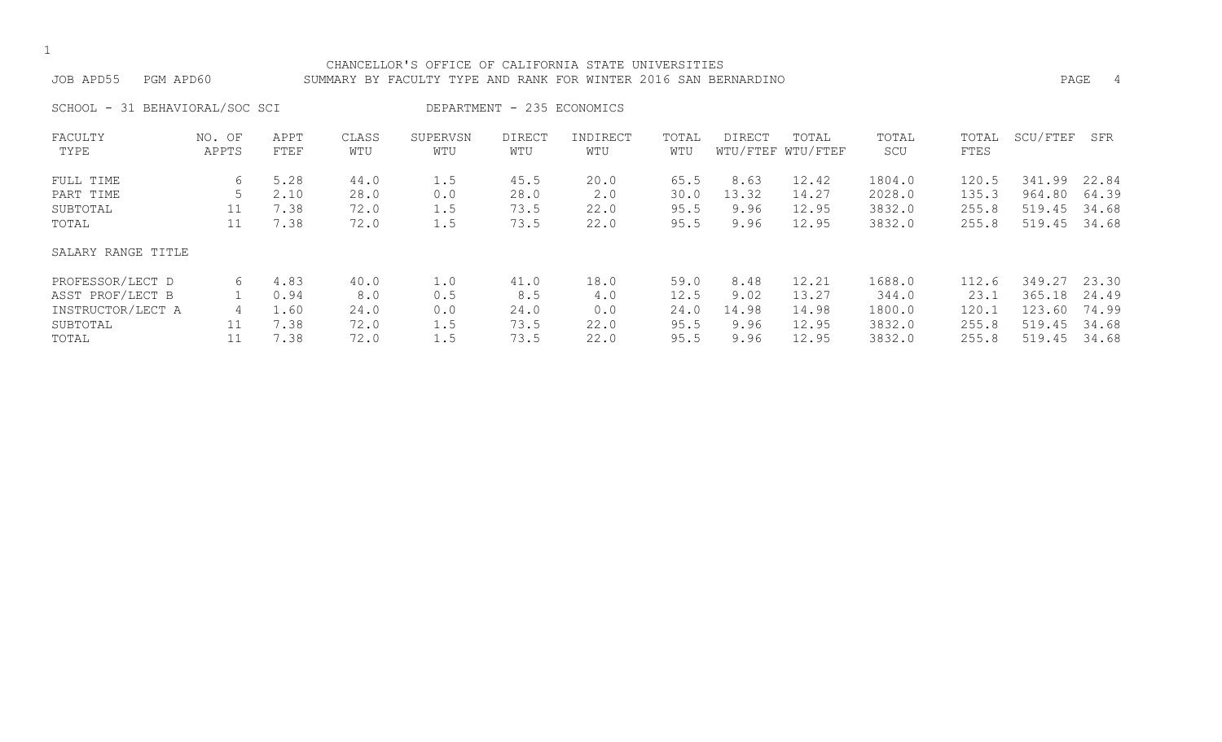CHANCELLOR'S OFFICE OF CALIFORNIA STATE UNIVERSITIES

JOB APD55 PGM APD60 SUMMARY BY FACULTY TYPE AND RANK FOR WINTER 2016 SAN BERNARDINO

SCHOOL - 31 BEHAVIORAL/SOC SCI DEPARTMENT - 235 ECONOMICS

| FACULTY TYPE | NO. OF APPTS | APPT FTEF | CLASS WTU | SUPERVSN WTU | DIRECT WTU | INDIRECT WTU | TOTAL WTU | DIRECT WTU/FTEF | TOTAL WTU/FTEF | TOTAL SCU | TOTAL FTES | SCU/FTEF | SFR |
|---|---|---|---|---|---|---|---|---|---|---|---|---|---|
| FULL TIME | 6 | 5.28 | 44.0 | 1.5 | 45.5 | 20.0 | 65.5 | 8.63 | 12.42 | 1804.0 | 120.5 | 341.99 | 22.84 |
| PART TIME | 5 | 2.10 | 28.0 | 0.0 | 28.0 | 2.0 | 30.0 | 13.32 | 14.27 | 2028.0 | 135.3 | 964.80 | 64.39 |
| SUBTOTAL | 11 | 7.38 | 72.0 | 1.5 | 73.5 | 22.0 | 95.5 | 9.96 | 12.95 | 3832.0 | 255.8 | 519.45 | 34.68 |
| TOTAL | 11 | 7.38 | 72.0 | 1.5 | 73.5 | 22.0 | 95.5 | 9.96 | 12.95 | 3832.0 | 255.8 | 519.45 | 34.68 |

| SALARY RANGE TITLE | NO. OF APPTS | APPT FTEF | CLASS WTU | SUPERVSN WTU | DIRECT WTU | INDIRECT WTU | TOTAL WTU | DIRECT WTU/FTEF | TOTAL WTU/FTEF | TOTAL SCU | TOTAL FTES | SCU/FTEF | SFR |
|---|---|---|---|---|---|---|---|---|---|---|---|---|---|
| PROFESSOR/LECT D | 6 | 4.83 | 40.0 | 1.0 | 41.0 | 18.0 | 59.0 | 8.48 | 12.21 | 1688.0 | 112.6 | 349.27 | 23.30 |
| ASST PROF/LECT B | 1 | 0.94 | 8.0 | 0.5 | 8.5 | 4.0 | 12.5 | 9.02 | 13.27 | 344.0 | 23.1 | 365.18 | 24.49 |
| INSTRUCTOR/LECT A | 4 | 1.60 | 24.0 | 0.0 | 24.0 | 0.0 | 24.0 | 14.98 | 14.98 | 1800.0 | 120.1 | 123.60 | 74.99 |
| SUBTOTAL | 11 | 7.38 | 72.0 | 1.5 | 73.5 | 22.0 | 95.5 | 9.96 | 12.95 | 3832.0 | 255.8 | 519.45 | 34.68 |
| TOTAL | 11 | 7.38 | 72.0 | 1.5 | 73.5 | 22.0 | 95.5 | 9.96 | 12.95 | 3832.0 | 255.8 | 519.45 | 34.68 |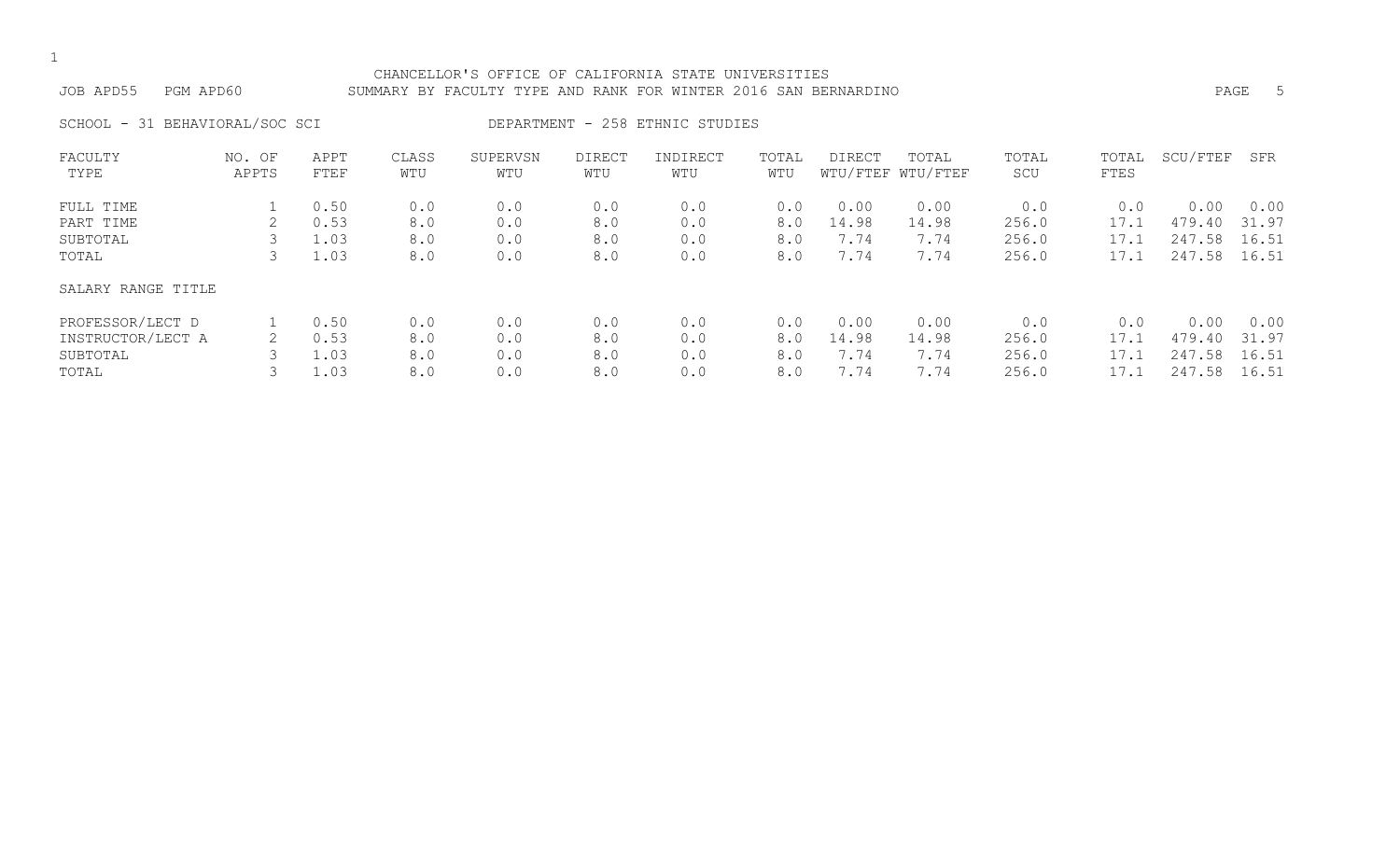CHANCELLOR'S OFFICE OF CALIFORNIA STATE UNIVERSITIES

JOB APD55 PGM APD60 SUMMARY BY FACULTY TYPE AND RANK FOR WINTER 2016 SAN BERNARDINO

SCHOOL - 31 BEHAVIORAL/SOC SCI DEPARTMENT - 258 ETHNIC STUDIES

| FACULTY TYPE | NO. OF APPTS | APPT FTEF | CLASS WTU | SUPERVSN WTU | DIRECT WTU | INDIRECT WTU | TOTAL WTU | DIRECT WTU/FTEF | TOTAL WTU/FTEF | TOTAL SCU | TOTAL FTES | SCU/FTEF | SFR |
|---|---|---|---|---|---|---|---|---|---|---|---|---|---|
| FULL TIME | 1 | 0.50 | 0.0 | 0.0 | 0.0 | 0.0 | 0.0 | 0.00 | 0.00 | 0.0 | 0.0 | 0.00 | 0.00 |
| PART TIME | 2 | 0.53 | 8.0 | 0.0 | 8.0 | 0.0 | 8.0 | 14.98 | 14.98 | 256.0 | 17.1 | 479.40 | 31.97 |
| SUBTOTAL | 3 | 1.03 | 8.0 | 0.0 | 8.0 | 0.0 | 8.0 | 7.74 | 7.74 | 256.0 | 17.1 | 247.58 | 16.51 |
| TOTAL | 3 | 1.03 | 8.0 | 0.0 | 8.0 | 0.0 | 8.0 | 7.74 | 7.74 | 256.0 | 17.1 | 247.58 | 16.51 |
| SALARY RANGE TITLE | | | | | | | | | | | | | |
| PROFESSOR/LECT D | 1 | 0.50 | 0.0 | 0.0 | 0.0 | 0.0 | 0.0 | 0.00 | 0.00 | 0.0 | 0.0 | 0.00 | 0.00 |
| INSTRUCTOR/LECT A | 2 | 0.53 | 8.0 | 0.0 | 8.0 | 0.0 | 8.0 | 14.98 | 14.98 | 256.0 | 17.1 | 479.40 | 31.97 |
| SUBTOTAL | 3 | 1.03 | 8.0 | 0.0 | 8.0 | 0.0 | 8.0 | 7.74 | 7.74 | 256.0 | 17.1 | 247.58 | 16.51 |
| TOTAL | 3 | 1.03 | 8.0 | 0.0 | 8.0 | 0.0 | 8.0 | 7.74 | 7.74 | 256.0 | 17.1 | 247.58 | 16.51 |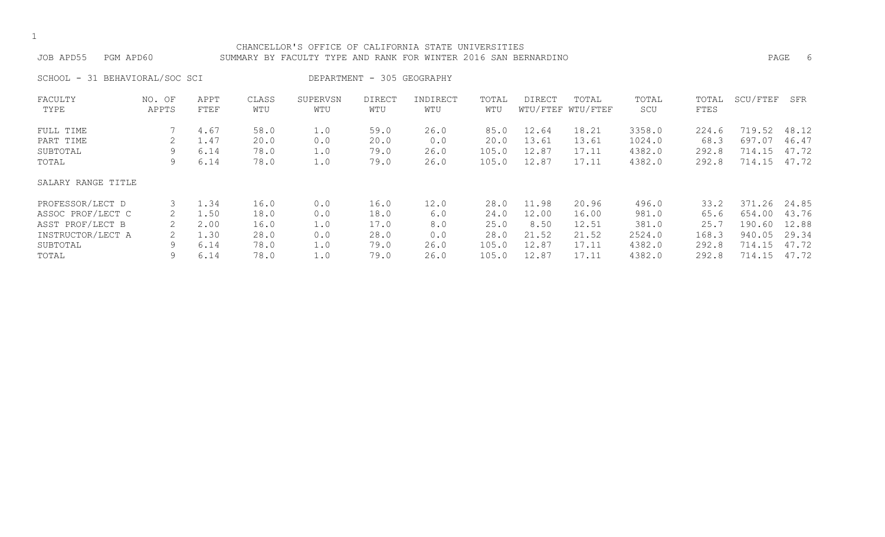CHANCELLOR'S OFFICE OF CALIFORNIA STATE UNIVERSITIES

JOB APD55 PGM APD60 SUMMARY BY FACULTY TYPE AND RANK FOR WINTER 2016 SAN BERNARDINO

SCHOOL - 31 BEHAVIORAL/SOC SCI DEPARTMENT - 305 GEOGRAPHY

| FACULTY TYPE | NO. OF APPTS | APPT FTEF | CLASS WTU | SUPERVSN WTU | DIRECT WTU | INDIRECT WTU | TOTAL WTU | DIRECT WTU/FTEF | TOTAL WTU/FTEF | TOTAL SCU | TOTAL FTES | SCU/FTEF | SFR |
|---|---|---|---|---|---|---|---|---|---|---|---|---|---|
| FULL TIME | 7 | 4.67 | 58.0 | 1.0 | 59.0 | 26.0 | 85.0 | 12.64 | 18.21 | 3358.0 | 224.6 | 719.52 | 48.12 |
| PART TIME | 2 | 1.47 | 20.0 | 0.0 | 20.0 | 0.0 | 20.0 | 13.61 | 13.61 | 1024.0 | 68.3 | 697.07 | 46.47 |
| SUBTOTAL | 9 | 6.14 | 78.0 | 1.0 | 79.0 | 26.0 | 105.0 | 12.87 | 17.11 | 4382.0 | 292.8 | 714.15 | 47.72 |
| TOTAL | 9 | 6.14 | 78.0 | 1.0 | 79.0 | 26.0 | 105.0 | 12.87 | 17.11 | 4382.0 | 292.8 | 714.15 | 47.72 |
| SALARY RANGE TITLE | | | | | | | | | | | | | |
| PROFESSOR/LECT D | 3 | 1.34 | 16.0 | 0.0 | 16.0 | 12.0 | 28.0 | 11.98 | 20.96 | 496.0 | 33.2 | 371.26 | 24.85 |
| ASSOC PROF/LECT C | 2 | 1.50 | 18.0 | 0.0 | 18.0 | 6.0 | 24.0 | 12.00 | 16.00 | 981.0 | 65.6 | 654.00 | 43.76 |
| ASST PROF/LECT B | 2 | 2.00 | 16.0 | 1.0 | 17.0 | 8.0 | 25.0 | 8.50 | 12.51 | 381.0 | 25.7 | 190.60 | 12.88 |
| INSTRUCTOR/LECT A | 2 | 1.30 | 28.0 | 0.0 | 28.0 | 0.0 | 28.0 | 21.52 | 21.52 | 2524.0 | 168.3 | 940.05 | 29.34 |
| SUBTOTAL | 9 | 6.14 | 78.0 | 1.0 | 79.0 | 26.0 | 105.0 | 12.87 | 17.11 | 4382.0 | 292.8 | 714.15 | 47.72 |
| TOTAL | 9 | 6.14 | 78.0 | 1.0 | 79.0 | 26.0 | 105.0 | 12.87 | 17.11 | 4382.0 | 292.8 | 714.15 | 47.72 |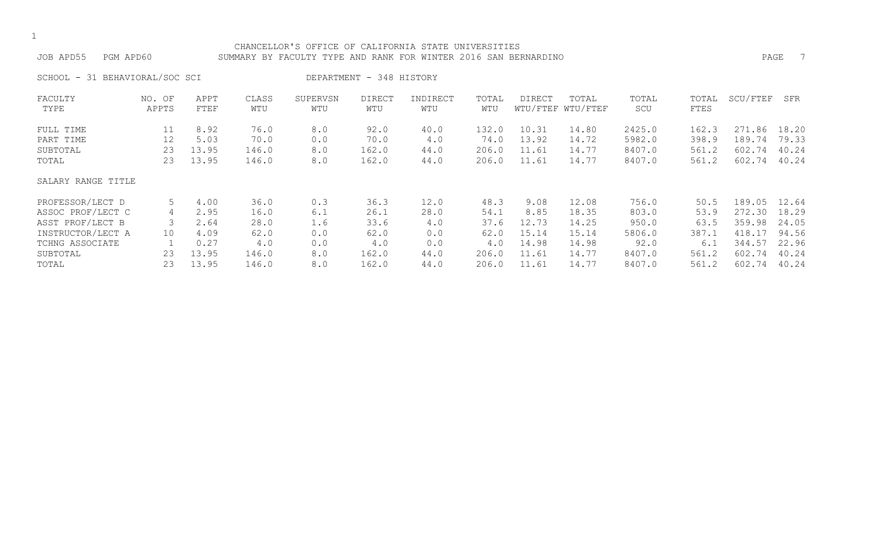CHANCELLOR'S OFFICE OF CALIFORNIA STATE UNIVERSITIES

JOB APD55 PGM APD60 SUMMARY BY FACULTY TYPE AND RANK FOR WINTER 2016 SAN BERNARDINO

SCHOOL - 31 BEHAVIORAL/SOC SCI DEPARTMENT - 348 HISTORY

| FACULTY TYPE | NO. OF APPTS | APPT FTEF | CLASS WTU | SUPERVSN WTU | DIRECT WTU | INDIRECT WTU | TOTAL WTU | DIRECT WTU/FTEF | TOTAL WTU/FTEF | TOTAL SCU | TOTAL FTES | SCU/FTEF | SFR |
|---|---|---|---|---|---|---|---|---|---|---|---|---|---|
| FULL TIME | 11 | 8.92 | 76.0 | 8.0 | 92.0 | 40.0 | 132.0 | 10.31 | 14.80 | 2425.0 | 162.3 | 271.86 | 18.20 |
| PART TIME | 12 | 5.03 | 70.0 | 0.0 | 70.0 | 4.0 | 74.0 | 13.92 | 14.72 | 5982.0 | 398.9 | 189.74 | 79.33 |
| SUBTOTAL | 23 | 13.95 | 146.0 | 8.0 | 162.0 | 44.0 | 206.0 | 11.61 | 14.77 | 8407.0 | 561.2 | 602.74 | 40.24 |
| TOTAL | 23 | 13.95 | 146.0 | 8.0 | 162.0 | 44.0 | 206.0 | 11.61 | 14.77 | 8407.0 | 561.2 | 602.74 | 40.24 |

| SALARY RANGE TITLE | NO. OF APPTS | APPT FTEF | CLASS WTU | SUPERVSN WTU | DIRECT WTU | INDIRECT WTU | TOTAL WTU | DIRECT WTU/FTEF | TOTAL WTU/FTEF | TOTAL SCU | TOTAL FTES | SCU/FTEF | SFR |
|---|---|---|---|---|---|---|---|---|---|---|---|---|---|
| PROFESSOR/LECT D | 5 | 4.00 | 36.0 | 0.3 | 36.3 | 12.0 | 48.3 | 9.08 | 12.08 | 756.0 | 50.5 | 189.05 | 12.64 |
| ASSOC PROF/LECT C | 4 | 2.95 | 16.0 | 6.1 | 26.1 | 28.0 | 54.1 | 8.85 | 18.35 | 803.0 | 53.9 | 272.30 | 18.29 |
| ASST PROF/LECT B | 3 | 2.64 | 28.0 | 1.6 | 33.6 | 4.0 | 37.6 | 12.73 | 14.25 | 950.0 | 63.5 | 359.98 | 24.05 |
| INSTRUCTOR/LECT A | 10 | 4.09 | 62.0 | 0.0 | 62.0 | 0.0 | 62.0 | 15.14 | 15.14 | 5806.0 | 387.1 | 418.17 | 94.56 |
| TCHNG ASSOCIATE | 1 | 0.27 | 4.0 | 0.0 | 4.0 | 0.0 | 4.0 | 14.98 | 14.98 | 92.0 | 6.1 | 344.57 | 22.96 |
| SUBTOTAL | 23 | 13.95 | 146.0 | 8.0 | 162.0 | 44.0 | 206.0 | 11.61 | 14.77 | 8407.0 | 561.2 | 602.74 | 40.24 |
| TOTAL | 23 | 13.95 | 146.0 | 8.0 | 162.0 | 44.0 | 206.0 | 11.61 | 14.77 | 8407.0 | 561.2 | 602.74 | 40.24 |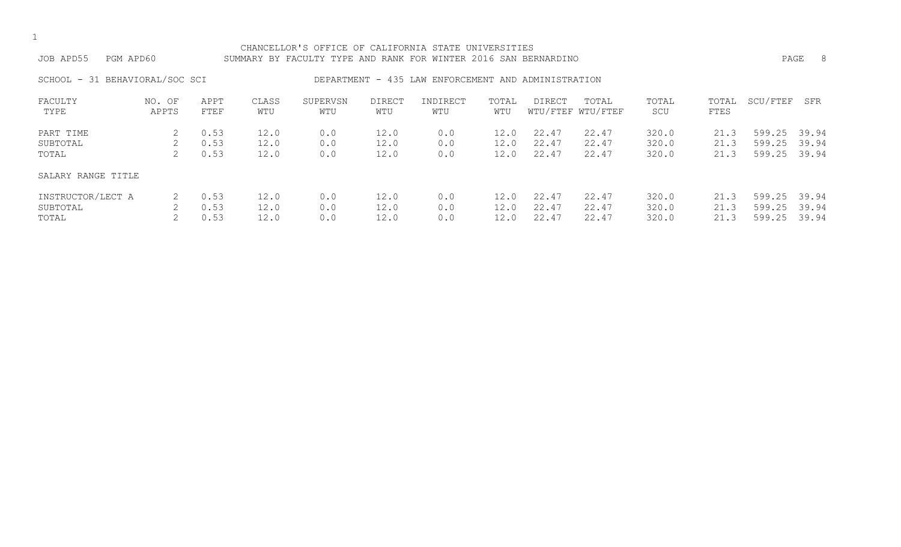CHANCELLOR'S OFFICE OF CALIFORNIA STATE UNIVERSITIES

JOB APD55 PGM APD60 SUMMARY BY FACULTY TYPE AND RANK FOR WINTER 2016 SAN BERNARDINO

SCHOOL - 31 BEHAVIORAL/SOC SCI DEPARTMENT - 435 LAW ENFORCEMENT AND ADMINISTRATION

| FACULTY TYPE | NO. OF APPTS | APPT FTEF | CLASS WTU | SUPERVSN WTU | DIRECT WTU | INDIRECT WTU | TOTAL WTU | DIRECT WTU/FTEF | TOTAL WTU/FTEF | TOTAL SCU | TOTAL FTES | SCU/FTEF | SFR |
|---|---|---|---|---|---|---|---|---|---|---|---|---|---|
| PART TIME | 2 | 0.53 | 12.0 | 0.0 | 12.0 | 0.0 | 12.0 | 22.47 | 22.47 | 320.0 | 21.3 | 599.25 | 39.94 |
| SUBTOTAL | 2 | 0.53 | 12.0 | 0.0 | 12.0 | 0.0 | 12.0 | 22.47 | 22.47 | 320.0 | 21.3 | 599.25 | 39.94 |
| TOTAL | 2 | 0.53 | 12.0 | 0.0 | 12.0 | 0.0 | 12.0 | 22.47 | 22.47 | 320.0 | 21.3 | 599.25 | 39.94 |
| SALARY RANGE TITLE | | | | | | | | | | | | | |
| INSTRUCTOR/LECT A | 2 | 0.53 | 12.0 | 0.0 | 12.0 | 0.0 | 12.0 | 22.47 | 22.47 | 320.0 | 21.3 | 599.25 | 39.94 |
| SUBTOTAL | 2 | 0.53 | 12.0 | 0.0 | 12.0 | 0.0 | 12.0 | 22.47 | 22.47 | 320.0 | 21.3 | 599.25 | 39.94 |
| TOTAL | 2 | 0.53 | 12.0 | 0.0 | 12.0 | 0.0 | 12.0 | 22.47 | 22.47 | 320.0 | 21.3 | 599.25 | 39.94 |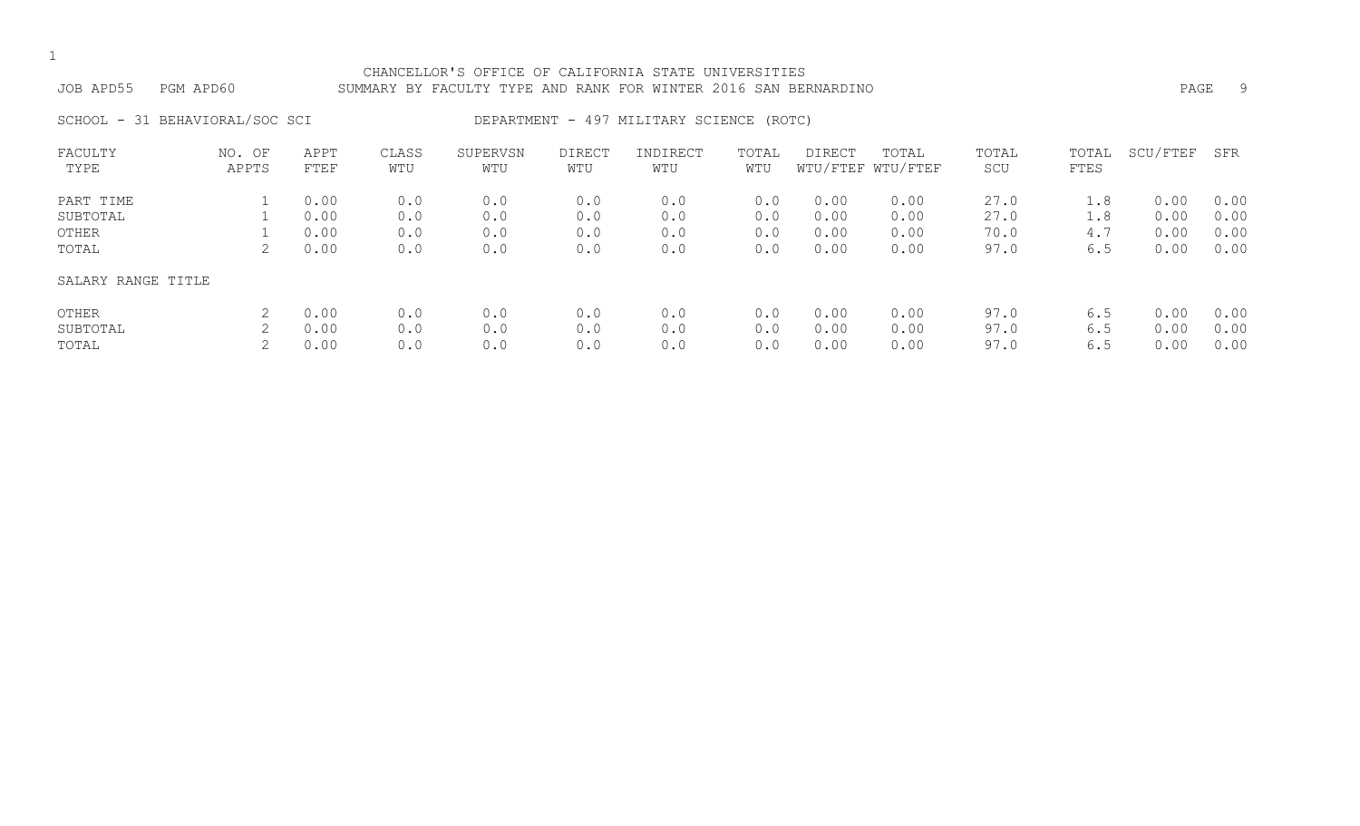CHANCELLOR'S OFFICE OF CALIFORNIA STATE UNIVERSITIES

JOB APD55 PGM APD60 SUMMARY BY FACULTY TYPE AND RANK FOR WINTER 2016 SAN BERNARDINO

SCHOOL - 31 BEHAVIORAL/SOC SCI DEPARTMENT - 497 MILITARY SCIENCE (ROTC)

| FACULTY TYPE | NO. OF APPTS | APPT FTEF | CLASS WTU | SUPERVSN WTU | DIRECT WTU | INDIRECT WTU | TOTAL WTU | DIRECT WTU/FTEF | TOTAL WTU/FTEF | TOTAL SCU | TOTAL FTES | SCU/FTEF | SFR |
|---|---|---|---|---|---|---|---|---|---|---|---|---|---|
| PART TIME | 1 | 0.00 | 0.0 | 0.0 | 0.0 | 0.0 | 0.0 | 0.00 | 0.00 | 27.0 | 1.8 | 0.00 | 0.00 |
| SUBTOTAL | 1 | 0.00 | 0.0 | 0.0 | 0.0 | 0.0 | 0.0 | 0.00 | 0.00 | 27.0 | 1.8 | 0.00 | 0.00 |
| OTHER | 1 | 0.00 | 0.0 | 0.0 | 0.0 | 0.0 | 0.0 | 0.00 | 0.00 | 70.0 | 4.7 | 0.00 | 0.00 |
| TOTAL | 2 | 0.00 | 0.0 | 0.0 | 0.0 | 0.0 | 0.0 | 0.00 | 0.00 | 97.0 | 6.5 | 0.00 | 0.00 |
| SALARY RANGE TITLE | | | | | | | | | | | | | |
| OTHER | 2 | 0.00 | 0.0 | 0.0 | 0.0 | 0.0 | 0.0 | 0.00 | 0.00 | 97.0 | 6.5 | 0.00 | 0.00 |
| SUBTOTAL | 2 | 0.00 | 0.0 | 0.0 | 0.0 | 0.0 | 0.0 | 0.00 | 0.00 | 97.0 | 6.5 | 0.00 | 0.00 |
| TOTAL | 2 | 0.00 | 0.0 | 0.0 | 0.0 | 0.0 | 0.0 | 0.00 | 0.00 | 97.0 | 6.5 | 0.00 | 0.00 |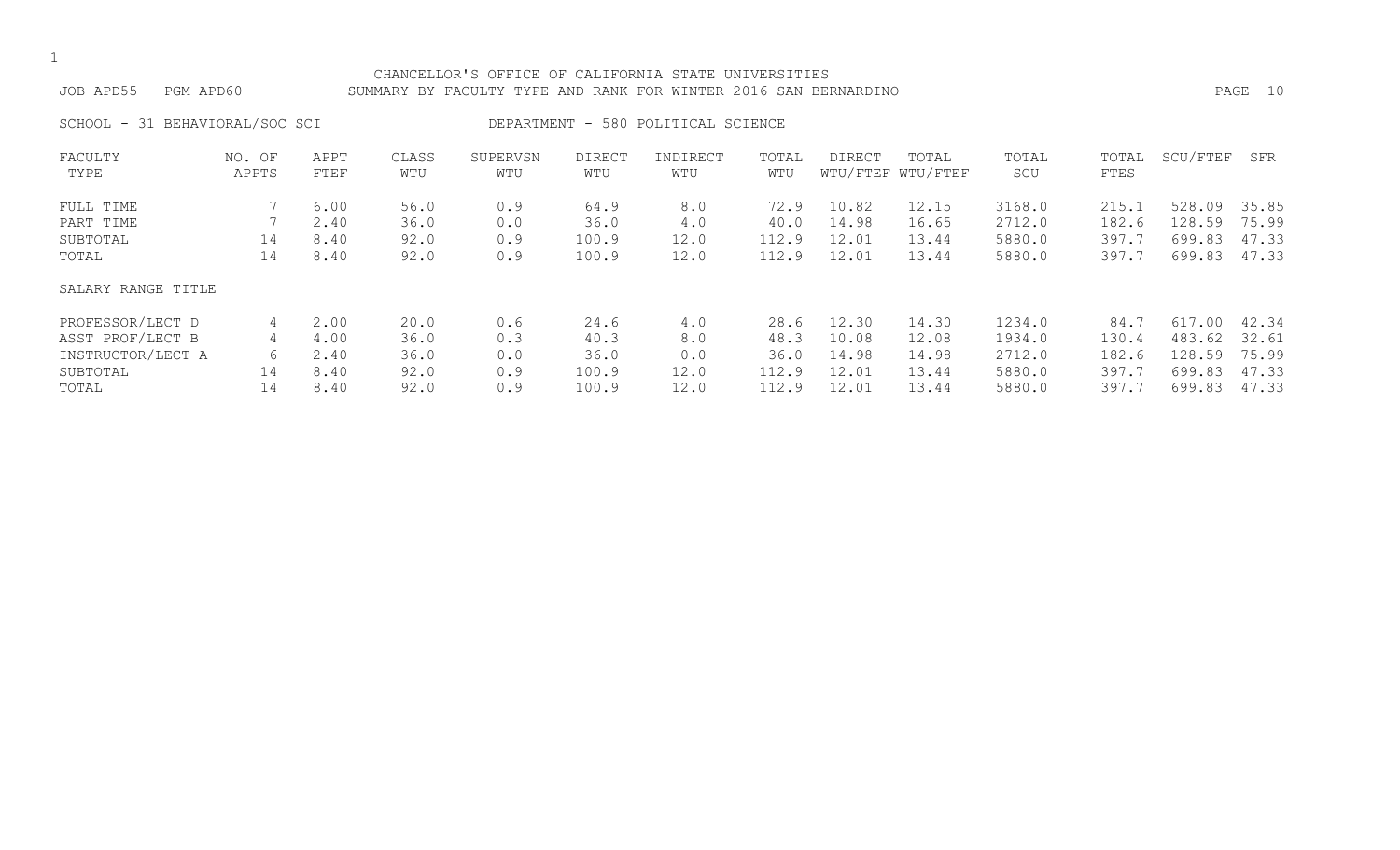CHANCELLOR'S OFFICE OF CALIFORNIA STATE UNIVERSITIES

JOB APD55 PGM APD60 SUMMARY BY FACULTY TYPE AND RANK FOR WINTER 2016 SAN BERNARDINO

SCHOOL - 31 BEHAVIORAL/SOC SCI DEPARTMENT - 580 POLITICAL SCIENCE

| FACULTY TYPE | NO. OF APPTS | APPT FTEF | CLASS WTU | SUPERVSN WTU | DIRECT WTU | INDIRECT WTU | TOTAL WTU | DIRECT WTU/FTEF | TOTAL WTU/FTEF | TOTAL SCU | TOTAL FTES | SCU/FTEF | SFR |
|---|---|---|---|---|---|---|---|---|---|---|---|---|---|
| FULL TIME | 7 | 6.00 | 56.0 | 0.9 | 64.9 | 8.0 | 72.9 | 10.82 | 12.15 | 3168.0 | 215.1 | 528.09 | 35.85 |
| PART TIME | 7 | 2.40 | 36.0 | 0.0 | 36.0 | 4.0 | 40.0 | 14.98 | 16.65 | 2712.0 | 182.6 | 128.59 | 75.99 |
| SUBTOTAL | 14 | 8.40 | 92.0 | 0.9 | 100.9 | 12.0 | 112.9 | 12.01 | 13.44 | 5880.0 | 397.7 | 699.83 | 47.33 |
| TOTAL | 14 | 8.40 | 92.0 | 0.9 | 100.9 | 12.0 | 112.9 | 12.01 | 13.44 | 5880.0 | 397.7 | 699.83 | 47.33 |
| SALARY RANGE TITLE | | | | | | | | | | | | | |
| PROFESSOR/LECT D | 4 | 2.00 | 20.0 | 0.6 | 24.6 | 4.0 | 28.6 | 12.30 | 14.30 | 1234.0 | 84.7 | 617.00 | 42.34 |
| ASST PROF/LECT B | 4 | 4.00 | 36.0 | 0.3 | 40.3 | 8.0 | 48.3 | 10.08 | 12.08 | 1934.0 | 130.4 | 483.62 | 32.61 |
| INSTRUCTOR/LECT A | 6 | 2.40 | 36.0 | 0.0 | 36.0 | 0.0 | 36.0 | 14.98 | 14.98 | 2712.0 | 182.6 | 128.59 | 75.99 |
| SUBTOTAL | 14 | 8.40 | 92.0 | 0.9 | 100.9 | 12.0 | 112.9 | 12.01 | 13.44 | 5880.0 | 397.7 | 699.83 | 47.33 |
| TOTAL | 14 | 8.40 | 92.0 | 0.9 | 100.9 | 12.0 | 112.9 | 12.01 | 13.44 | 5880.0 | 397.7 | 699.83 | 47.33 |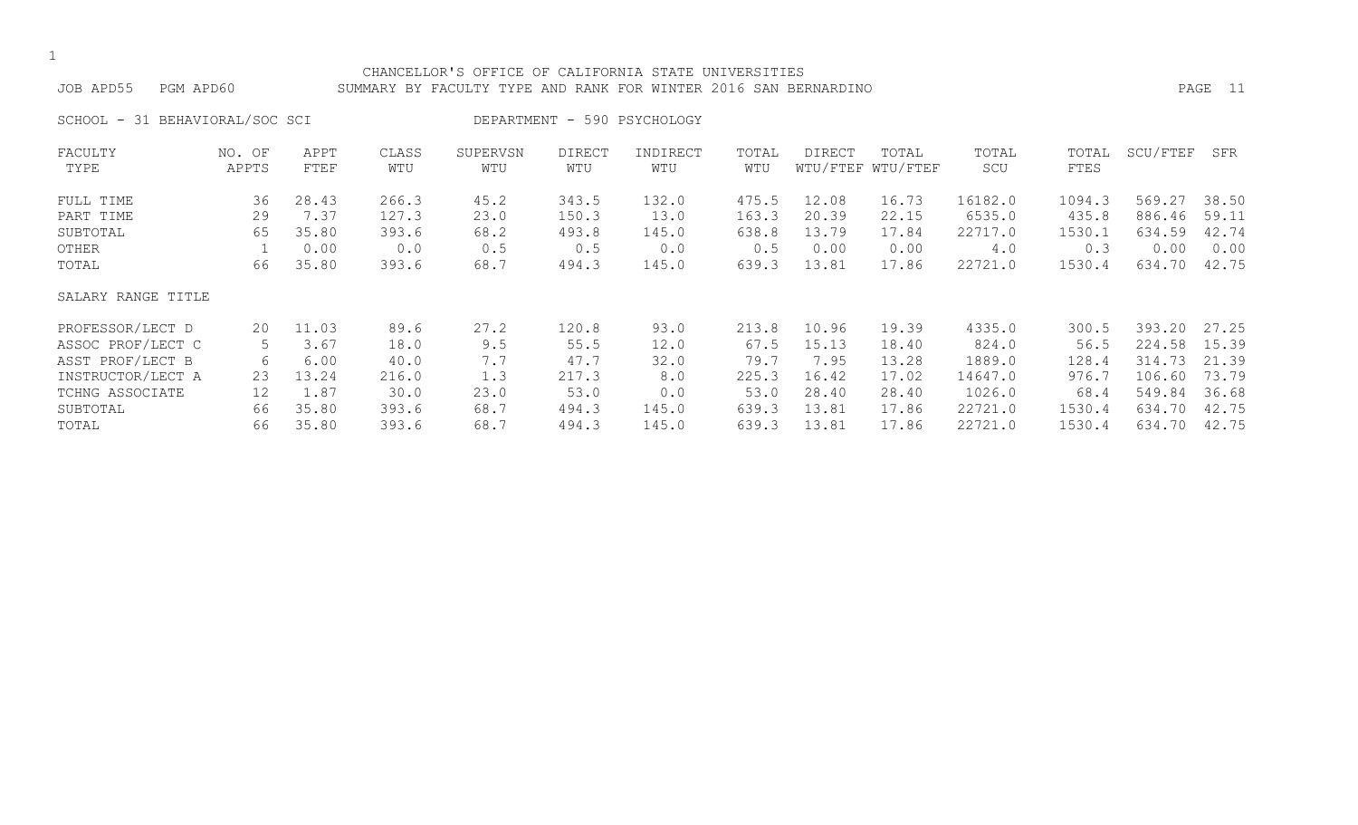CHANCELLOR'S OFFICE OF CALIFORNIA STATE UNIVERSITIES

JOB APD55 PGM APD60 SUMMARY BY FACULTY TYPE AND RANK FOR WINTER 2016 SAN BERNARDINO

SCHOOL - 31 BEHAVIORAL/SOC SCI DEPARTMENT - 590 PSYCHOLOGY

| FACULTY TYPE | NO. OF APPTS | APPT FTEF | CLASS WTU | SUPERVSN WTU | DIRECT WTU | INDIRECT WTU | TOTAL WTU | DIRECT WTU/FTEF | TOTAL WTU/FTEF | TOTAL SCU | TOTAL FTES | SCU/FTEF | SFR |
|---|---|---|---|---|---|---|---|---|---|---|---|---|---|
| FULL TIME | 36 | 28.43 | 266.3 | 45.2 | 343.5 | 132.0 | 475.5 | 12.08 | 16.73 | 16182.0 | 1094.3 | 569.27 | 38.50 |
| PART TIME | 29 | 7.37 | 127.3 | 23.0 | 150.3 | 13.0 | 163.3 | 20.39 | 22.15 | 6535.0 | 435.8 | 886.46 | 59.11 |
| SUBTOTAL | 65 | 35.80 | 393.6 | 68.2 | 493.8 | 145.0 | 638.8 | 13.79 | 17.84 | 22717.0 | 1530.1 | 634.59 | 42.74 |
| OTHER | 1 | 0.00 | 0.0 | 0.5 | 0.5 | 0.0 | 0.5 | 0.00 | 0.00 | 4.0 | 0.3 | 0.00 | 0.00 |
| TOTAL | 66 | 35.80 | 393.6 | 68.7 | 494.3 | 145.0 | 639.3 | 13.81 | 17.86 | 22721.0 | 1530.4 | 634.70 | 42.75 |
| SALARY RANGE TITLE | | | | | | | | | | | | | |
| PROFESSOR/LECT D | 20 | 11.03 | 89.6 | 27.2 | 120.8 | 93.0 | 213.8 | 10.96 | 19.39 | 4335.0 | 300.5 | 393.20 | 27.25 |
| ASSOC PROF/LECT C | 5 | 3.67 | 18.0 | 9.5 | 55.5 | 12.0 | 67.5 | 15.13 | 18.40 | 824.0 | 56.5 | 224.58 | 15.39 |
| ASST PROF/LECT B | 6 | 6.00 | 40.0 | 7.7 | 47.7 | 32.0 | 79.7 | 7.95 | 13.28 | 1889.0 | 128.4 | 314.73 | 21.39 |
| INSTRUCTOR/LECT A | 23 | 13.24 | 216.0 | 1.3 | 217.3 | 8.0 | 225.3 | 16.42 | 17.02 | 14647.0 | 976.7 | 106.60 | 73.79 |
| TCHNG ASSOCIATE | 12 | 1.87 | 30.0 | 23.0 | 53.0 | 0.0 | 53.0 | 28.40 | 28.40 | 1026.0 | 68.4 | 549.84 | 36.68 |
| SUBTOTAL | 66 | 35.80 | 393.6 | 68.7 | 494.3 | 145.0 | 639.3 | 13.81 | 17.86 | 22721.0 | 1530.4 | 634.70 | 42.75 |
| TOTAL | 66 | 35.80 | 393.6 | 68.7 | 494.3 | 145.0 | 639.3 | 13.81 | 17.86 | 22721.0 | 1530.4 | 634.70 | 42.75 |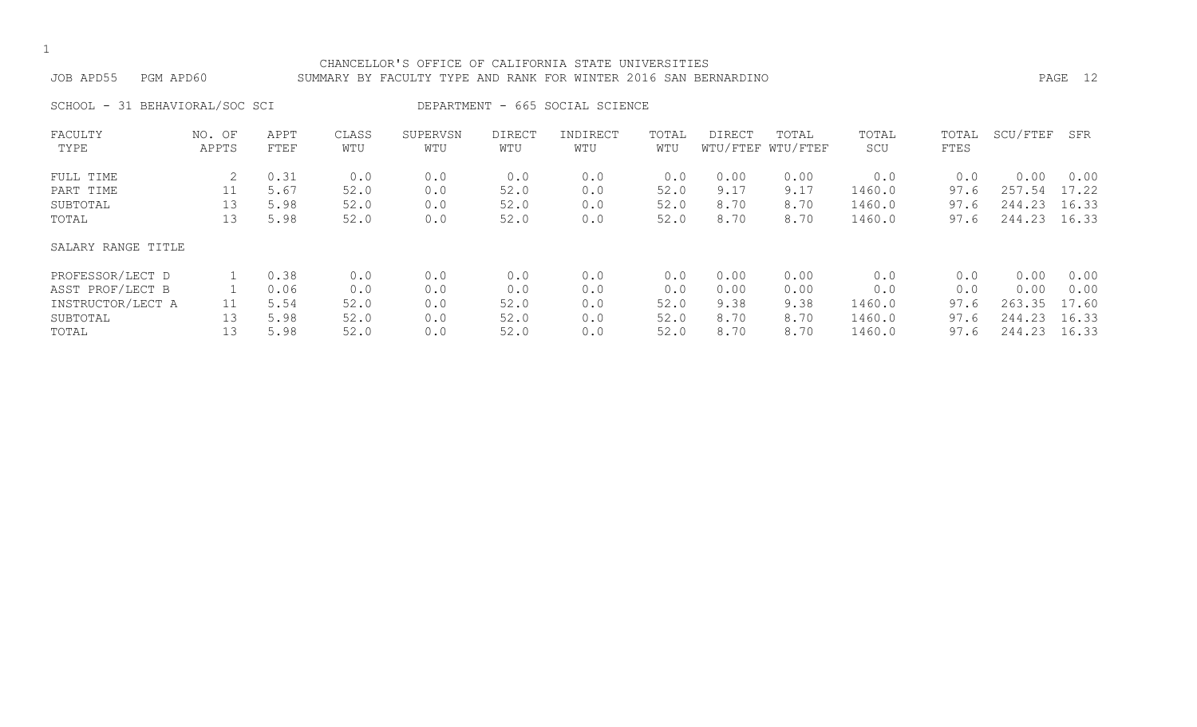CHANCELLOR'S OFFICE OF CALIFORNIA STATE UNIVERSITIES

JOB APD55 PGM APD60 SUMMARY BY FACULTY TYPE AND RANK FOR WINTER 2016 SAN BERNARDINO

SCHOOL - 31 BEHAVIORAL/SOC SCI DEPARTMENT - 665 SOCIAL SCIENCE

| FACULTY TYPE | NO. OF APPTS | APPT FTEF | CLASS WTU | SUPERVSN WTU | DIRECT WTU | INDIRECT WTU | TOTAL WTU | DIRECT WTU/FTEF | TOTAL WTU/FTEF | TOTAL SCU | TOTAL FTES | SCU/FTEF | SFR |
|---|---|---|---|---|---|---|---|---|---|---|---|---|---|
| FULL TIME | 2 | 0.31 | 0.0 | 0.0 | 0.0 | 0.0 | 0.0 | 0.00 | 0.00 | 0.0 | 0.0 | 0.00 | 0.00 |
| PART TIME | 11 | 5.67 | 52.0 | 0.0 | 52.0 | 0.0 | 52.0 | 9.17 | 9.17 | 1460.0 | 97.6 | 257.54 | 17.22 |
| SUBTOTAL | 13 | 5.98 | 52.0 | 0.0 | 52.0 | 0.0 | 52.0 | 8.70 | 8.70 | 1460.0 | 97.6 | 244.23 | 16.33 |
| TOTAL | 13 | 5.98 | 52.0 | 0.0 | 52.0 | 0.0 | 52.0 | 8.70 | 8.70 | 1460.0 | 97.6 | 244.23 | 16.33 |

| SALARY RANGE TITLE | NO. OF APPTS | APPT FTEF | CLASS WTU | SUPERVSN WTU | DIRECT WTU | INDIRECT WTU | TOTAL WTU | DIRECT WTU/FTEF | TOTAL WTU/FTEF | TOTAL SCU | TOTAL FTES | SCU/FTEF | SFR |
|---|---|---|---|---|---|---|---|---|---|---|---|---|---|
| PROFESSOR/LECT D | 1 | 0.38 | 0.0 | 0.0 | 0.0 | 0.0 | 0.0 | 0.00 | 0.00 | 0.0 | 0.0 | 0.00 | 0.00 |
| ASST PROF/LECT B | 1 | 0.06 | 0.0 | 0.0 | 0.0 | 0.0 | 0.0 | 0.00 | 0.00 | 0.0 | 0.0 | 0.00 | 0.00 |
| INSTRUCTOR/LECT A | 11 | 5.54 | 52.0 | 0.0 | 52.0 | 0.0 | 52.0 | 9.38 | 9.38 | 1460.0 | 97.6 | 263.35 | 17.60 |
| SUBTOTAL | 13 | 5.98 | 52.0 | 0.0 | 52.0 | 0.0 | 52.0 | 8.70 | 8.70 | 1460.0 | 97.6 | 244.23 | 16.33 |
| TOTAL | 13 | 5.98 | 52.0 | 0.0 | 52.0 | 0.0 | 52.0 | 8.70 | 8.70 | 1460.0 | 97.6 | 244.23 | 16.33 |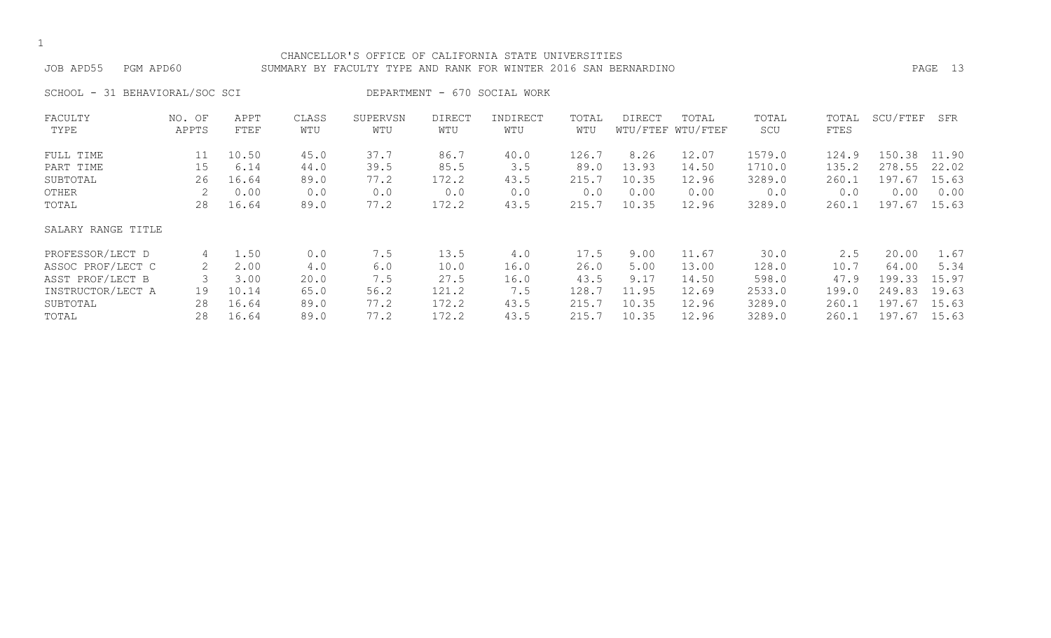CHANCELLOR'S OFFICE OF CALIFORNIA STATE UNIVERSITIES

JOB APD55 PGM APD60 SUMMARY BY FACULTY TYPE AND RANK FOR WINTER 2016 SAN BERNARDINO

SCHOOL - 31 BEHAVIORAL/SOC SCI DEPARTMENT - 670 SOCIAL WORK

| FACULTY TYPE | NO. OF APPTS | APPT FTEF | CLASS WTU | SUPERVSN WTU | DIRECT WTU | INDIRECT WTU | TOTAL WTU | DIRECT WTU/FTEF | TOTAL WTU/FTEF | TOTAL SCU | TOTAL FTES | SCU/FTEF | SFR |
|---|---|---|---|---|---|---|---|---|---|---|---|---|---|
| FULL TIME | 11 | 10.50 | 45.0 | 37.7 | 86.7 | 40.0 | 126.7 | 8.26 | 12.07 | 1579.0 | 124.9 | 150.38 | 11.90 |
| PART TIME | 15 | 6.14 | 44.0 | 39.5 | 85.5 | 3.5 | 89.0 | 13.93 | 14.50 | 1710.0 | 135.2 | 278.55 | 22.02 |
| SUBTOTAL | 26 | 16.64 | 89.0 | 77.2 | 172.2 | 43.5 | 215.7 | 10.35 | 12.96 | 3289.0 | 260.1 | 197.67 | 15.63 |
| OTHER | 2 | 0.00 | 0.0 | 0.0 | 0.0 | 0.0 | 0.0 | 0.00 | 0.00 | 0.0 | 0.0 | 0.00 | 0.00 |
| TOTAL | 28 | 16.64 | 89.0 | 77.2 | 172.2 | 43.5 | 215.7 | 10.35 | 12.96 | 3289.0 | 260.1 | 197.67 | 15.63 |
| SALARY RANGE TITLE | | | | | | | | | | | | | |
| PROFESSOR/LECT D | 4 | 1.50 | 0.0 | 7.5 | 13.5 | 4.0 | 17.5 | 9.00 | 11.67 | 30.0 | 2.5 | 20.00 | 1.67 |
| ASSOC PROF/LECT C | 2 | 2.00 | 4.0 | 6.0 | 10.0 | 16.0 | 26.0 | 5.00 | 13.00 | 128.0 | 10.7 | 64.00 | 5.34 |
| ASST PROF/LECT B | 3 | 3.00 | 20.0 | 7.5 | 27.5 | 16.0 | 43.5 | 9.17 | 14.50 | 598.0 | 47.9 | 199.33 | 15.97 |
| INSTRUCTOR/LECT A | 19 | 10.14 | 65.0 | 56.2 | 121.2 | 7.5 | 128.7 | 11.95 | 12.69 | 2533.0 | 199.0 | 249.83 | 19.63 |
| SUBTOTAL | 28 | 16.64 | 89.0 | 77.2 | 172.2 | 43.5 | 215.7 | 10.35 | 12.96 | 3289.0 | 260.1 | 197.67 | 15.63 |
| TOTAL | 28 | 16.64 | 89.0 | 77.2 | 172.2 | 43.5 | 215.7 | 10.35 | 12.96 | 3289.0 | 260.1 | 197.67 | 15.63 |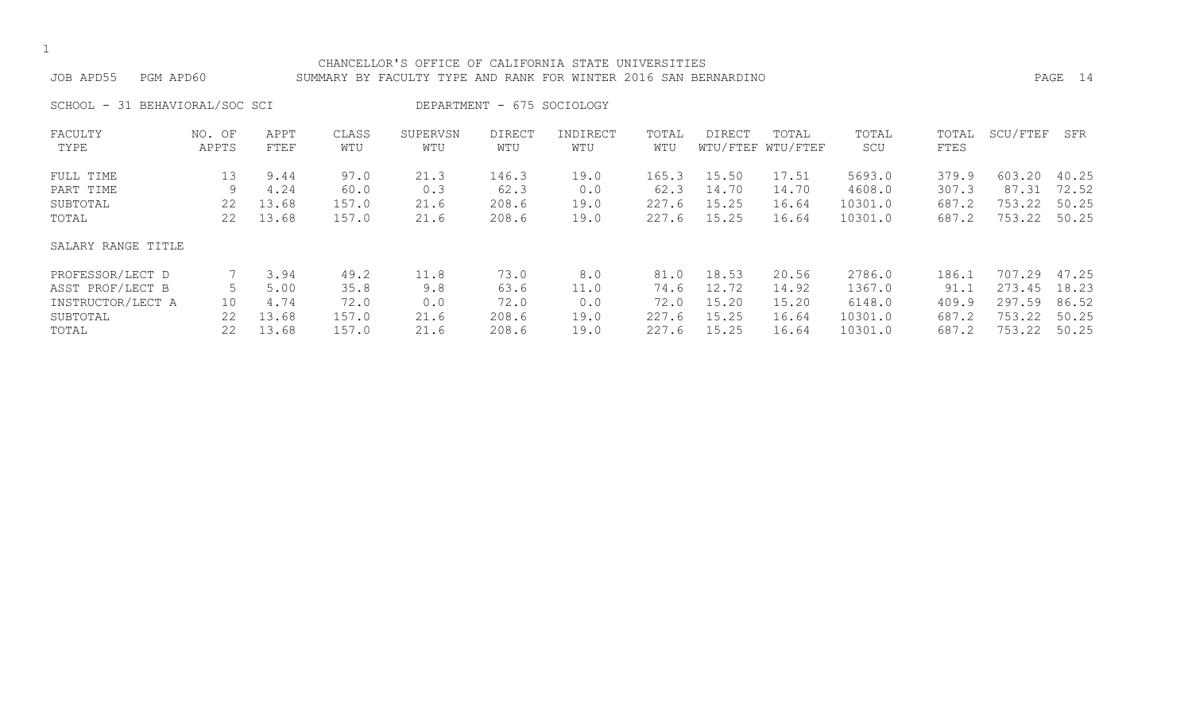CHANCELLOR'S OFFICE OF CALIFORNIA STATE UNIVERSITIES

JOB APD55 PGM APD60 SUMMARY BY FACULTY TYPE AND RANK FOR WINTER 2016 SAN BERNARDINO

SCHOOL - 31 BEHAVIORAL/SOC SCI DEPARTMENT - 675 SOCIOLOGY

| FACULTY TYPE | NO. OF APPTS | APPT FTEF | CLASS WTU | SUPERVSN WTU | DIRECT WTU | INDIRECT WTU | TOTAL WTU | DIRECT WTU/FTEF | TOTAL WTU/FTEF | TOTAL SCU | TOTAL FTES | SCU/FTEF | SFR |
|---|---|---|---|---|---|---|---|---|---|---|---|---|---|
| FULL TIME | 13 | 9.44 | 97.0 | 21.3 | 146.3 | 19.0 | 165.3 | 15.50 | 17.51 | 5693.0 | 379.9 | 603.20 | 40.25 |
| PART TIME | 9 | 4.24 | 60.0 | 0.3 | 62.3 | 0.0 | 62.3 | 14.70 | 14.70 | 4608.0 | 307.3 | 87.31 | 72.52 |
| SUBTOTAL | 22 | 13.68 | 157.0 | 21.6 | 208.6 | 19.0 | 227.6 | 15.25 | 16.64 | 10301.0 | 687.2 | 753.22 | 50.25 |
| TOTAL | 22 | 13.68 | 157.0 | 21.6 | 208.6 | 19.0 | 227.6 | 15.25 | 16.64 | 10301.0 | 687.2 | 753.22 | 50.25 |
| SALARY RANGE TITLE | | | | | | | | | | | | | |
| PROFESSOR/LECT D | 7 | 3.94 | 49.2 | 11.8 | 73.0 | 8.0 | 81.0 | 18.53 | 20.56 | 2786.0 | 186.1 | 707.29 | 47.25 |
| ASST PROF/LECT B | 5 | 5.00 | 35.8 | 9.8 | 63.6 | 11.0 | 74.6 | 12.72 | 14.92 | 1367.0 | 91.1 | 273.45 | 18.23 |
| INSTRUCTOR/LECT A | 10 | 4.74 | 72.0 | 0.0 | 72.0 | 0.0 | 72.0 | 15.20 | 15.20 | 6148.0 | 409.9 | 297.59 | 86.52 |
| SUBTOTAL | 22 | 13.68 | 157.0 | 21.6 | 208.6 | 19.0 | 227.6 | 15.25 | 16.64 | 10301.0 | 687.2 | 753.22 | 50.25 |
| TOTAL | 22 | 13.68 | 157.0 | 21.6 | 208.6 | 19.0 | 227.6 | 15.25 | 16.64 | 10301.0 | 687.2 | 753.22 | 50.25 |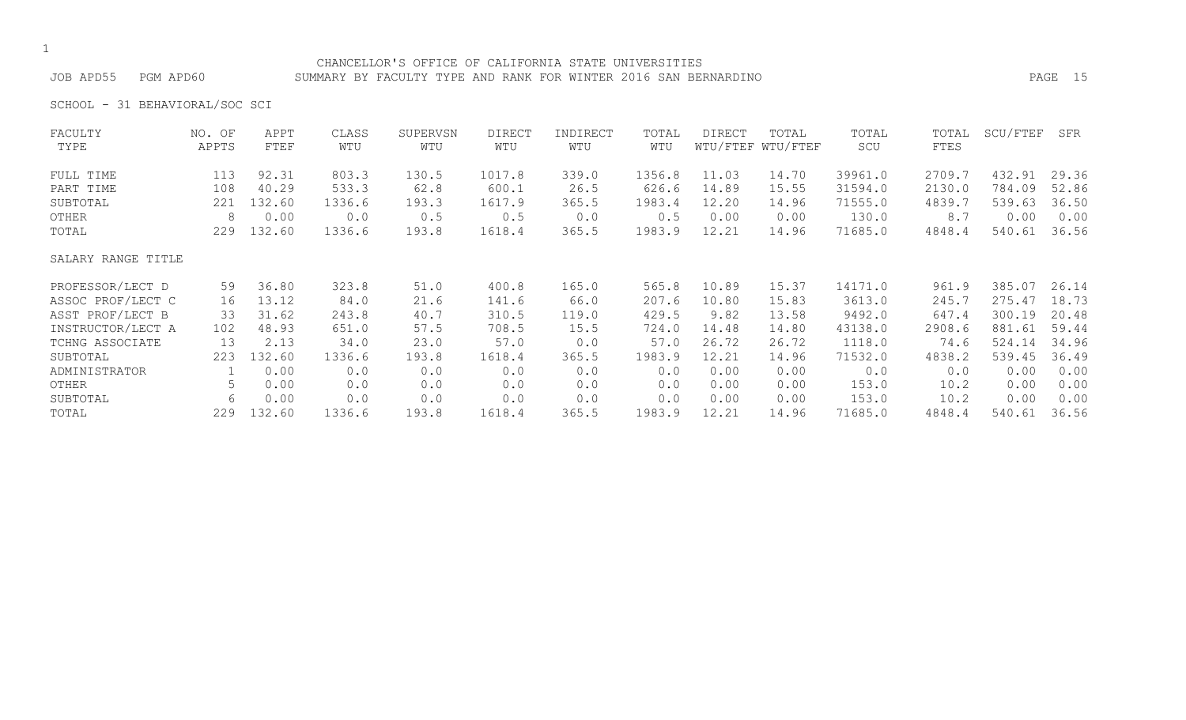CHANCELLOR'S OFFICE OF CALIFORNIA STATE UNIVERSITIES

JOB APD55 PGM APD60 SUMMARY BY FACULTY TYPE AND RANK FOR WINTER 2016 SAN BERNARDINO

SCHOOL - 31 BEHAVIORAL/SOC SCI

| FACULTY TYPE | NO. OF APPTS | APPT FTEF | CLASS WTU | SUPERVSN WTU | DIRECT WTU | INDIRECT WTU | TOTAL WTU | DIRECT WTU/FTEF | TOTAL WTU/FTEF | TOTAL SCU | TOTAL FTES | SCU/FTEF | SFR |
|---|---|---|---|---|---|---|---|---|---|---|---|---|---|
| FULL TIME | 113 | 92.31 | 803.3 | 130.5 | 1017.8 | 339.0 | 1356.8 | 11.03 | 14.70 | 39961.0 | 2709.7 | 432.91 | 29.36 |
| PART TIME | 108 | 40.29 | 533.3 | 62.8 | 600.1 | 26.5 | 626.6 | 14.89 | 15.55 | 31594.0 | 2130.0 | 784.09 | 52.86 |
| SUBTOTAL | 221 | 132.60 | 1336.6 | 193.3 | 1617.9 | 365.5 | 1983.4 | 12.20 | 14.96 | 71555.0 | 4839.7 | 539.63 | 36.50 |
| OTHER | 8 | 0.00 | 0.0 | 0.5 | 0.5 | 0.0 | 0.5 | 0.00 | 0.00 | 130.0 | 8.7 | 0.00 | 0.00 |
| TOTAL | 229 | 132.60 | 1336.6 | 193.8 | 1618.4 | 365.5 | 1983.9 | 12.21 | 14.96 | 71685.0 | 4848.4 | 540.61 | 36.56 |
| SALARY RANGE TITLE | | | | | | | | | | | | | |
| PROFESSOR/LECT D | 59 | 36.80 | 323.8 | 51.0 | 400.8 | 165.0 | 565.8 | 10.89 | 15.37 | 14171.0 | 961.9 | 385.07 | 26.14 |
| ASSOC PROF/LECT C | 16 | 13.12 | 84.0 | 21.6 | 141.6 | 66.0 | 207.6 | 10.80 | 15.83 | 3613.0 | 245.7 | 275.47 | 18.73 |
| ASST PROF/LECT B | 33 | 31.62 | 243.8 | 40.7 | 310.5 | 119.0 | 429.5 | 9.82 | 13.58 | 9492.0 | 647.4 | 300.19 | 20.48 |
| INSTRUCTOR/LECT A | 102 | 48.93 | 651.0 | 57.5 | 708.5 | 15.5 | 724.0 | 14.48 | 14.80 | 43138.0 | 2908.6 | 881.61 | 59.44 |
| TCHNG ASSOCIATE | 13 | 2.13 | 34.0 | 23.0 | 57.0 | 0.0 | 57.0 | 26.72 | 26.72 | 1118.0 | 74.6 | 524.14 | 34.96 |
| SUBTOTAL | 223 | 132.60 | 1336.6 | 193.8 | 1618.4 | 365.5 | 1983.9 | 12.21 | 14.96 | 71532.0 | 4838.2 | 539.45 | 36.49 |
| ADMINISTRATOR | 1 | 0.00 | 0.0 | 0.0 | 0.0 | 0.0 | 0.0 | 0.00 | 0.00 | 0.0 | 0.0 | 0.00 | 0.00 |
| OTHER | 5 | 0.00 | 0.0 | 0.0 | 0.0 | 0.0 | 0.0 | 0.00 | 0.00 | 153.0 | 10.2 | 0.00 | 0.00 |
| SUBTOTAL | 6 | 0.00 | 0.0 | 0.0 | 0.0 | 0.0 | 0.0 | 0.00 | 0.00 | 153.0 | 10.2 | 0.00 | 0.00 |
| TOTAL | 229 | 132.60 | 1336.6 | 193.8 | 1618.4 | 365.5 | 1983.9 | 12.21 | 14.96 | 71685.0 | 4848.4 | 540.61 | 36.56 |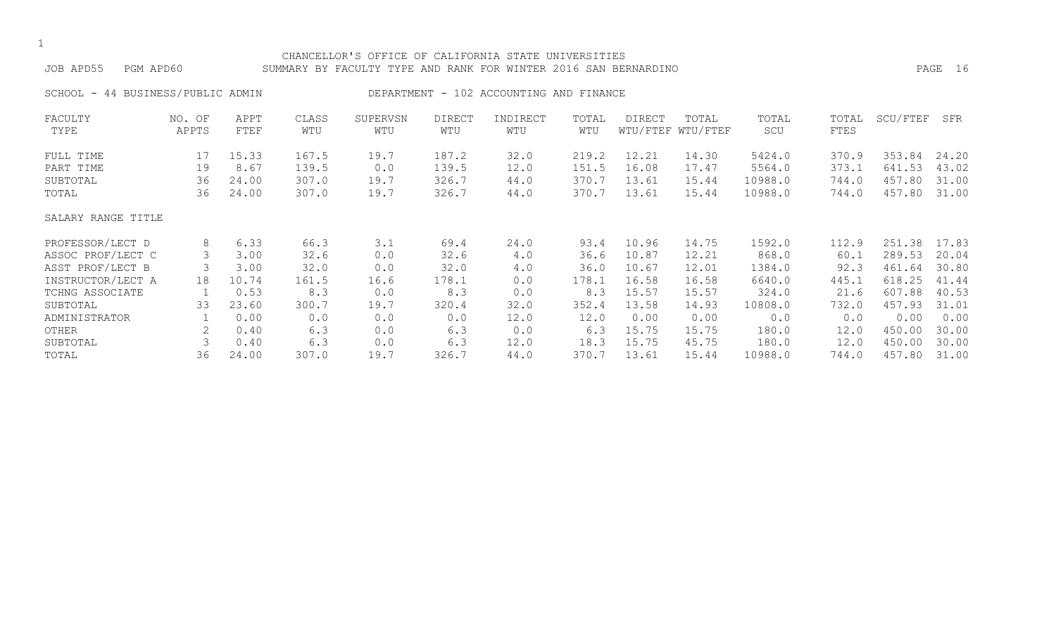CHANCELLOR'S OFFICE OF CALIFORNIA STATE UNIVERSITIES

JOB APD55 PGM APD60 SUMMARY BY FACULTY TYPE AND RANK FOR WINTER 2016 SAN BERNARDINO

SCHOOL - 44 BUSINESS/PUBLIC ADMIN DEPARTMENT - 102 ACCOUNTING AND FINANCE

| FACULTY TYPE | NO. OF APPTS | APPT FTEF | CLASS WTU | SUPERVSN WTU | DIRECT WTU | INDIRECT WTU | TOTAL WTU | DIRECT WTU/FTEF | TOTAL WTU/FTEF | TOTAL SCU | TOTAL FTES | SCU/FTEF | SFR |
|---|---|---|---|---|---|---|---|---|---|---|---|---|---|
| FULL TIME | 17 | 15.33 | 167.5 | 19.7 | 187.2 | 32.0 | 219.2 | 12.21 | 14.30 | 5424.0 | 370.9 | 353.84 | 24.20 |
| PART TIME | 19 | 8.67 | 139.5 | 0.0 | 139.5 | 12.0 | 151.5 | 16.08 | 17.47 | 5564.0 | 373.1 | 641.53 | 43.02 |
| SUBTOTAL | 36 | 24.00 | 307.0 | 19.7 | 326.7 | 44.0 | 370.7 | 13.61 | 15.44 | 10988.0 | 744.0 | 457.80 | 31.00 |
| TOTAL | 36 | 24.00 | 307.0 | 19.7 | 326.7 | 44.0 | 370.7 | 13.61 | 15.44 | 10988.0 | 744.0 | 457.80 | 31.00 |
| SALARY RANGE TITLE | | | | | | | | | | | | | |
| PROFESSOR/LECT D | 8 | 6.33 | 66.3 | 3.1 | 69.4 | 24.0 | 93.4 | 10.96 | 14.75 | 1592.0 | 112.9 | 251.38 | 17.83 |
| ASSOC PROF/LECT C | 3 | 3.00 | 32.6 | 0.0 | 32.6 | 4.0 | 36.6 | 10.87 | 12.21 | 868.0 | 60.1 | 289.53 | 20.04 |
| ASST PROF/LECT B | 3 | 3.00 | 32.0 | 0.0 | 32.0 | 4.0 | 36.0 | 10.67 | 12.01 | 1384.0 | 92.3 | 461.64 | 30.80 |
| INSTRUCTOR/LECT A | 18 | 10.74 | 161.5 | 16.6 | 178.1 | 0.0 | 178.1 | 16.58 | 16.58 | 6640.0 | 445.1 | 618.25 | 41.44 |
| TCHNG ASSOCIATE | 1 | 0.53 | 8.3 | 0.0 | 8.3 | 0.0 | 8.3 | 15.57 | 15.57 | 324.0 | 21.6 | 607.88 | 40.53 |
| SUBTOTAL | 33 | 23.60 | 300.7 | 19.7 | 320.4 | 32.0 | 352.4 | 13.58 | 14.93 | 10808.0 | 732.0 | 457.93 | 31.01 |
| ADMINISTRATOR | 1 | 0.00 | 0.0 | 0.0 | 0.0 | 12.0 | 12.0 | 0.00 | 0.00 | 0.0 | 0.0 | 0.00 | 0.00 |
| OTHER | 2 | 0.40 | 6.3 | 0.0 | 6.3 | 0.0 | 6.3 | 15.75 | 15.75 | 180.0 | 12.0 | 450.00 | 30.00 |
| SUBTOTAL | 3 | 0.40 | 6.3 | 0.0 | 6.3 | 12.0 | 18.3 | 15.75 | 45.75 | 180.0 | 12.0 | 450.00 | 30.00 |
| TOTAL | 36 | 24.00 | 307.0 | 19.7 | 326.7 | 44.0 | 370.7 | 13.61 | 15.44 | 10988.0 | 744.0 | 457.80 | 31.00 |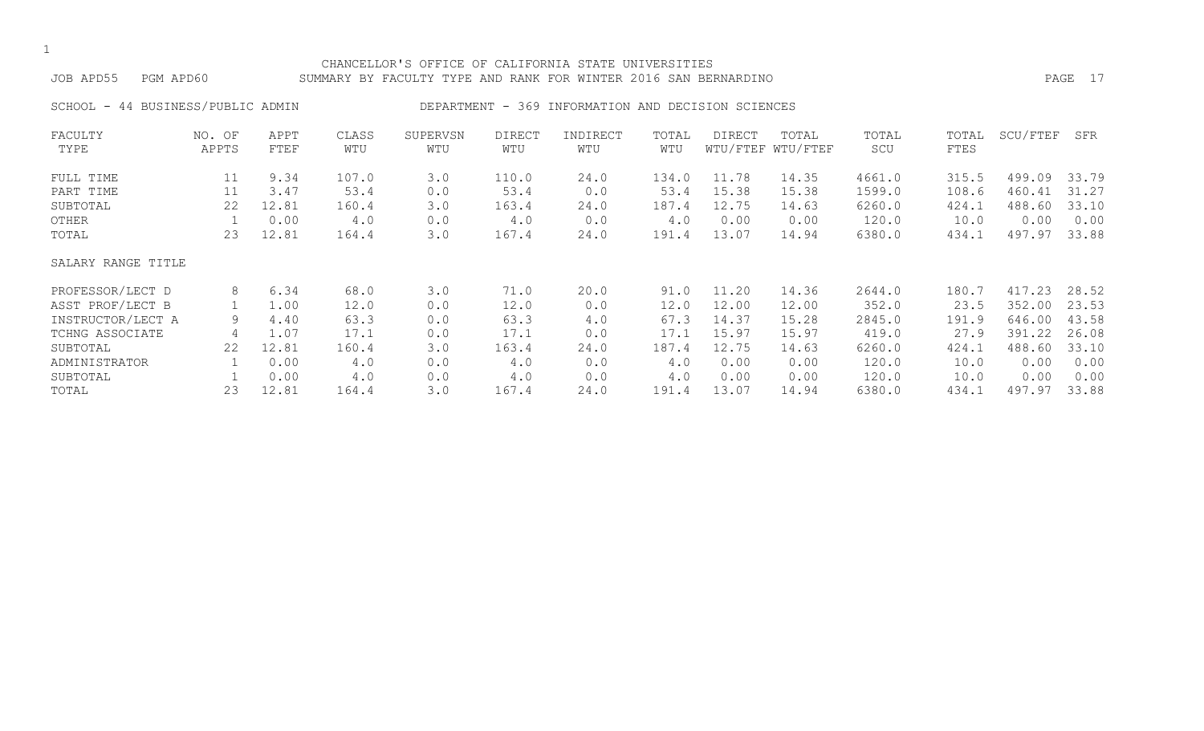CHANCELLOR'S OFFICE OF CALIFORNIA STATE UNIVERSITIES

JOB APD55 PGM APD60 SUMMARY BY FACULTY TYPE AND RANK FOR WINTER 2016 SAN BERNARDINO

SCHOOL - 44 BUSINESS/PUBLIC ADMIN DEPARTMENT - 369 INFORMATION AND DECISION SCIENCES

| FACULTY TYPE | NO. OF APPTS | APPT FTEF | CLASS WTU | SUPERVSN WTU | DIRECT WTU | INDIRECT WTU | TOTAL WTU | DIRECT WTU/FTEF | TOTAL WTU/FTEF | TOTAL SCU | TOTAL FTES | SCU/FTEF | SFR |
|---|---|---|---|---|---|---|---|---|---|---|---|---|---|
| FULL TIME | 11 | 9.34 | 107.0 | 3.0 | 110.0 | 24.0 | 134.0 | 11.78 | 14.35 | 4661.0 | 315.5 | 499.09 | 33.79 |
| PART TIME | 11 | 3.47 | 53.4 | 0.0 | 53.4 | 0.0 | 53.4 | 15.38 | 15.38 | 1599.0 | 108.6 | 460.41 | 31.27 |
| SUBTOTAL | 22 | 12.81 | 160.4 | 3.0 | 163.4 | 24.0 | 187.4 | 12.75 | 14.63 | 6260.0 | 424.1 | 488.60 | 33.10 |
| OTHER | 1 | 0.00 | 4.0 | 0.0 | 4.0 | 0.0 | 4.0 | 0.00 | 0.00 | 120.0 | 10.0 | 0.00 | 0.00 |
| TOTAL | 23 | 12.81 | 164.4 | 3.0 | 167.4 | 24.0 | 191.4 | 13.07 | 14.94 | 6380.0 | 434.1 | 497.97 | 33.88 |
| SALARY RANGE TITLE | | | | | | | | | | | | | |
| PROFESSOR/LECT D | 8 | 6.34 | 68.0 | 3.0 | 71.0 | 20.0 | 91.0 | 11.20 | 14.36 | 2644.0 | 180.7 | 417.23 | 28.52 |
| ASST PROF/LECT B | 1 | 1.00 | 12.0 | 0.0 | 12.0 | 0.0 | 12.0 | 12.00 | 12.00 | 352.0 | 23.5 | 352.00 | 23.53 |
| INSTRUCTOR/LECT A | 9 | 4.40 | 63.3 | 0.0 | 63.3 | 4.0 | 67.3 | 14.37 | 15.28 | 2845.0 | 191.9 | 646.00 | 43.58 |
| TCHNG ASSOCIATE | 4 | 1.07 | 17.1 | 0.0 | 17.1 | 0.0 | 17.1 | 15.97 | 15.97 | 419.0 | 27.9 | 391.22 | 26.08 |
| SUBTOTAL | 22 | 12.81 | 160.4 | 3.0 | 163.4 | 24.0 | 187.4 | 12.75 | 14.63 | 6260.0 | 424.1 | 488.60 | 33.10 |
| ADMINISTRATOR | 1 | 0.00 | 4.0 | 0.0 | 4.0 | 0.0 | 4.0 | 0.00 | 0.00 | 120.0 | 10.0 | 0.00 | 0.00 |
| SUBTOTAL | 1 | 0.00 | 4.0 | 0.0 | 4.0 | 0.0 | 4.0 | 0.00 | 0.00 | 120.0 | 10.0 | 0.00 | 0.00 |
| TOTAL | 23 | 12.81 | 164.4 | 3.0 | 167.4 | 24.0 | 191.4 | 13.07 | 14.94 | 6380.0 | 434.1 | 497.97 | 33.88 |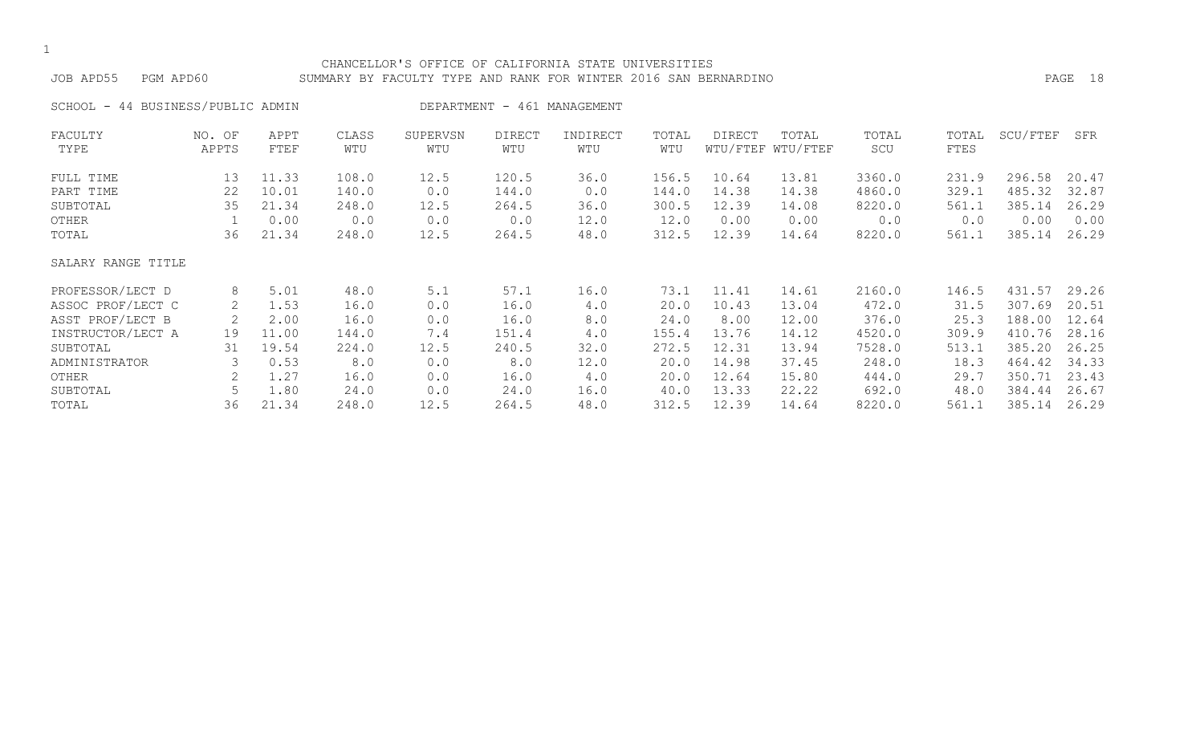CHANCELLOR'S OFFICE OF CALIFORNIA STATE UNIVERSITIES

JOB APD55 PGM APD60 SUMMARY BY FACULTY TYPE AND RANK FOR WINTER 2016 SAN BERNARDINO

SCHOOL - 44 BUSINESS/PUBLIC ADMIN DEPARTMENT - 461 MANAGEMENT

| FACULTY TYPE | NO. OF APPTS | APPT FTEF | CLASS WTU | SUPERVSN WTU | DIRECT WTU | INDIRECT WTU | TOTAL WTU | DIRECT WTU/FTEF | TOTAL WTU/FTEF | TOTAL SCU | TOTAL FTES | SCU/FTEF | SFR |
|---|---|---|---|---|---|---|---|---|---|---|---|---|---|
| FULL TIME | 13 | 11.33 | 108.0 | 12.5 | 120.5 | 36.0 | 156.5 | 10.64 | 13.81 | 3360.0 | 231.9 | 296.58 | 20.47 |
| PART TIME | 22 | 10.01 | 140.0 | 0.0 | 144.0 | 0.0 | 144.0 | 14.38 | 14.38 | 4860.0 | 329.1 | 485.32 | 32.87 |
| SUBTOTAL | 35 | 21.34 | 248.0 | 12.5 | 264.5 | 36.0 | 300.5 | 12.39 | 14.08 | 8220.0 | 561.1 | 385.14 | 26.29 |
| OTHER | 1 | 0.00 | 0.0 | 0.0 | 0.0 | 12.0 | 12.0 | 0.00 | 0.00 | 0.0 | 0.0 | 0.00 | 0.00 |
| TOTAL | 36 | 21.34 | 248.0 | 12.5 | 264.5 | 48.0 | 312.5 | 12.39 | 14.64 | 8220.0 | 561.1 | 385.14 | 26.29 |
| SALARY RANGE TITLE | | | | | | | | | | | | | |
| PROFESSOR/LECT D | 8 | 5.01 | 48.0 | 5.1 | 57.1 | 16.0 | 73.1 | 11.41 | 14.61 | 2160.0 | 146.5 | 431.57 | 29.26 |
| ASSOC PROF/LECT C | 2 | 1.53 | 16.0 | 0.0 | 16.0 | 4.0 | 20.0 | 10.43 | 13.04 | 472.0 | 31.5 | 307.69 | 20.51 |
| ASST PROF/LECT B | 2 | 2.00 | 16.0 | 0.0 | 16.0 | 8.0 | 24.0 | 8.00 | 12.00 | 376.0 | 25.3 | 188.00 | 12.64 |
| INSTRUCTOR/LECT A | 19 | 11.00 | 144.0 | 7.4 | 151.4 | 4.0 | 155.4 | 13.76 | 14.12 | 4520.0 | 309.9 | 410.76 | 28.16 |
| SUBTOTAL | 31 | 19.54 | 224.0 | 12.5 | 240.5 | 32.0 | 272.5 | 12.31 | 13.94 | 7528.0 | 513.1 | 385.20 | 26.25 |
| ADMINISTRATOR | 3 | 0.53 | 8.0 | 0.0 | 8.0 | 12.0 | 20.0 | 14.98 | 37.45 | 248.0 | 18.3 | 464.42 | 34.33 |
| OTHER | 2 | 1.27 | 16.0 | 0.0 | 16.0 | 4.0 | 20.0 | 12.64 | 15.80 | 444.0 | 29.7 | 350.71 | 23.43 |
| SUBTOTAL | 5 | 1.80 | 24.0 | 0.0 | 24.0 | 16.0 | 40.0 | 13.33 | 22.22 | 692.0 | 48.0 | 384.44 | 26.67 |
| TOTAL | 36 | 21.34 | 248.0 | 12.5 | 264.5 | 48.0 | 312.5 | 12.39 | 14.64 | 8220.0 | 561.1 | 385.14 | 26.29 |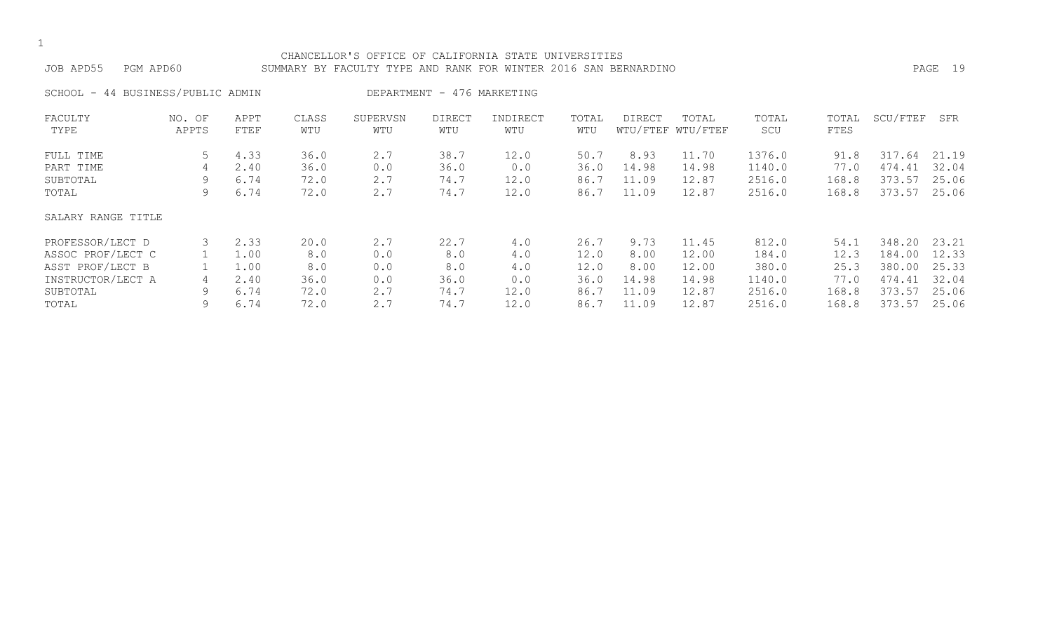CHANCELLOR'S OFFICE OF CALIFORNIA STATE UNIVERSITIES

JOB APD55 PGM APD60 SUMMARY BY FACULTY TYPE AND RANK FOR WINTER 2016 SAN BERNARDINO

SCHOOL - 44 BUSINESS/PUBLIC ADMIN DEPARTMENT - 476 MARKETING

| FACULTY TYPE | NO. OF APPTS | APPT FTEF | CLASS WTU | SUPERVSN WTU | DIRECT WTU | INDIRECT WTU | TOTAL WTU | DIRECT WTU/FTEF | TOTAL WTU/FTEF | TOTAL SCU | TOTAL FTES | SCU/FTEF | SFR |
|---|---|---|---|---|---|---|---|---|---|---|---|---|---|
| FULL TIME | 5 | 4.33 | 36.0 | 2.7 | 38.7 | 12.0 | 50.7 | 8.93 | 11.70 | 1376.0 | 91.8 | 317.64 | 21.19 |
| PART TIME | 4 | 2.40 | 36.0 | 0.0 | 36.0 | 0.0 | 36.0 | 14.98 | 14.98 | 1140.0 | 77.0 | 474.41 | 32.04 |
| SUBTOTAL | 9 | 6.74 | 72.0 | 2.7 | 74.7 | 12.0 | 86.7 | 11.09 | 12.87 | 2516.0 | 168.8 | 373.57 | 25.06 |
| TOTAL | 9 | 6.74 | 72.0 | 2.7 | 74.7 | 12.0 | 86.7 | 11.09 | 12.87 | 2516.0 | 168.8 | 373.57 | 25.06 |
| SALARY RANGE TITLE | | | | | | | | | | | | | |
| PROFESSOR/LECT D | 3 | 2.33 | 20.0 | 2.7 | 22.7 | 4.0 | 26.7 | 9.73 | 11.45 | 812.0 | 54.1 | 348.20 | 23.21 |
| ASSOC PROF/LECT C | 1 | 1.00 | 8.0 | 0.0 | 8.0 | 4.0 | 12.0 | 8.00 | 12.00 | 184.0 | 12.3 | 184.00 | 12.33 |
| ASST PROF/LECT B | 1 | 1.00 | 8.0 | 0.0 | 8.0 | 4.0 | 12.0 | 8.00 | 12.00 | 380.0 | 25.3 | 380.00 | 25.33 |
| INSTRUCTOR/LECT A | 4 | 2.40 | 36.0 | 0.0 | 36.0 | 0.0 | 36.0 | 14.98 | 14.98 | 1140.0 | 77.0 | 474.41 | 32.04 |
| SUBTOTAL | 9 | 6.74 | 72.0 | 2.7 | 74.7 | 12.0 | 86.7 | 11.09 | 12.87 | 2516.0 | 168.8 | 373.57 | 25.06 |
| TOTAL | 9 | 6.74 | 72.0 | 2.7 | 74.7 | 12.0 | 86.7 | 11.09 | 12.87 | 2516.0 | 168.8 | 373.57 | 25.06 |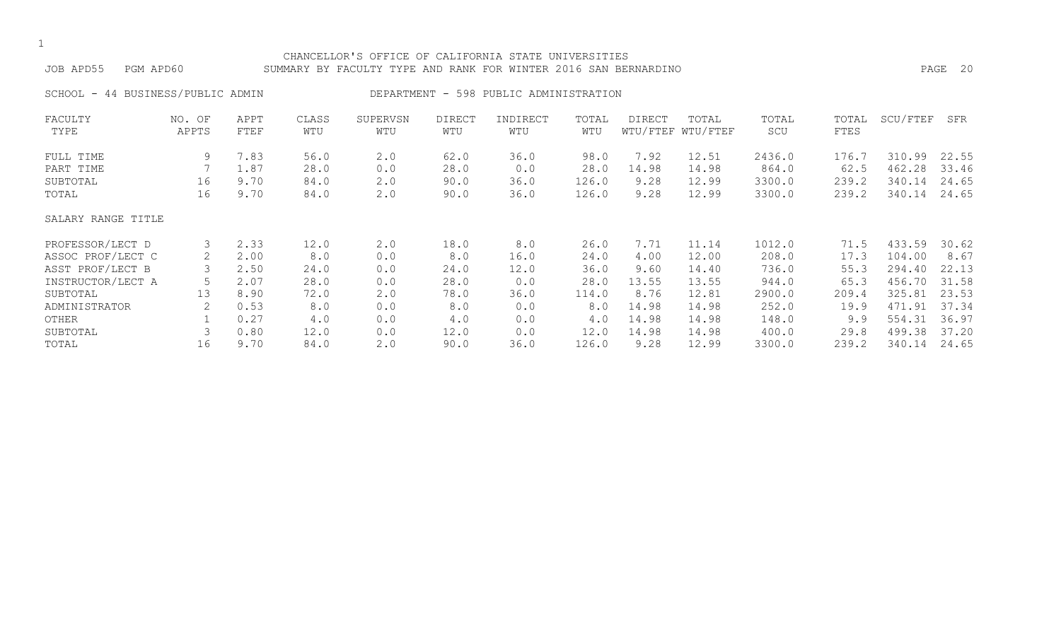CHANCELLOR'S OFFICE OF CALIFORNIA STATE UNIVERSITIES

JOB APD55 PGM APD60 SUMMARY BY FACULTY TYPE AND RANK FOR WINTER 2016 SAN BERNARDINO

SCHOOL - 44 BUSINESS/PUBLIC ADMIN DEPARTMENT - 598 PUBLIC ADMINISTRATION

| FACULTY TYPE | NO. OF APPTS | APPT FTEF | CLASS WTU | SUPERVSN WTU | DIRECT WTU | INDIRECT WTU | TOTAL WTU | DIRECT WTU/FTEF | TOTAL WTU/FTEF | TOTAL SCU | TOTAL FTES | SCU/FTEF | SFR |
|---|---|---|---|---|---|---|---|---|---|---|---|---|---|
| FULL TIME | 9 | 7.83 | 56.0 | 2.0 | 62.0 | 36.0 | 98.0 | 7.92 | 12.51 | 2436.0 | 176.7 | 310.99 | 22.55 |
| PART TIME | 7 | 1.87 | 28.0 | 0.0 | 28.0 | 0.0 | 28.0 | 14.98 | 14.98 | 864.0 | 62.5 | 462.28 | 33.46 |
| SUBTOTAL | 16 | 9.70 | 84.0 | 2.0 | 90.0 | 36.0 | 126.0 | 9.28 | 12.99 | 3300.0 | 239.2 | 340.14 | 24.65 |
| TOTAL | 16 | 9.70 | 84.0 | 2.0 | 90.0 | 36.0 | 126.0 | 9.28 | 12.99 | 3300.0 | 239.2 | 340.14 | 24.65 |
| SALARY RANGE TITLE | | | | | | | | | | | | | |
| PROFESSOR/LECT D | 3 | 2.33 | 12.0 | 2.0 | 18.0 | 8.0 | 26.0 | 7.71 | 11.14 | 1012.0 | 71.5 | 433.59 | 30.62 |
| ASSOC PROF/LECT C | 2 | 2.00 | 8.0 | 0.0 | 8.0 | 16.0 | 24.0 | 4.00 | 12.00 | 208.0 | 17.3 | 104.00 | 8.67 |
| ASST PROF/LECT B | 3 | 2.50 | 24.0 | 0.0 | 24.0 | 12.0 | 36.0 | 9.60 | 14.40 | 736.0 | 55.3 | 294.40 | 22.13 |
| INSTRUCTOR/LECT A | 5 | 2.07 | 28.0 | 0.0 | 28.0 | 0.0 | 28.0 | 13.55 | 13.55 | 944.0 | 65.3 | 456.70 | 31.58 |
| SUBTOTAL | 13 | 8.90 | 72.0 | 2.0 | 78.0 | 36.0 | 114.0 | 8.76 | 12.81 | 2900.0 | 209.4 | 325.81 | 23.53 |
| ADMINISTRATOR | 2 | 0.53 | 8.0 | 0.0 | 8.0 | 0.0 | 8.0 | 14.98 | 14.98 | 252.0 | 19.9 | 471.91 | 37.34 |
| OTHER | 1 | 0.27 | 4.0 | 0.0 | 4.0 | 0.0 | 4.0 | 14.98 | 14.98 | 148.0 | 9.9 | 554.31 | 36.97 |
| SUBTOTAL | 3 | 0.80 | 12.0 | 0.0 | 12.0 | 0.0 | 12.0 | 14.98 | 14.98 | 400.0 | 29.8 | 499.38 | 37.20 |
| TOTAL | 16 | 9.70 | 84.0 | 2.0 | 90.0 | 36.0 | 126.0 | 9.28 | 12.99 | 3300.0 | 239.2 | 340.14 | 24.65 |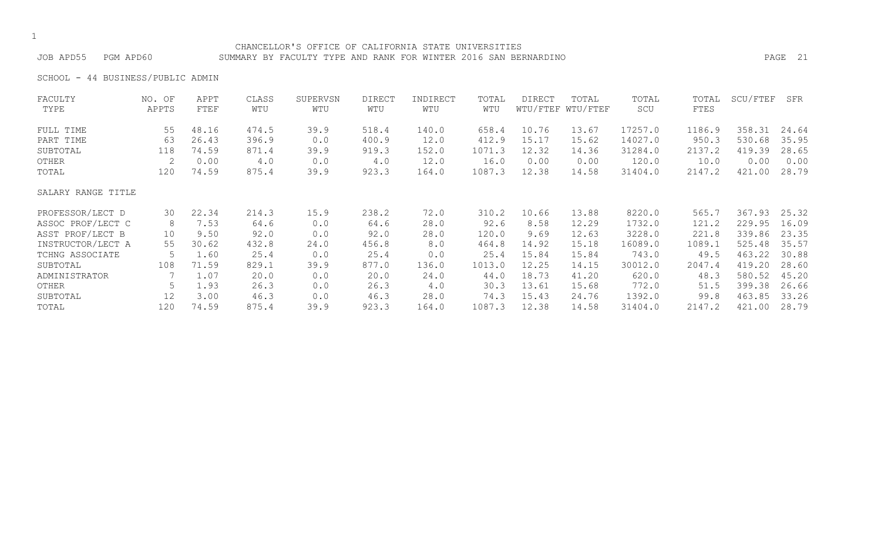CHANCELLOR'S OFFICE OF CALIFORNIA STATE UNIVERSITIES

JOB APD55 PGM APD60 SUMMARY BY FACULTY TYPE AND RANK FOR WINTER 2016 SAN BERNARDINO

SCHOOL - 44 BUSINESS/PUBLIC ADMIN

| FACULTY TYPE | NO. OF APPTS | APPT FTEF | CLASS WTU | SUPERVSN WTU | DIRECT WTU | INDIRECT WTU | TOTAL WTU | DIRECT WTU/FTEF | TOTAL WTU/FTEF | TOTAL SCU | TOTAL FTES | SCU/FTEF | SFR |
|---|---|---|---|---|---|---|---|---|---|---|---|---|---|
| FULL TIME | 55 | 48.16 | 474.5 | 39.9 | 518.4 | 140.0 | 658.4 | 10.76 | 13.67 | 17257.0 | 1186.9 | 358.31 | 24.64 |
| PART TIME | 63 | 26.43 | 396.9 | 0.0 | 400.9 | 12.0 | 412.9 | 15.17 | 15.62 | 14027.0 | 950.3 | 530.68 | 35.95 |
| SUBTOTAL | 118 | 74.59 | 871.4 | 39.9 | 919.3 | 152.0 | 1071.3 | 12.32 | 14.36 | 31284.0 | 2137.2 | 419.39 | 28.65 |
| OTHER | 2 | 0.00 | 4.0 | 0.0 | 4.0 | 12.0 | 16.0 | 0.00 | 0.00 | 120.0 | 10.0 | 0.00 | 0.00 |
| TOTAL | 120 | 74.59 | 875.4 | 39.9 | 923.3 | 164.0 | 1087.3 | 12.38 | 14.58 | 31404.0 | 2147.2 | 421.00 | 28.79 |
| **SALARY RANGE TITLE** | | | | | | | | | | | | | |
| PROFESSOR/LECT D | 30 | 22.34 | 214.3 | 15.9 | 238.2 | 72.0 | 310.2 | 10.66 | 13.88 | 8220.0 | 565.7 | 367.93 | 25.32 |
| ASSOC PROF/LECT C | 8 | 7.53 | 64.6 | 0.0 | 64.6 | 28.0 | 92.6 | 8.58 | 12.29 | 1732.0 | 121.2 | 229.95 | 16.09 |
| ASST PROF/LECT B | 10 | 9.50 | 92.0 | 0.0 | 92.0 | 28.0 | 120.0 | 9.69 | 12.63 | 3228.0 | 221.8 | 339.86 | 23.35 |
| INSTRUCTOR/LECT A | 55 | 30.62 | 432.8 | 24.0 | 456.8 | 8.0 | 464.8 | 14.92 | 15.18 | 16089.0 | 1089.1 | 525.48 | 35.57 |
| TCHNG ASSOCIATE | 5 | 1.60 | 25.4 | 0.0 | 25.4 | 0.0 | 25.4 | 15.84 | 15.84 | 743.0 | 49.5 | 463.22 | 30.88 |
| SUBTOTAL | 108 | 71.59 | 829.1 | 39.9 | 877.0 | 136.0 | 1013.0 | 12.25 | 14.15 | 30012.0 | 2047.4 | 419.20 | 28.60 |
| ADMINISTRATOR | 7 | 1.07 | 20.0 | 0.0 | 20.0 | 24.0 | 44.0 | 18.73 | 41.20 | 620.0 | 48.3 | 580.52 | 45.20 |
| OTHER | 5 | 1.93 | 26.3 | 0.0 | 26.3 | 4.0 | 30.3 | 13.61 | 15.68 | 772.0 | 51.5 | 399.38 | 26.66 |
| SUBTOTAL | 12 | 3.00 | 46.3 | 0.0 | 46.3 | 28.0 | 74.3 | 15.43 | 24.76 | 1392.0 | 99.8 | 463.85 | 33.26 |
| TOTAL | 120 | 74.59 | 875.4 | 39.9 | 923.3 | 164.0 | 1087.3 | 12.38 | 14.58 | 31404.0 | 2147.2 | 421.00 | 28.79 |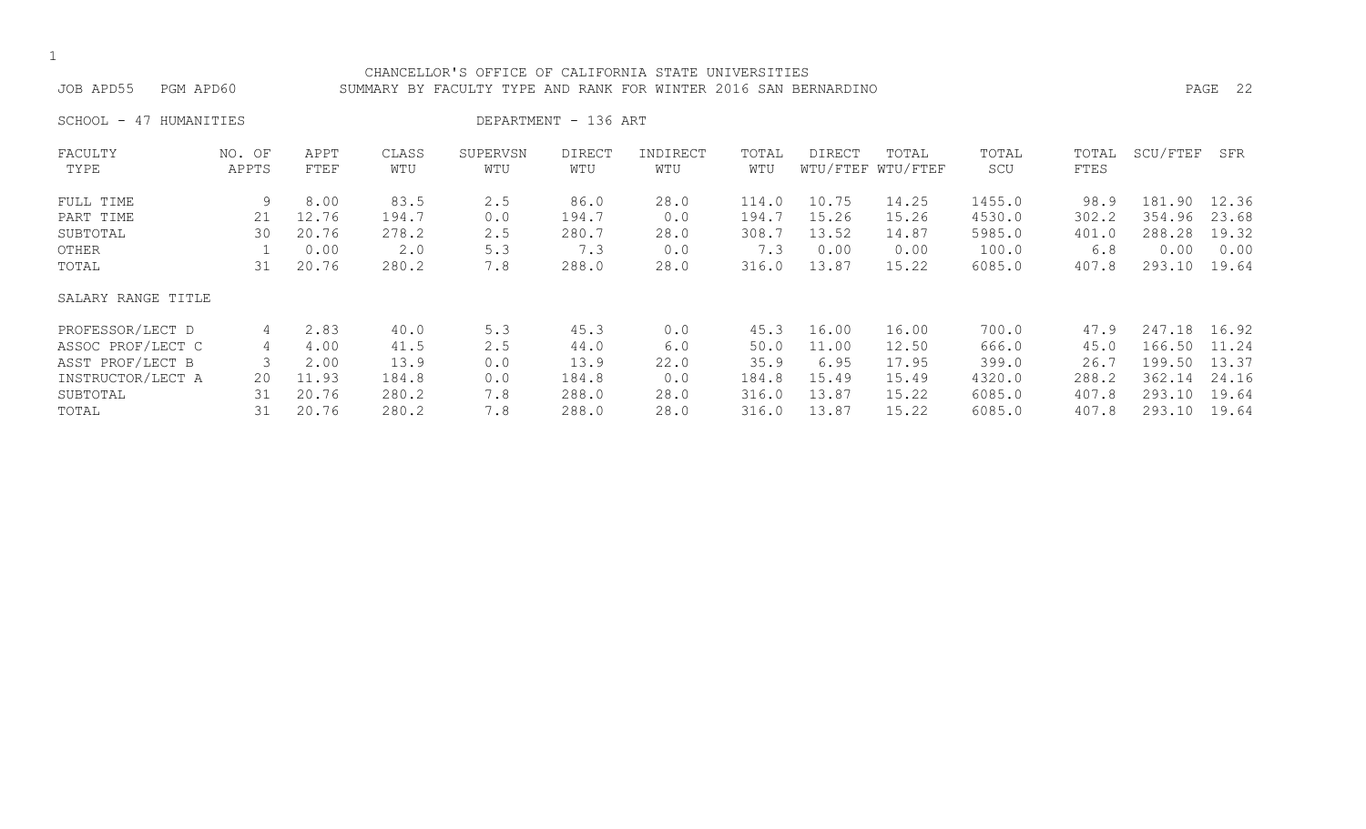CHANCELLOR'S OFFICE OF CALIFORNIA STATE UNIVERSITIES

JOB APD55 PGM APD60 SUMMARY BY FACULTY TYPE AND RANK FOR WINTER 2016 SAN BERNARDINO

SCHOOL - 47 HUMANITIES DEPARTMENT - 136 ART

| FACULTY TYPE | NO. OF APPTS | APPT FTEF | CLASS WTU | SUPERVSN WTU | DIRECT WTU | INDIRECT WTU | TOTAL WTU | DIRECT WTU/FTEF | TOTAL WTU/FTEF | TOTAL SCU | TOTAL FTES | SCU/FTEF | SFR |
|---|---|---|---|---|---|---|---|---|---|---|---|---|---|
| FULL TIME | 9 | 8.00 | 83.5 | 2.5 | 86.0 | 28.0 | 114.0 | 10.75 | 14.25 | 1455.0 | 98.9 | 181.90 | 12.36 |
| PART TIME | 21 | 12.76 | 194.7 | 0.0 | 194.7 | 0.0 | 194.7 | 15.26 | 15.26 | 4530.0 | 302.2 | 354.96 | 23.68 |
| SUBTOTAL | 30 | 20.76 | 278.2 | 2.5 | 280.7 | 28.0 | 308.7 | 13.52 | 14.87 | 5985.0 | 401.0 | 288.28 | 19.32 |
| OTHER | 1 | 0.00 | 2.0 | 5.3 | 7.3 | 0.0 | 7.3 | 0.00 | 0.00 | 100.0 | 6.8 | 0.00 | 0.00 |
| TOTAL | 31 | 20.76 | 280.2 | 7.8 | 288.0 | 28.0 | 316.0 | 13.87 | 15.22 | 6085.0 | 407.8 | 293.10 | 19.64 |
| SALARY RANGE TITLE | | | | | | | | | | | | | |
| PROFESSOR/LECT D | 4 | 2.83 | 40.0 | 5.3 | 45.3 | 0.0 | 45.3 | 16.00 | 16.00 | 700.0 | 47.9 | 247.18 | 16.92 |
| ASSOC PROF/LECT C | 4 | 4.00 | 41.5 | 2.5 | 44.0 | 6.0 | 50.0 | 11.00 | 12.50 | 666.0 | 45.0 | 166.50 | 11.24 |
| ASST PROF/LECT B | 3 | 2.00 | 13.9 | 0.0 | 13.9 | 22.0 | 35.9 | 6.95 | 17.95 | 399.0 | 26.7 | 199.50 | 13.37 |
| INSTRUCTOR/LECT A | 20 | 11.93 | 184.8 | 0.0 | 184.8 | 0.0 | 184.8 | 15.49 | 15.49 | 4320.0 | 288.2 | 362.14 | 24.16 |
| SUBTOTAL | 31 | 20.76 | 280.2 | 7.8 | 288.0 | 28.0 | 316.0 | 13.87 | 15.22 | 6085.0 | 407.8 | 293.10 | 19.64 |
| TOTAL | 31 | 20.76 | 280.2 | 7.8 | 288.0 | 28.0 | 316.0 | 13.87 | 15.22 | 6085.0 | 407.8 | 293.10 | 19.64 |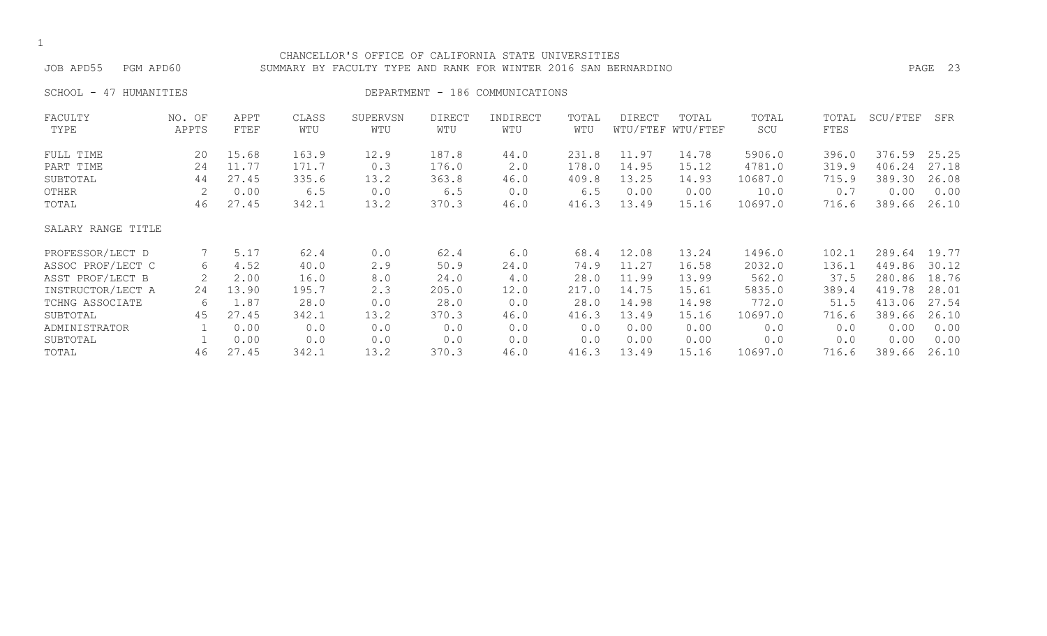CHANCELLOR'S OFFICE OF CALIFORNIA STATE UNIVERSITIES

JOB APD55 PGM APD60 SUMMARY BY FACULTY TYPE AND RANK FOR WINTER 2016 SAN BERNARDINO

SCHOOL - 47 HUMANITIES DEPARTMENT - 186 COMMUNICATIONS

| FACULTY TYPE | NO. OF APPTS | APPT FTEF | CLASS WTU | SUPERVSN WTU | DIRECT WTU | INDIRECT WTU | TOTAL WTU | DIRECT WTU/FTEF | TOTAL WTU/FTEF | TOTAL SCU | TOTAL FTES | SCU/FTEF | SFR |
|---|---|---|---|---|---|---|---|---|---|---|---|---|---|
| FULL TIME | 20 | 15.68 | 163.9 | 12.9 | 187.8 | 44.0 | 231.8 | 11.97 | 14.78 | 5906.0 | 396.0 | 376.59 | 25.25 |
| PART TIME | 24 | 11.77 | 171.7 | 0.3 | 176.0 | 2.0 | 178.0 | 14.95 | 15.12 | 4781.0 | 319.9 | 406.24 | 27.18 |
| SUBTOTAL | 44 | 27.45 | 335.6 | 13.2 | 363.8 | 46.0 | 409.8 | 13.25 | 14.93 | 10687.0 | 715.9 | 389.30 | 26.08 |
| OTHER | 2 | 0.00 | 6.5 | 0.0 | 6.5 | 0.0 | 6.5 | 0.00 | 0.00 | 10.0 | 0.7 | 0.00 | 0.00 |
| TOTAL | 46 | 27.45 | 342.1 | 13.2 | 370.3 | 46.0 | 416.3 | 13.49 | 15.16 | 10697.0 | 716.6 | 389.66 | 26.10 |
| SALARY RANGE TITLE | | | | | | | | | | | | | |
| PROFESSOR/LECT D | 7 | 5.17 | 62.4 | 0.0 | 62.4 | 6.0 | 68.4 | 12.08 | 13.24 | 1496.0 | 102.1 | 289.64 | 19.77 |
| ASSOC PROF/LECT C | 6 | 4.52 | 40.0 | 2.9 | 50.9 | 24.0 | 74.9 | 11.27 | 16.58 | 2032.0 | 136.1 | 449.86 | 30.12 |
| ASST PROF/LECT B | 2 | 2.00 | 16.0 | 8.0 | 24.0 | 4.0 | 28.0 | 11.99 | 13.99 | 562.0 | 37.5 | 280.86 | 18.76 |
| INSTRUCTOR/LECT A | 24 | 13.90 | 195.7 | 2.3 | 205.0 | 12.0 | 217.0 | 14.75 | 15.61 | 5835.0 | 389.4 | 419.78 | 28.01 |
| TCHNG ASSOCIATE | 6 | 1.87 | 28.0 | 0.0 | 28.0 | 0.0 | 28.0 | 14.98 | 14.98 | 772.0 | 51.5 | 413.06 | 27.54 |
| SUBTOTAL | 45 | 27.45 | 342.1 | 13.2 | 370.3 | 46.0 | 416.3 | 13.49 | 15.16 | 10697.0 | 716.6 | 389.66 | 26.10 |
| ADMINISTRATOR | 1 | 0.00 | 0.0 | 0.0 | 0.0 | 0.0 | 0.0 | 0.00 | 0.00 | 0.0 | 0.0 | 0.00 | 0.00 |
| SUBTOTAL | 1 | 0.00 | 0.0 | 0.0 | 0.0 | 0.0 | 0.0 | 0.00 | 0.00 | 0.0 | 0.0 | 0.00 | 0.00 |
| TOTAL | 46 | 27.45 | 342.1 | 13.2 | 370.3 | 46.0 | 416.3 | 13.49 | 15.16 | 10697.0 | 716.6 | 389.66 | 26.10 |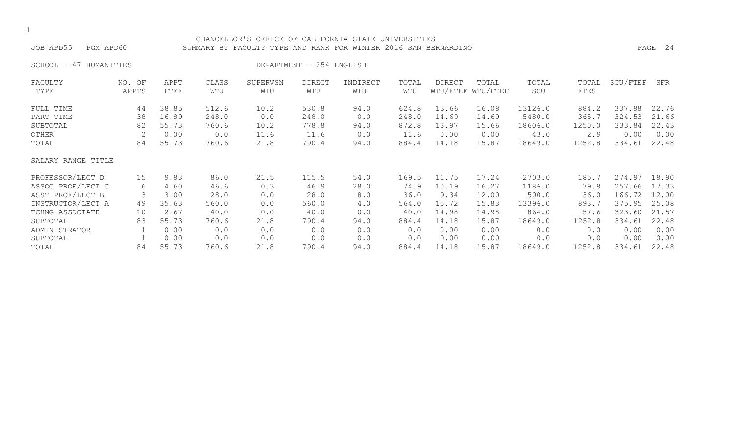CHANCELLOR'S OFFICE OF CALIFORNIA STATE UNIVERSITIES

JOB APD55 PGM APD60 SUMMARY BY FACULTY TYPE AND RANK FOR WINTER 2016 SAN BERNARDINO

SCHOOL - 47 HUMANITIES DEPARTMENT - 254 ENGLISH

| FACULTY TYPE | NO. OF APPTS | APPT FTEF | CLASS WTU | SUPERVSN WTU | DIRECT WTU | INDIRECT WTU | TOTAL WTU | DIRECT WTU/FTEF | TOTAL WTU/FTEF | TOTAL SCU | TOTAL FTES | SCU/FTEF | SFR |
|---|---|---|---|---|---|---|---|---|---|---|---|---|---|
| FULL TIME | 44 | 38.85 | 512.6 | 10.2 | 530.8 | 94.0 | 624.8 | 13.66 | 16.08 | 13126.0 | 884.2 | 337.88 | 22.76 |
| PART TIME | 38 | 16.89 | 248.0 | 0.0 | 248.0 | 0.0 | 248.0 | 14.69 | 14.69 | 5480.0 | 365.7 | 324.53 | 21.66 |
| SUBTOTAL | 82 | 55.73 | 760.6 | 10.2 | 778.8 | 94.0 | 872.8 | 13.97 | 15.66 | 18606.0 | 1250.0 | 333.84 | 22.43 |
| OTHER | 2 | 0.00 | 0.0 | 11.6 | 11.6 | 0.0 | 11.6 | 0.00 | 0.00 | 43.0 | 2.9 | 0.00 | 0.00 |
| TOTAL | 84 | 55.73 | 760.6 | 21.8 | 790.4 | 94.0 | 884.4 | 14.18 | 15.87 | 18649.0 | 1252.8 | 334.61 | 22.48 |
| SALARY RANGE TITLE | | | | | | | | | | | | | |
| PROFESSOR/LECT D | 15 | 9.83 | 86.0 | 21.5 | 115.5 | 54.0 | 169.5 | 11.75 | 17.24 | 2703.0 | 185.7 | 274.97 | 18.90 |
| ASSOC PROF/LECT C | 6 | 4.60 | 46.6 | 0.3 | 46.9 | 28.0 | 74.9 | 10.19 | 16.27 | 1186.0 | 79.8 | 257.66 | 17.33 |
| ASST PROF/LECT B | 3 | 3.00 | 28.0 | 0.0 | 28.0 | 8.0 | 36.0 | 9.34 | 12.00 | 500.0 | 36.0 | 166.72 | 12.00 |
| INSTRUCTOR/LECT A | 49 | 35.63 | 560.0 | 0.0 | 560.0 | 4.0 | 564.0 | 15.72 | 15.83 | 13396.0 | 893.7 | 375.95 | 25.08 |
| TCHNG ASSOCIATE | 10 | 2.67 | 40.0 | 0.0 | 40.0 | 0.0 | 40.0 | 14.98 | 14.98 | 864.0 | 57.6 | 323.60 | 21.57 |
| SUBTOTAL | 83 | 55.73 | 760.6 | 21.8 | 790.4 | 94.0 | 884.4 | 14.18 | 15.87 | 18649.0 | 1252.8 | 334.61 | 22.48 |
| ADMINISTRATOR | 1 | 0.00 | 0.0 | 0.0 | 0.0 | 0.0 | 0.0 | 0.00 | 0.00 | 0.0 | 0.0 | 0.00 | 0.00 |
| SUBTOTAL | 1 | 0.00 | 0.0 | 0.0 | 0.0 | 0.0 | 0.0 | 0.00 | 0.00 | 0.0 | 0.0 | 0.00 | 0.00 |
| TOTAL | 84 | 55.73 | 760.6 | 21.8 | 790.4 | 94.0 | 884.4 | 14.18 | 15.87 | 18649.0 | 1252.8 | 334.61 | 22.48 |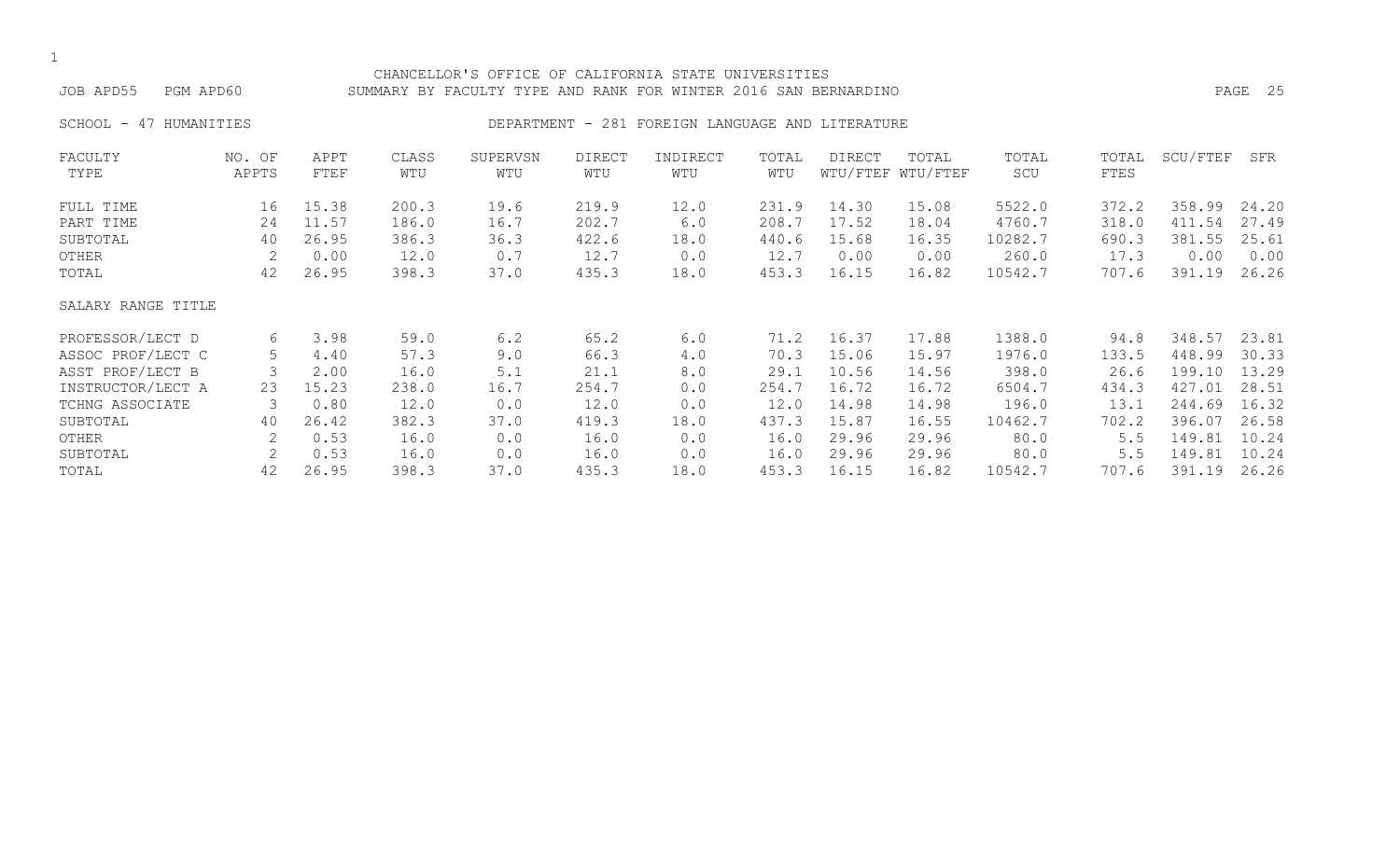CHANCELLOR'S OFFICE OF CALIFORNIA STATE UNIVERSITIES

JOB APD55 PGM APD60 SUMMARY BY FACULTY TYPE AND RANK FOR WINTER 2016 SAN BERNARDINO

SCHOOL - 47 HUMANITIES DEPARTMENT - 281 FOREIGN LANGUAGE AND LITERATURE

| FACULTY TYPE | NO. OF APPTS | APPT FTEF | CLASS WTU | SUPERVSN WTU | DIRECT WTU | INDIRECT WTU | TOTAL WTU | DIRECT WTU/FTEF | TOTAL WTU/FTEF | TOTAL SCU | TOTAL FTES | SCU/FTEF | SFR |
|---|---|---|---|---|---|---|---|---|---|---|---|---|---|
| FULL TIME | 16 | 15.38 | 200.3 | 19.6 | 219.9 | 12.0 | 231.9 | 14.30 | 15.08 | 5522.0 | 372.2 | 358.99 | 24.20 |
| PART TIME | 24 | 11.57 | 186.0 | 16.7 | 202.7 | 6.0 | 208.7 | 17.52 | 18.04 | 4760.7 | 318.0 | 411.54 | 27.49 |
| SUBTOTAL | 40 | 26.95 | 386.3 | 36.3 | 422.6 | 18.0 | 440.6 | 15.68 | 16.35 | 10282.7 | 690.3 | 381.55 | 25.61 |
| OTHER | 2 | 0.00 | 12.0 | 0.7 | 12.7 | 0.0 | 12.7 | 0.00 | 0.00 | 260.0 | 17.3 | 0.00 | 0.00 |
| TOTAL | 42 | 26.95 | 398.3 | 37.0 | 435.3 | 18.0 | 453.3 | 16.15 | 16.82 | 10542.7 | 707.6 | 391.19 | 26.26 |
| SALARY RANGE TITLE | | | | | | | | | | | | | |
| PROFESSOR/LECT D | 6 | 3.98 | 59.0 | 6.2 | 65.2 | 6.0 | 71.2 | 16.37 | 17.88 | 1388.0 | 94.8 | 348.57 | 23.81 |
| ASSOC PROF/LECT C | 5 | 4.40 | 57.3 | 9.0 | 66.3 | 4.0 | 70.3 | 15.06 | 15.97 | 1976.0 | 133.5 | 448.99 | 30.33 |
| ASST PROF/LECT B | 3 | 2.00 | 16.0 | 5.1 | 21.1 | 8.0 | 29.1 | 10.56 | 14.56 | 398.0 | 26.6 | 199.10 | 13.29 |
| INSTRUCTOR/LECT A | 23 | 15.23 | 238.0 | 16.7 | 254.7 | 0.0 | 254.7 | 16.72 | 16.72 | 6504.7 | 434.3 | 427.01 | 28.51 |
| TCHNG ASSOCIATE | 3 | 0.80 | 12.0 | 0.0 | 12.0 | 0.0 | 12.0 | 14.98 | 14.98 | 196.0 | 13.1 | 244.69 | 16.32 |
| SUBTOTAL | 40 | 26.42 | 382.3 | 37.0 | 419.3 | 18.0 | 437.3 | 15.87 | 16.55 | 10462.7 | 702.2 | 396.07 | 26.58 |
| OTHER | 2 | 0.53 | 16.0 | 0.0 | 16.0 | 0.0 | 16.0 | 29.96 | 29.96 | 80.0 | 5.5 | 149.81 | 10.24 |
| SUBTOTAL | 2 | 0.53 | 16.0 | 0.0 | 16.0 | 0.0 | 16.0 | 29.96 | 29.96 | 80.0 | 5.5 | 149.81 | 10.24 |
| TOTAL | 42 | 26.95 | 398.3 | 37.0 | 435.3 | 18.0 | 453.3 | 16.15 | 16.82 | 10542.7 | 707.6 | 391.19 | 26.26 |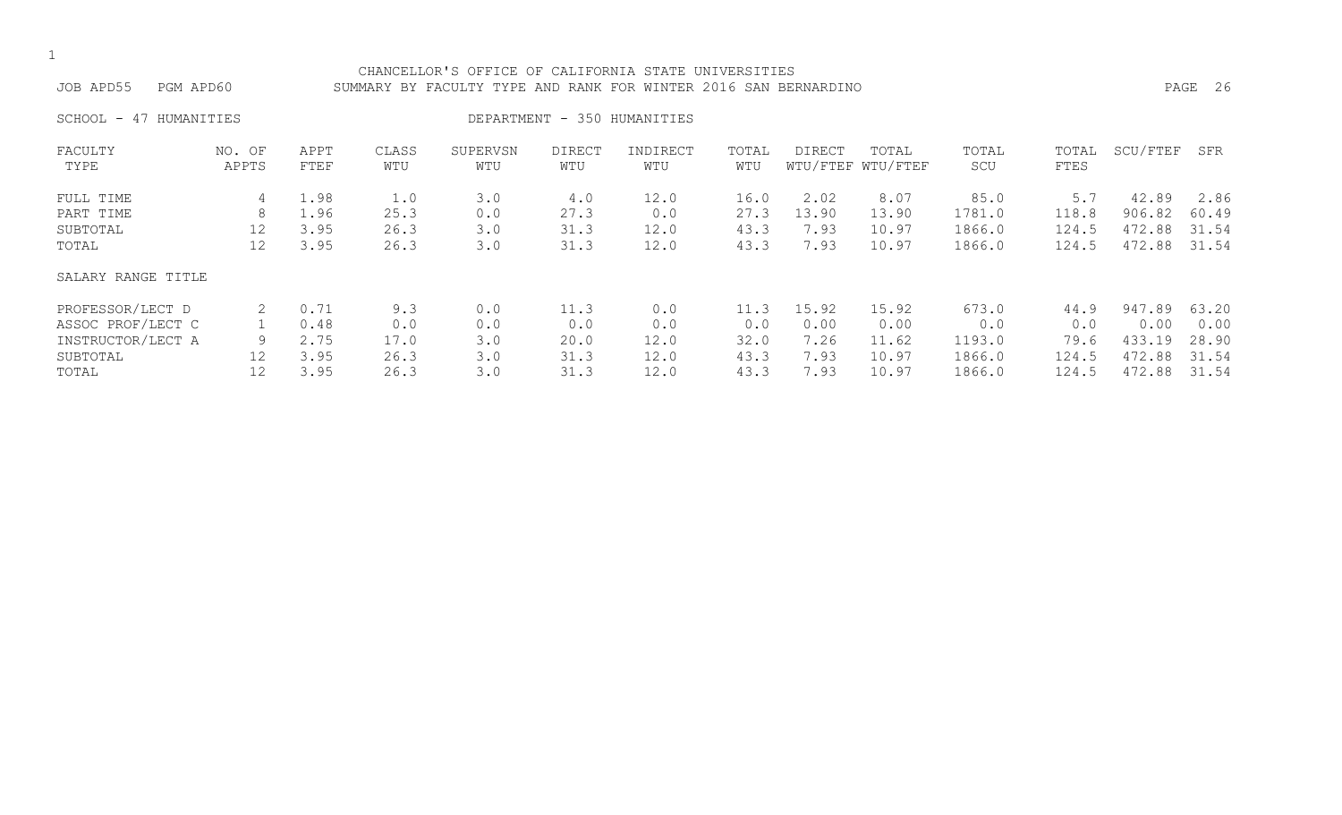CHANCELLOR'S OFFICE OF CALIFORNIA STATE UNIVERSITIES

JOB APD55 PGM APD60 SUMMARY BY FACULTY TYPE AND RANK FOR WINTER 2016 SAN BERNARDINO

SCHOOL - 47 HUMANITIES DEPARTMENT - 350 HUMANITIES

| FACULTY TYPE | NO. OF APPTS | APPT FTEF | CLASS WTU | SUPERVSN WTU | DIRECT WTU | INDIRECT WTU | TOTAL WTU | DIRECT WTU/FTEF | TOTAL WTU/FTEF | TOTAL SCU | TOTAL FTES | SCU/FTEF | SFR |
|---|---|---|---|---|---|---|---|---|---|---|---|---|---|
| FULL TIME | 4 | 1.98 | 1.0 | 3.0 | 4.0 | 12.0 | 16.0 | 2.02 | 8.07 | 85.0 | 5.7 | 42.89 | 2.86 |
| PART TIME | 8 | 1.96 | 25.3 | 0.0 | 27.3 | 0.0 | 27.3 | 13.90 | 13.90 | 1781.0 | 118.8 | 906.82 | 60.49 |
| SUBTOTAL | 12 | 3.95 | 26.3 | 3.0 | 31.3 | 12.0 | 43.3 | 7.93 | 10.97 | 1866.0 | 124.5 | 472.88 | 31.54 |
| TOTAL | 12 | 3.95 | 26.3 | 3.0 | 31.3 | 12.0 | 43.3 | 7.93 | 10.97 | 1866.0 | 124.5 | 472.88 | 31.54 |

| SALARY RANGE TITLE | NO. OF APPTS | APPT FTEF | CLASS WTU | SUPERVSN WTU | DIRECT WTU | INDIRECT WTU | TOTAL WTU | DIRECT WTU/FTEF | TOTAL WTU/FTEF | TOTAL SCU | TOTAL FTES | SCU/FTEF | SFR |
|---|---|---|---|---|---|---|---|---|---|---|---|---|---|
| PROFESSOR/LECT D | 2 | 0.71 | 9.3 | 0.0 | 11.3 | 0.0 | 11.3 | 15.92 | 15.92 | 673.0 | 44.9 | 947.89 | 63.20 |
| ASSOC PROF/LECT C | 1 | 0.48 | 0.0 | 0.0 | 0.0 | 0.0 | 0.0 | 0.00 | 0.00 | 0.0 | 0.0 | 0.00 | 0.00 |
| INSTRUCTOR/LECT A | 9 | 2.75 | 17.0 | 3.0 | 20.0 | 12.0 | 32.0 | 7.26 | 11.62 | 1193.0 | 79.6 | 433.19 | 28.90 |
| SUBTOTAL | 12 | 3.95 | 26.3 | 3.0 | 31.3 | 12.0 | 43.3 | 7.93 | 10.97 | 1866.0 | 124.5 | 472.88 | 31.54 |
| TOTAL | 12 | 3.95 | 26.3 | 3.0 | 31.3 | 12.0 | 43.3 | 7.93 | 10.97 | 1866.0 | 124.5 | 472.88 | 31.54 |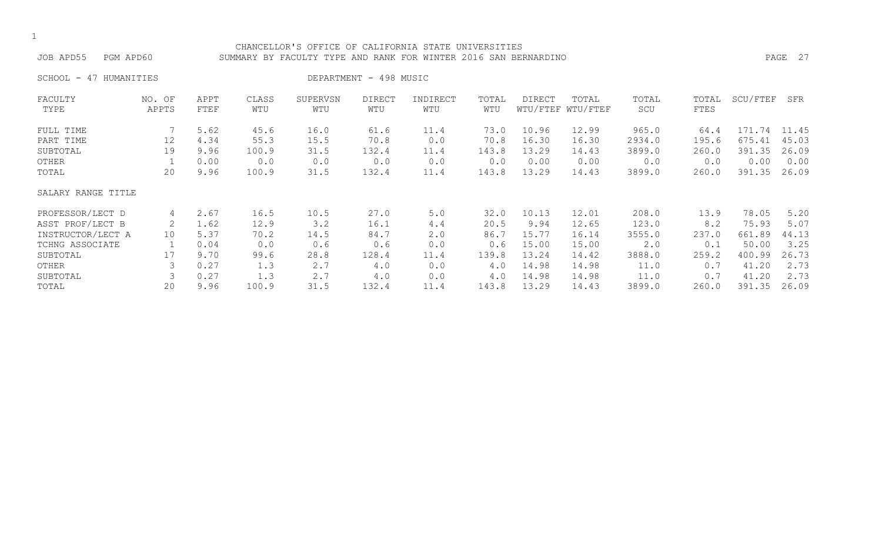CHANCELLOR'S OFFICE OF CALIFORNIA STATE UNIVERSITIES

JOB APD55 PGM APD60 SUMMARY BY FACULTY TYPE AND RANK FOR WINTER 2016 SAN BERNARDINO

SCHOOL - 47 HUMANITIES DEPARTMENT - 498 MUSIC

| FACULTY TYPE | NO. OF APPTS | APPT FTEF | CLASS WTU | SUPERVSN WTU | DIRECT WTU | INDIRECT WTU | TOTAL WTU | DIRECT WTU/FTEF | TOTAL WTU/FTEF | TOTAL SCU | TOTAL FTES | SCU/FTEF | SFR |
|---|---|---|---|---|---|---|---|---|---|---|---|---|---|
| FULL TIME | 7 | 5.62 | 45.6 | 16.0 | 61.6 | 11.4 | 73.0 | 10.96 | 12.99 | 965.0 | 64.4 | 171.74 | 11.45 |
| PART TIME | 12 | 4.34 | 55.3 | 15.5 | 70.8 | 0.0 | 70.8 | 16.30 | 16.30 | 2934.0 | 195.6 | 675.41 | 45.03 |
| SUBTOTAL | 19 | 9.96 | 100.9 | 31.5 | 132.4 | 11.4 | 143.8 | 13.29 | 14.43 | 3899.0 | 260.0 | 391.35 | 26.09 |
| OTHER | 1 | 0.00 | 0.0 | 0.0 | 0.0 | 0.0 | 0.0 | 0.00 | 0.00 | 0.0 | 0.0 | 0.00 | 0.00 |
| TOTAL | 20 | 9.96 | 100.9 | 31.5 | 132.4 | 11.4 | 143.8 | 13.29 | 14.43 | 3899.0 | 260.0 | 391.35 | 26.09 |
| SALARY RANGE TITLE | | | | | | | | | | | | | |
| PROFESSOR/LECT D | 4 | 2.67 | 16.5 | 10.5 | 27.0 | 5.0 | 32.0 | 10.13 | 12.01 | 208.0 | 13.9 | 78.05 | 5.20 |
| ASST PROF/LECT B | 2 | 1.62 | 12.9 | 3.2 | 16.1 | 4.4 | 20.5 | 9.94 | 12.65 | 123.0 | 8.2 | 75.93 | 5.07 |
| INSTRUCTOR/LECT A | 10 | 5.37 | 70.2 | 14.5 | 84.7 | 2.0 | 86.7 | 15.77 | 16.14 | 3555.0 | 237.0 | 661.89 | 44.13 |
| TCHNG ASSOCIATE | 1 | 0.04 | 0.0 | 0.6 | 0.6 | 0.0 | 0.6 | 15.00 | 15.00 | 2.0 | 0.1 | 50.00 | 3.25 |
| SUBTOTAL | 17 | 9.70 | 99.6 | 28.8 | 128.4 | 11.4 | 139.8 | 13.24 | 14.42 | 3888.0 | 259.2 | 400.99 | 26.73 |
| OTHER | 3 | 0.27 | 1.3 | 2.7 | 4.0 | 0.0 | 4.0 | 14.98 | 14.98 | 11.0 | 0.7 | 41.20 | 2.73 |
| SUBTOTAL | 3 | 0.27 | 1.3 | 2.7 | 4.0 | 0.0 | 4.0 | 14.98 | 14.98 | 11.0 | 0.7 | 41.20 | 2.73 |
| TOTAL | 20 | 9.96 | 100.9 | 31.5 | 132.4 | 11.4 | 143.8 | 13.29 | 14.43 | 3899.0 | 260.0 | 391.35 | 26.09 |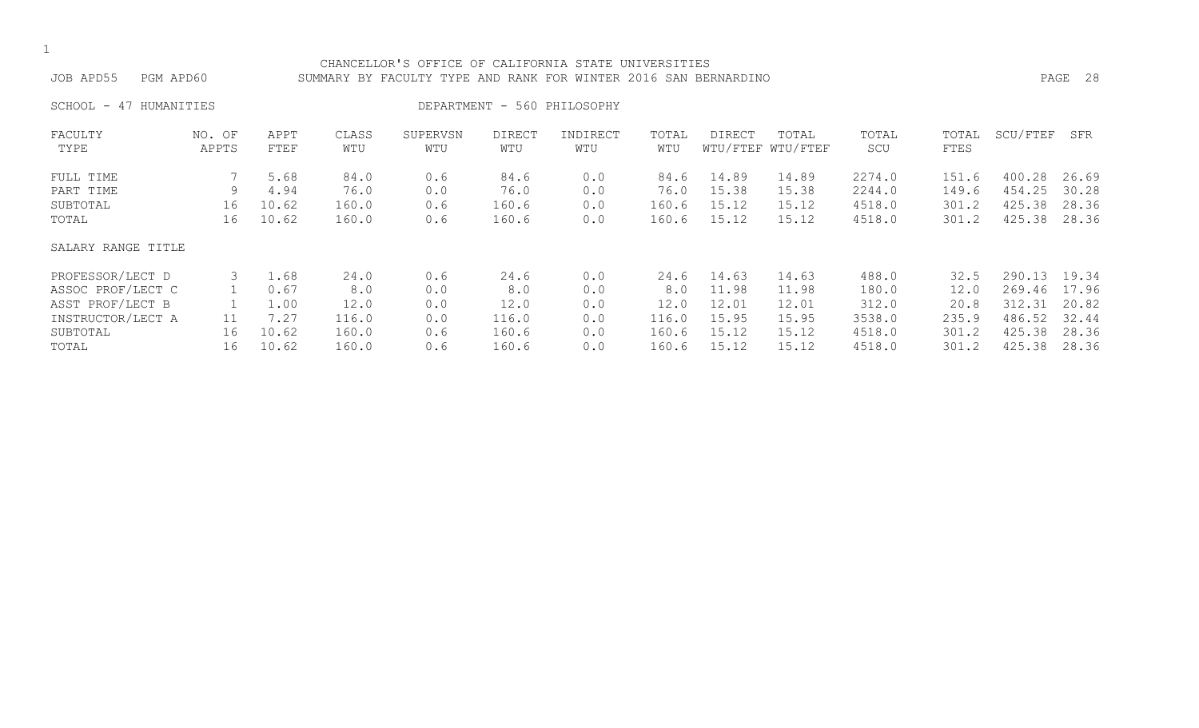CHANCELLOR'S OFFICE OF CALIFORNIA STATE UNIVERSITIES

JOB APD55 PGM APD60 SUMMARY BY FACULTY TYPE AND RANK FOR WINTER 2016 SAN BERNARDINO

SCHOOL - 47 HUMANITIES DEPARTMENT - 560 PHILOSOPHY

| FACULTY TYPE | NO. OF APPTS | APPT FTEF | CLASS WTU | SUPERVSN WTU | DIRECT WTU | INDIRECT WTU | TOTAL WTU | DIRECT WTU/FTEF | TOTAL WTU/FTEF | TOTAL SCU | TOTAL FTES | SCU/FTEF | SFR |
|---|---|---|---|---|---|---|---|---|---|---|---|---|---|
| FULL TIME | 7 | 5.68 | 84.0 | 0.6 | 84.6 | 0.0 | 84.6 | 14.89 | 14.89 | 2274.0 | 151.6 | 400.28 | 26.69 |
| PART TIME | 9 | 4.94 | 76.0 | 0.0 | 76.0 | 0.0 | 76.0 | 15.38 | 15.38 | 2244.0 | 149.6 | 454.25 | 30.28 |
| SUBTOTAL | 16 | 10.62 | 160.0 | 0.6 | 160.6 | 0.0 | 160.6 | 15.12 | 15.12 | 4518.0 | 301.2 | 425.38 | 28.36 |
| TOTAL | 16 | 10.62 | 160.0 | 0.6 | 160.6 | 0.0 | 160.6 | 15.12 | 15.12 | 4518.0 | 301.2 | 425.38 | 28.36 |
| SALARY RANGE TITLE | | | | | | | | | | | | | |
| PROFESSOR/LECT D | 3 | 1.68 | 24.0 | 0.6 | 24.6 | 0.0 | 24.6 | 14.63 | 14.63 | 488.0 | 32.5 | 290.13 | 19.34 |
| ASSOC PROF/LECT C | 1 | 0.67 | 8.0 | 0.0 | 8.0 | 0.0 | 8.0 | 11.98 | 11.98 | 180.0 | 12.0 | 269.46 | 17.96 |
| ASST PROF/LECT B | 1 | 1.00 | 12.0 | 0.0 | 12.0 | 0.0 | 12.0 | 12.01 | 12.01 | 312.0 | 20.8 | 312.31 | 20.82 |
| INSTRUCTOR/LECT A | 11 | 7.27 | 116.0 | 0.0 | 116.0 | 0.0 | 116.0 | 15.95 | 15.95 | 3538.0 | 235.9 | 486.52 | 32.44 |
| SUBTOTAL | 16 | 10.62 | 160.0 | 0.6 | 160.6 | 0.0 | 160.6 | 15.12 | 15.12 | 4518.0 | 301.2 | 425.38 | 28.36 |
| TOTAL | 16 | 10.62 | 160.0 | 0.6 | 160.6 | 0.0 | 160.6 | 15.12 | 15.12 | 4518.0 | 301.2 | 425.38 | 28.36 |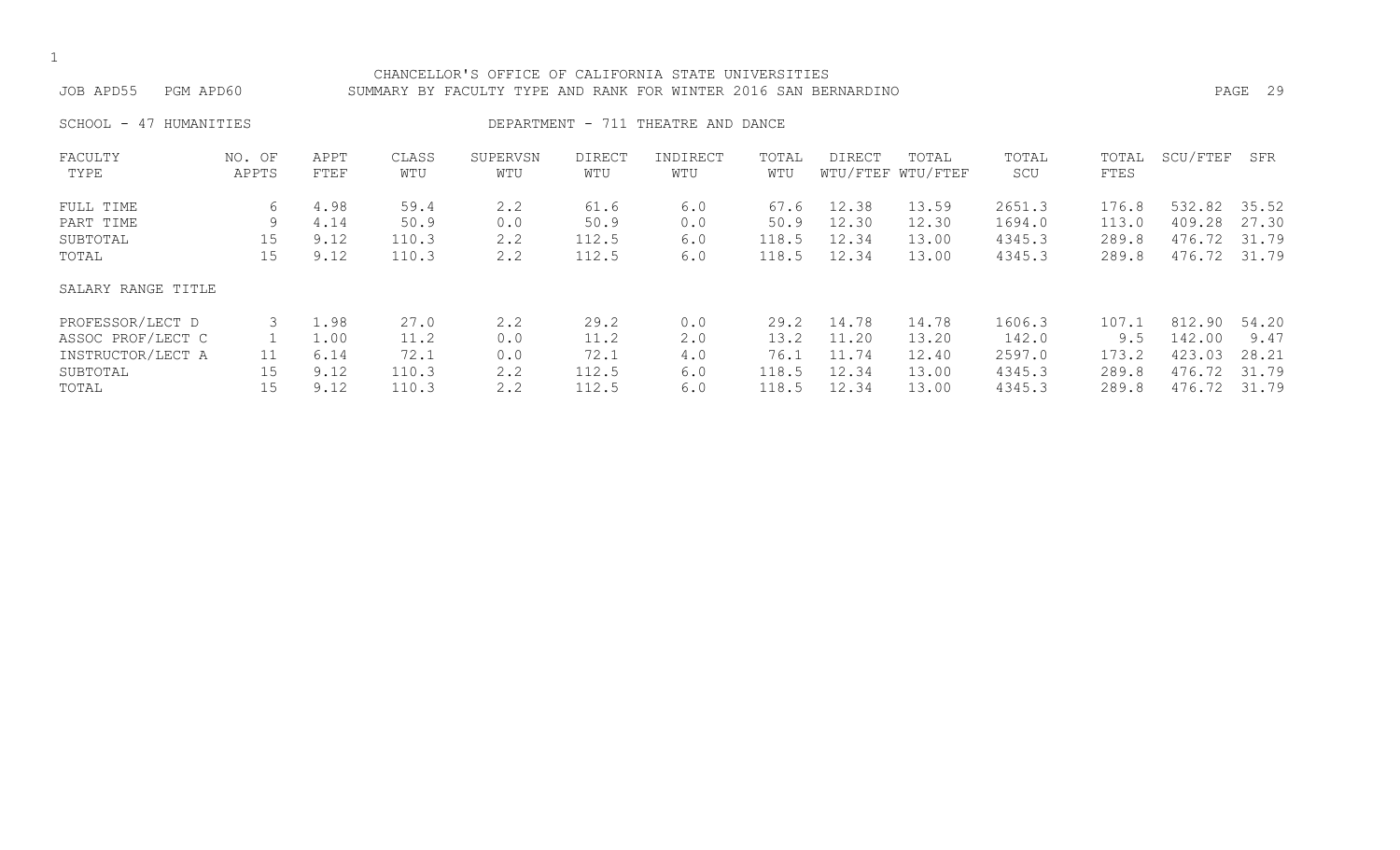CHANCELLOR'S OFFICE OF CALIFORNIA STATE UNIVERSITIES

JOB APD55 PGM APD60 SUMMARY BY FACULTY TYPE AND RANK FOR WINTER 2016 SAN BERNARDINO

SCHOOL - 47 HUMANITIES DEPARTMENT - 711 THEATRE AND DANCE

| FACULTY TYPE | NO. OF APPTS | APPT FTEF | CLASS WTU | SUPERVSN WTU | DIRECT WTU | INDIRECT WTU | TOTAL WTU | DIRECT WTU/FTEF | TOTAL WTU/FTEF | TOTAL SCU | TOTAL FTES | SCU/FTEF | SFR |
|---|---|---|---|---|---|---|---|---|---|---|---|---|---|
| FULL TIME | 6 | 4.98 | 59.4 | 2.2 | 61.6 | 6.0 | 67.6 | 12.38 | 13.59 | 2651.3 | 176.8 | 532.82 | 35.52 |
| PART TIME | 9 | 4.14 | 50.9 | 0.0 | 50.9 | 0.0 | 50.9 | 12.30 | 12.30 | 1694.0 | 113.0 | 409.28 | 27.30 |
| SUBTOTAL | 15 | 9.12 | 110.3 | 2.2 | 112.5 | 6.0 | 118.5 | 12.34 | 13.00 | 4345.3 | 289.8 | 476.72 | 31.79 |
| TOTAL | 15 | 9.12 | 110.3 | 2.2 | 112.5 | 6.0 | 118.5 | 12.34 | 13.00 | 4345.3 | 289.8 | 476.72 | 31.79 |

| SALARY RANGE TITLE | NO. OF APPTS | APPT FTEF | CLASS WTU | SUPERVSN WTU | DIRECT WTU | INDIRECT WTU | TOTAL WTU | DIRECT WTU/FTEF | TOTAL WTU/FTEF | TOTAL SCU | TOTAL FTES | SCU/FTEF | SFR |
|---|---|---|---|---|---|---|---|---|---|---|---|---|---|
| PROFESSOR/LECT D | 3 | 1.98 | 27.0 | 2.2 | 29.2 | 0.0 | 29.2 | 14.78 | 14.78 | 1606.3 | 107.1 | 812.90 | 54.20 |
| ASSOC PROF/LECT C | 1 | 1.00 | 11.2 | 0.0 | 11.2 | 2.0 | 13.2 | 11.20 | 13.20 | 142.0 | 9.5 | 142.00 | 9.47 |
| INSTRUCTOR/LECT A | 11 | 6.14 | 72.1 | 0.0 | 72.1 | 4.0 | 76.1 | 11.74 | 12.40 | 2597.0 | 173.2 | 423.03 | 28.21 |
| SUBTOTAL | 15 | 9.12 | 110.3 | 2.2 | 112.5 | 6.0 | 118.5 | 12.34 | 13.00 | 4345.3 | 289.8 | 476.72 | 31.79 |
| TOTAL | 15 | 9.12 | 110.3 | 2.2 | 112.5 | 6.0 | 118.5 | 12.34 | 13.00 | 4345.3 | 289.8 | 476.72 | 31.79 |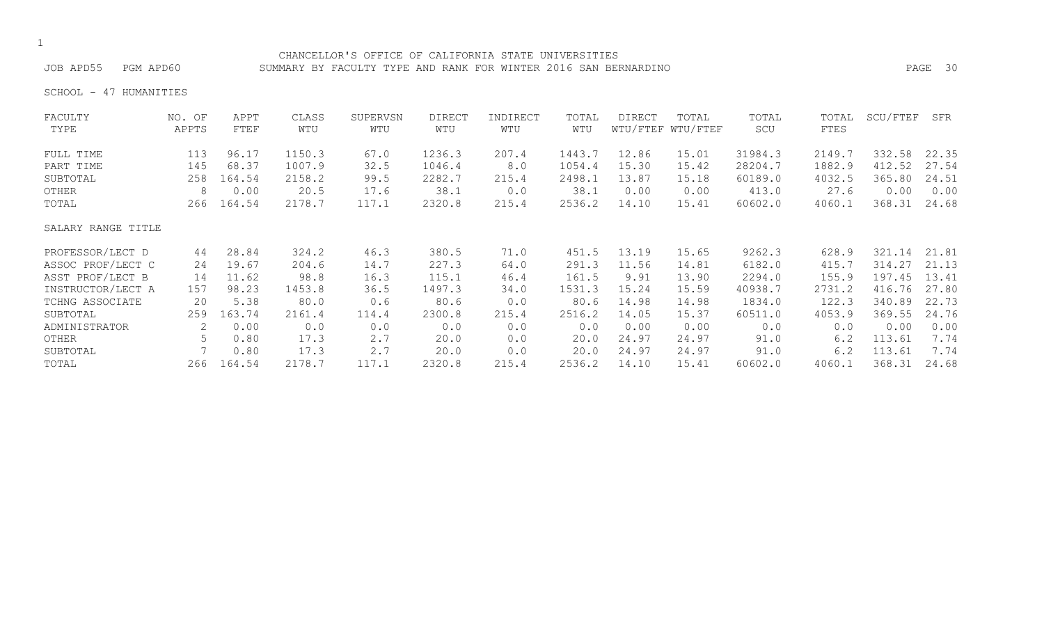CHANCELLOR'S OFFICE OF CALIFORNIA STATE UNIVERSITIES

JOB APD55 PGM APD60 SUMMARY BY FACULTY TYPE AND RANK FOR WINTER 2016 SAN BERNARDINO

SCHOOL - 47 HUMANITIES

| FACULTY TYPE | NO. OF APPTS | APPT FTEF | CLASS WTU | SUPERVSN WTU | DIRECT WTU | INDIRECT WTU | TOTAL WTU | DIRECT WTU/FTEF | TOTAL WTU/FTEF | TOTAL SCU | TOTAL FTES | SCU/FTEF | SFR |
|---|---|---|---|---|---|---|---|---|---|---|---|---|---|
| FULL TIME | 113 | 96.17 | 1150.3 | 67.0 | 1236.3 | 207.4 | 1443.7 | 12.86 | 15.01 | 31984.3 | 2149.7 | 332.58 | 22.35 |
| PART TIME | 145 | 68.37 | 1007.9 | 32.5 | 1046.4 | 8.0 | 1054.4 | 15.30 | 15.42 | 28204.7 | 1882.9 | 412.52 | 27.54 |
| SUBTOTAL | 258 | 164.54 | 2158.2 | 99.5 | 2282.7 | 215.4 | 2498.1 | 13.87 | 15.18 | 60189.0 | 4032.5 | 365.80 | 24.51 |
| OTHER | 8 | 0.00 | 20.5 | 17.6 | 38.1 | 0.0 | 38.1 | 0.00 | 0.00 | 413.0 | 27.6 | 0.00 | 0.00 |
| TOTAL | 266 | 164.54 | 2178.7 | 117.1 | 2320.8 | 215.4 | 2536.2 | 14.10 | 15.41 | 60602.0 | 4060.1 | 368.31 | 24.68 |
| SALARY RANGE TITLE | | | | | | | | | | | | | |
| PROFESSOR/LECT D | 44 | 28.84 | 324.2 | 46.3 | 380.5 | 71.0 | 451.5 | 13.19 | 15.65 | 9262.3 | 628.9 | 321.14 | 21.81 |
| ASSOC PROF/LECT C | 24 | 19.67 | 204.6 | 14.7 | 227.3 | 64.0 | 291.3 | 11.56 | 14.81 | 6182.0 | 415.7 | 314.27 | 21.13 |
| ASST PROF/LECT B | 14 | 11.62 | 98.8 | 16.3 | 115.1 | 46.4 | 161.5 | 9.91 | 13.90 | 2294.0 | 155.9 | 197.45 | 13.41 |
| INSTRUCTOR/LECT A | 157 | 98.23 | 1453.8 | 36.5 | 1497.3 | 34.0 | 1531.3 | 15.24 | 15.59 | 40938.7 | 2731.2 | 416.76 | 27.80 |
| TCHNG ASSOCIATE | 20 | 5.38 | 80.0 | 0.6 | 80.6 | 0.0 | 80.6 | 14.98 | 14.98 | 1834.0 | 122.3 | 340.89 | 22.73 |
| SUBTOTAL | 259 | 163.74 | 2161.4 | 114.4 | 2300.8 | 215.4 | 2516.2 | 14.05 | 15.37 | 60511.0 | 4053.9 | 369.55 | 24.76 |
| ADMINISTRATOR | 2 | 0.00 | 0.0 | 0.0 | 0.0 | 0.0 | 0.0 | 0.00 | 0.00 | 0.0 | 0.0 | 0.00 | 0.00 |
| OTHER | 5 | 0.80 | 17.3 | 2.7 | 20.0 | 0.0 | 20.0 | 24.97 | 24.97 | 91.0 | 6.2 | 113.61 | 7.74 |
| SUBTOTAL | 7 | 0.80 | 17.3 | 2.7 | 20.0 | 0.0 | 20.0 | 24.97 | 24.97 | 91.0 | 6.2 | 113.61 | 7.74 |
| TOTAL | 266 | 164.54 | 2178.7 | 117.1 | 2320.8 | 215.4 | 2536.2 | 14.10 | 15.41 | 60602.0 | 4060.1 | 368.31 | 24.68 |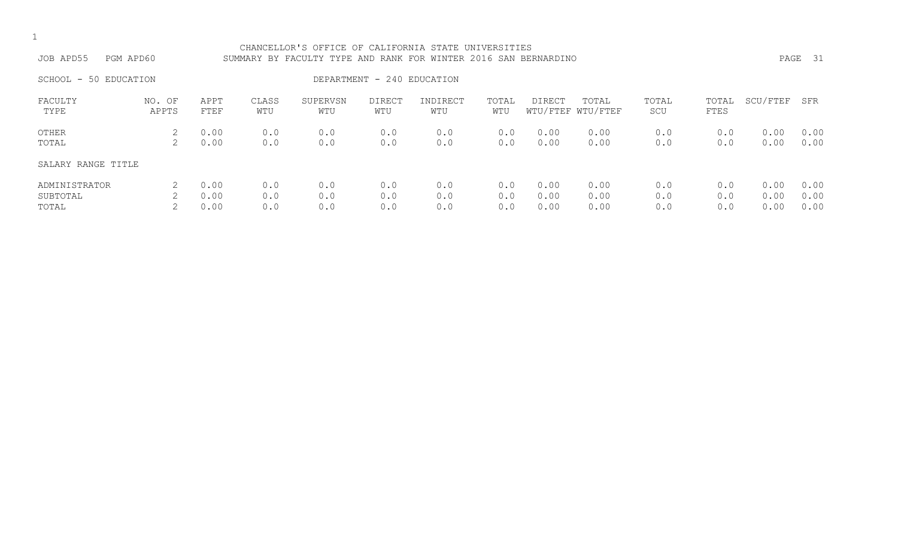CHANCELLOR'S OFFICE OF CALIFORNIA STATE UNIVERSITIES

JOB APD55 PGM APD60 SUMMARY BY FACULTY TYPE AND RANK FOR WINTER 2016 SAN BERNARDINO

SCHOOL - 50 EDUCATION DEPARTMENT - 240 EDUCATION

| FACULTY TYPE | NO. OF APPTS | APPT FTEF | CLASS WTU | SUPERVSN WTU | DIRECT WTU | INDIRECT WTU | TOTAL WTU | DIRECT WTU/FTEF | TOTAL WTU/FTEF | TOTAL SCU | TOTAL FTES | SCU/FTEF | SFR |
|---|---|---|---|---|---|---|---|---|---|---|---|---|---|
| OTHER | 2 | 0.00 | 0.0 | 0.0 | 0.0 | 0.0 | 0.0 | 0.00 | 0.00 | 0.0 | 0.0 | 0.00 | 0.00 |
| TOTAL | 2 | 0.00 | 0.0 | 0.0 | 0.0 | 0.0 | 0.0 | 0.00 | 0.00 | 0.0 | 0.0 | 0.00 | 0.00 |
| SALARY RANGE TITLE | | | | | | | | | | | | | |
| ADMINISTRATOR | 2 | 0.00 | 0.0 | 0.0 | 0.0 | 0.0 | 0.0 | 0.00 | 0.00 | 0.0 | 0.0 | 0.00 | 0.00 |
| SUBTOTAL | 2 | 0.00 | 0.0 | 0.0 | 0.0 | 0.0 | 0.0 | 0.00 | 0.00 | 0.0 | 0.0 | 0.00 | 0.00 |
| TOTAL | 2 | 0.00 | 0.0 | 0.0 | 0.0 | 0.0 | 0.0 | 0.00 | 0.00 | 0.0 | 0.0 | 0.00 | 0.00 |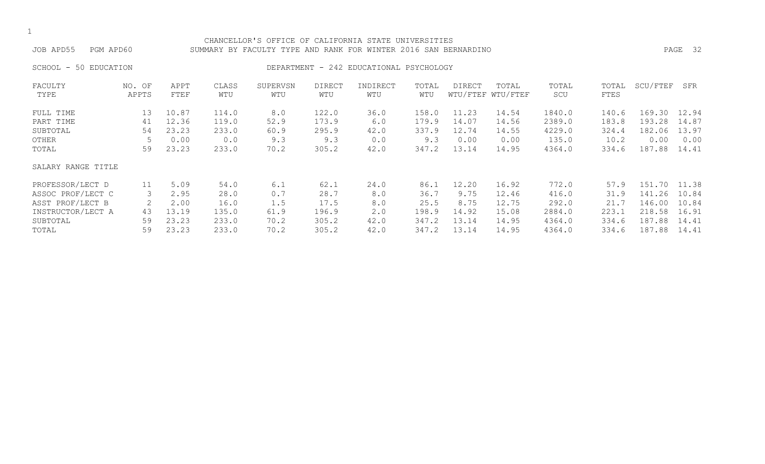CHANCELLOR'S OFFICE OF CALIFORNIA STATE UNIVERSITIES

JOB APD55 PGM APD60 SUMMARY BY FACULTY TYPE AND RANK FOR WINTER 2016 SAN BERNARDINO

SCHOOL - 50 EDUCATION DEPARTMENT - 242 EDUCATIONAL PSYCHOLOGY

| FACULTY TYPE | NO. OF APPTS | APPT FTEF | CLASS WTU | SUPERVSN WTU | DIRECT WTU | INDIRECT WTU | TOTAL WTU | DIRECT WTU/FTEF | TOTAL WTU/FTEF | TOTAL SCU | TOTAL FTES | SCU/FTEF | SFR |
|---|---|---|---|---|---|---|---|---|---|---|---|---|---|
| FULL TIME | 13 | 10.87 | 114.0 | 8.0 | 122.0 | 36.0 | 158.0 | 11.23 | 14.54 | 1840.0 | 140.6 | 169.30 | 12.94 |
| PART TIME | 41 | 12.36 | 119.0 | 52.9 | 173.9 | 6.0 | 179.9 | 14.07 | 14.56 | 2389.0 | 183.8 | 193.28 | 14.87 |
| SUBTOTAL | 54 | 23.23 | 233.0 | 60.9 | 295.9 | 42.0 | 337.9 | 12.74 | 14.55 | 4229.0 | 324.4 | 182.06 | 13.97 |
| OTHER | 5 | 0.00 | 0.0 | 9.3 | 9.3 | 0.0 | 9.3 | 0.00 | 0.00 | 135.0 | 10.2 | 0.00 | 0.00 |
| TOTAL | 59 | 23.23 | 233.0 | 70.2 | 305.2 | 42.0 | 347.2 | 13.14 | 14.95 | 4364.0 | 334.6 | 187.88 | 14.41 |
| SALARY RANGE TITLE | | | | | | | | | | | | | |
| PROFESSOR/LECT D | 11 | 5.09 | 54.0 | 6.1 | 62.1 | 24.0 | 86.1 | 12.20 | 16.92 | 772.0 | 57.9 | 151.70 | 11.38 |
| ASSOC PROF/LECT C | 3 | 2.95 | 28.0 | 0.7 | 28.7 | 8.0 | 36.7 | 9.75 | 12.46 | 416.0 | 31.9 | 141.26 | 10.84 |
| ASST PROF/LECT B | 2 | 2.00 | 16.0 | 1.5 | 17.5 | 8.0 | 25.5 | 8.75 | 12.75 | 292.0 | 21.7 | 146.00 | 10.84 |
| INSTRUCTOR/LECT A | 43 | 13.19 | 135.0 | 61.9 | 196.9 | 2.0 | 198.9 | 14.92 | 15.08 | 2884.0 | 223.1 | 218.58 | 16.91 |
| SUBTOTAL | 59 | 23.23 | 233.0 | 70.2 | 305.2 | 42.0 | 347.2 | 13.14 | 14.95 | 4364.0 | 334.6 | 187.88 | 14.41 |
| TOTAL | 59 | 23.23 | 233.0 | 70.2 | 305.2 | 42.0 | 347.2 | 13.14 | 14.95 | 4364.0 | 334.6 | 187.88 | 14.41 |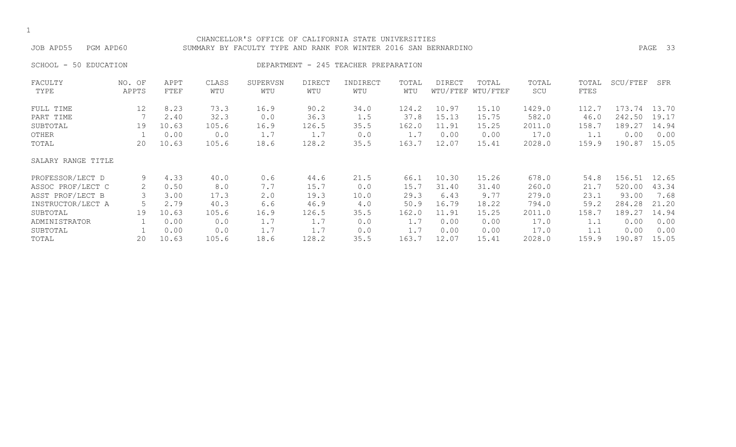CHANCELLOR'S OFFICE OF CALIFORNIA STATE UNIVERSITIES

JOB APD55 PGM APD60 SUMMARY BY FACULTY TYPE AND RANK FOR WINTER 2016 SAN BERNARDINO

SCHOOL - 50 EDUCATION DEPARTMENT - 245 TEACHER PREPARATION

| FACULTY TYPE | NO. OF APPTS | APPT FTEF | CLASS WTU | SUPERVSN WTU | DIRECT WTU | INDIRECT WTU | TOTAL WTU | DIRECT WTU/FTEF | TOTAL WTU/FTEF | TOTAL SCU | TOTAL FTES | SCU/FTEF | SFR |
|---|---|---|---|---|---|---|---|---|---|---|---|---|---|
| FULL TIME | 12 | 8.23 | 73.3 | 16.9 | 90.2 | 34.0 | 124.2 | 10.97 | 15.10 | 1429.0 | 112.7 | 173.74 | 13.70 |
| PART TIME | 7 | 2.40 | 32.3 | 0.0 | 36.3 | 1.5 | 37.8 | 15.13 | 15.75 | 582.0 | 46.0 | 242.50 | 19.17 |
| SUBTOTAL | 19 | 10.63 | 105.6 | 16.9 | 126.5 | 35.5 | 162.0 | 11.91 | 15.25 | 2011.0 | 158.7 | 189.27 | 14.94 |
| OTHER | 1 | 0.00 | 0.0 | 1.7 | 1.7 | 0.0 | 1.7 | 0.00 | 0.00 | 17.0 | 1.1 | 0.00 | 0.00 |
| TOTAL | 20 | 10.63 | 105.6 | 18.6 | 128.2 | 35.5 | 163.7 | 12.07 | 15.41 | 2028.0 | 159.9 | 190.87 | 15.05 |
| SALARY RANGE TITLE | | | | | | | | | | | | | |
| PROFESSOR/LECT D | 9 | 4.33 | 40.0 | 0.6 | 44.6 | 21.5 | 66.1 | 10.30 | 15.26 | 678.0 | 54.8 | 156.51 | 12.65 |
| ASSOC PROF/LECT C | 2 | 0.50 | 8.0 | 7.7 | 15.7 | 0.0 | 15.7 | 31.40 | 31.40 | 260.0 | 21.7 | 520.00 | 43.34 |
| ASST PROF/LECT B | 3 | 3.00 | 17.3 | 2.0 | 19.3 | 10.0 | 29.3 | 6.43 | 9.77 | 279.0 | 23.1 | 93.00 | 7.68 |
| INSTRUCTOR/LECT A | 5 | 2.79 | 40.3 | 6.6 | 46.9 | 4.0 | 50.9 | 16.79 | 18.22 | 794.0 | 59.2 | 284.28 | 21.20 |
| SUBTOTAL | 19 | 10.63 | 105.6 | 16.9 | 126.5 | 35.5 | 162.0 | 11.91 | 15.25 | 2011.0 | 158.7 | 189.27 | 14.94 |
| ADMINISTRATOR | 1 | 0.00 | 0.0 | 1.7 | 1.7 | 0.0 | 1.7 | 0.00 | 0.00 | 17.0 | 1.1 | 0.00 | 0.00 |
| SUBTOTAL | 1 | 0.00 | 0.0 | 1.7 | 1.7 | 0.0 | 1.7 | 0.00 | 0.00 | 17.0 | 1.1 | 0.00 | 0.00 |
| TOTAL | 20 | 10.63 | 105.6 | 18.6 | 128.2 | 35.5 | 163.7 | 12.07 | 15.41 | 2028.0 | 159.9 | 190.87 | 15.05 |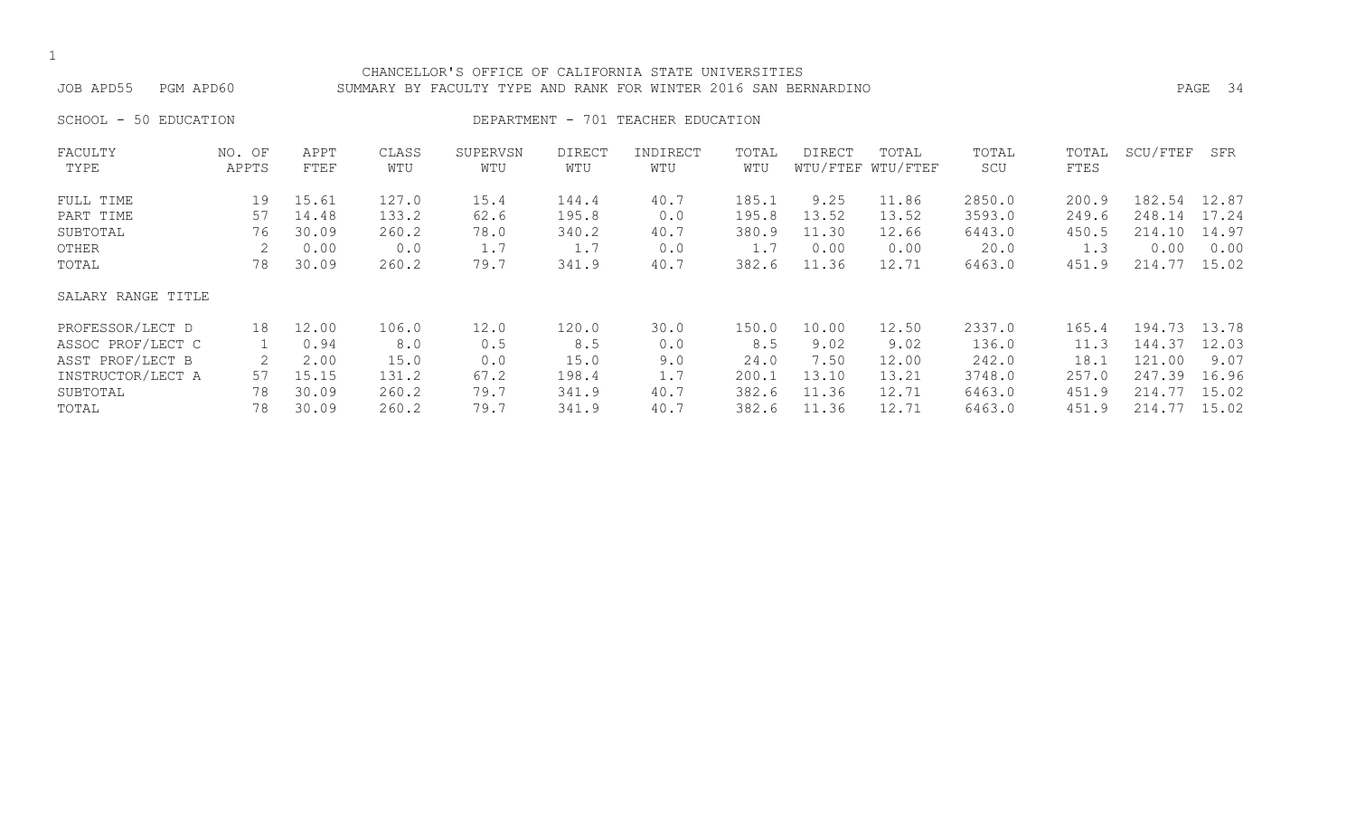CHANCELLOR'S OFFICE OF CALIFORNIA STATE UNIVERSITIES

JOB APD55 PGM APD60 SUMMARY BY FACULTY TYPE AND RANK FOR WINTER 2016 SAN BERNARDINO

SCHOOL - 50 EDUCATION DEPARTMENT - 701 TEACHER EDUCATION

| FACULTY TYPE | NO. OF APPTS | APPT FTEF | CLASS WTU | SUPERVSN WTU | DIRECT WTU | INDIRECT WTU | TOTAL WTU | DIRECT WTU/FTEF | TOTAL WTU/FTEF | TOTAL SCU | TOTAL FTES | SCU/FTEF | SFR |
|---|---|---|---|---|---|---|---|---|---|---|---|---|---|
| FULL TIME | 19 | 15.61 | 127.0 | 15.4 | 144.4 | 40.7 | 185.1 | 9.25 | 11.86 | 2850.0 | 200.9 | 182.54 | 12.87 |
| PART TIME | 57 | 14.48 | 133.2 | 62.6 | 195.8 | 0.0 | 195.8 | 13.52 | 13.52 | 3593.0 | 249.6 | 248.14 | 17.24 |
| SUBTOTAL | 76 | 30.09 | 260.2 | 78.0 | 340.2 | 40.7 | 380.9 | 11.30 | 12.66 | 6443.0 | 450.5 | 214.10 | 14.97 |
| OTHER | 2 | 0.00 | 0.0 | 1.7 | 1.7 | 0.0 | 1.7 | 0.00 | 0.00 | 20.0 | 1.3 | 0.00 | 0.00 |
| TOTAL | 78 | 30.09 | 260.2 | 79.7 | 341.9 | 40.7 | 382.6 | 11.36 | 12.71 | 6463.0 | 451.9 | 214.77 | 15.02 |
| SALARY RANGE TITLE | | | | | | | | | | | | | |
| PROFESSOR/LECT D | 18 | 12.00 | 106.0 | 12.0 | 120.0 | 30.0 | 150.0 | 10.00 | 12.50 | 2337.0 | 165.4 | 194.73 | 13.78 |
| ASSOC PROF/LECT C | 1 | 0.94 | 8.0 | 0.5 | 8.5 | 0.0 | 8.5 | 9.02 | 9.02 | 136.0 | 11.3 | 144.37 | 12.03 |
| ASST PROF/LECT B | 2 | 2.00 | 15.0 | 0.0 | 15.0 | 9.0 | 24.0 | 7.50 | 12.00 | 242.0 | 18.1 | 121.00 | 9.07 |
| INSTRUCTOR/LECT A | 57 | 15.15 | 131.2 | 67.2 | 198.4 | 1.7 | 200.1 | 13.10 | 13.21 | 3748.0 | 257.0 | 247.39 | 16.96 |
| SUBTOTAL | 78 | 30.09 | 260.2 | 79.7 | 341.9 | 40.7 | 382.6 | 11.36 | 12.71 | 6463.0 | 451.9 | 214.77 | 15.02 |
| TOTAL | 78 | 30.09 | 260.2 | 79.7 | 341.9 | 40.7 | 382.6 | 11.36 | 12.71 | 6463.0 | 451.9 | 214.77 | 15.02 |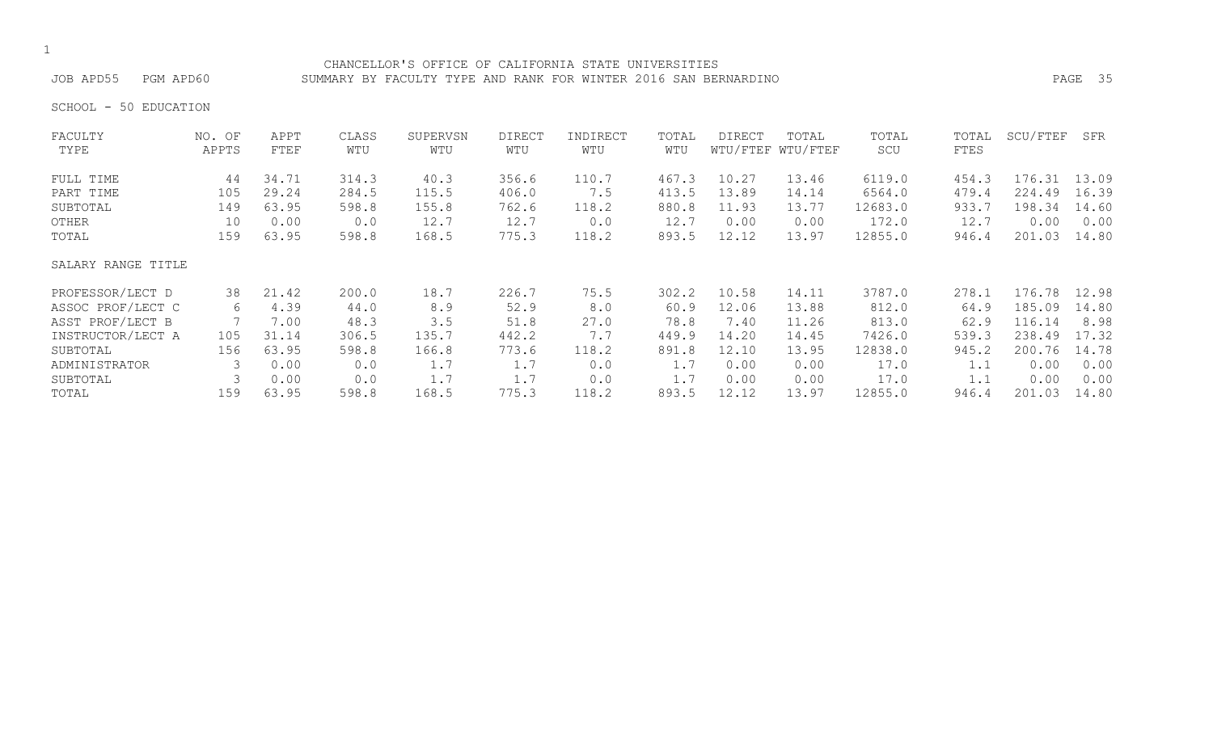CHANCELLOR'S OFFICE OF CALIFORNIA STATE UNIVERSITIES

JOB APD55 PGM APD60 SUMMARY BY FACULTY TYPE AND RANK FOR WINTER 2016 SAN BERNARDINO

SCHOOL - 50 EDUCATION

| FACULTY TYPE | NO. OF APPTS | APPT FTEF | CLASS WTU | SUPERVSN WTU | DIRECT WTU | INDIRECT WTU | TOTAL WTU | DIRECT WTU/FTEF | TOTAL WTU/FTEF | TOTAL SCU | TOTAL FTES | SCU/FTEF | SFR |
|---|---|---|---|---|---|---|---|---|---|---|---|---|---|
| FULL TIME | 44 | 34.71 | 314.3 | 40.3 | 356.6 | 110.7 | 467.3 | 10.27 | 13.46 | 6119.0 | 454.3 | 176.31 | 13.09 |
| PART TIME | 105 | 29.24 | 284.5 | 115.5 | 406.0 | 7.5 | 413.5 | 13.89 | 14.14 | 6564.0 | 479.4 | 224.49 | 16.39 |
| SUBTOTAL | 149 | 63.95 | 598.8 | 155.8 | 762.6 | 118.2 | 880.8 | 11.93 | 13.77 | 12683.0 | 933.7 | 198.34 | 14.60 |
| OTHER | 10 | 0.00 | 0.0 | 12.7 | 12.7 | 0.0 | 12.7 | 0.00 | 0.00 | 172.0 | 12.7 | 0.00 | 0.00 |
| TOTAL | 159 | 63.95 | 598.8 | 168.5 | 775.3 | 118.2 | 893.5 | 12.12 | 13.97 | 12855.0 | 946.4 | 201.03 | 14.80 |
| SALARY RANGE TITLE | | | | | | | | | | | | | |
| PROFESSOR/LECT D | 38 | 21.42 | 200.0 | 18.7 | 226.7 | 75.5 | 302.2 | 10.58 | 14.11 | 3787.0 | 278.1 | 176.78 | 12.98 |
| ASSOC PROF/LECT C | 6 | 4.39 | 44.0 | 8.9 | 52.9 | 8.0 | 60.9 | 12.06 | 13.88 | 812.0 | 64.9 | 185.09 | 14.80 |
| ASST PROF/LECT B | 7 | 7.00 | 48.3 | 3.5 | 51.8 | 27.0 | 78.8 | 7.40 | 11.26 | 813.0 | 62.9 | 116.14 | 8.98 |
| INSTRUCTOR/LECT A | 105 | 31.14 | 306.5 | 135.7 | 442.2 | 7.7 | 449.9 | 14.20 | 14.45 | 7426.0 | 539.3 | 238.49 | 17.32 |
| SUBTOTAL | 156 | 63.95 | 598.8 | 166.8 | 773.6 | 118.2 | 891.8 | 12.10 | 13.95 | 12838.0 | 945.2 | 200.76 | 14.78 |
| ADMINISTRATOR | 3 | 0.00 | 0.0 | 1.7 | 1.7 | 0.0 | 1.7 | 0.00 | 0.00 | 17.0 | 1.1 | 0.00 | 0.00 |
| SUBTOTAL | 3 | 0.00 | 0.0 | 1.7 | 1.7 | 0.0 | 1.7 | 0.00 | 0.00 | 17.0 | 1.1 | 0.00 | 0.00 |
| TOTAL | 159 | 63.95 | 598.8 | 168.5 | 775.3 | 118.2 | 893.5 | 12.12 | 13.97 | 12855.0 | 946.4 | 201.03 | 14.80 |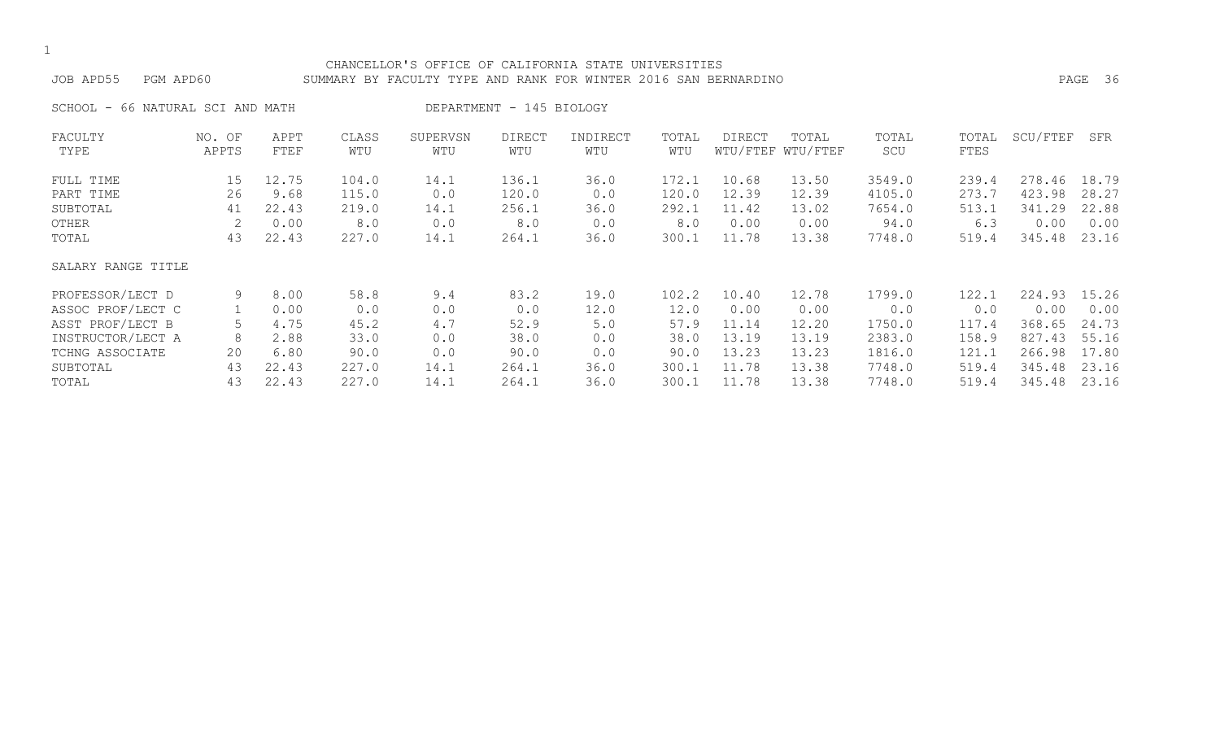CHANCELLOR'S OFFICE OF CALIFORNIA STATE UNIVERSITIES

JOB APD55 PGM APD60 SUMMARY BY FACULTY TYPE AND RANK FOR WINTER 2016 SAN BERNARDINO

SCHOOL - 66 NATURAL SCI AND MATH DEPARTMENT - 145 BIOLOGY

| FACULTY TYPE | NO. OF APPTS | APPT FTEF | CLASS WTU | SUPERVSN WTU | DIRECT WTU | INDIRECT WTU | TOTAL WTU | DIRECT WTU/FTEF | TOTAL WTU/FTEF | TOTAL SCU | TOTAL FTES | SCU/FTEF | SFR |
|---|---|---|---|---|---|---|---|---|---|---|---|---|---|
| FULL TIME | 15 | 12.75 | 104.0 | 14.1 | 136.1 | 36.0 | 172.1 | 10.68 | 13.50 | 3549.0 | 239.4 | 278.46 | 18.79 |
| PART TIME | 26 | 9.68 | 115.0 | 0.0 | 120.0 | 0.0 | 120.0 | 12.39 | 12.39 | 4105.0 | 273.7 | 423.98 | 28.27 |
| SUBTOTAL | 41 | 22.43 | 219.0 | 14.1 | 256.1 | 36.0 | 292.1 | 11.42 | 13.02 | 7654.0 | 513.1 | 341.29 | 22.88 |
| OTHER | 2 | 0.00 | 8.0 | 0.0 | 8.0 | 0.0 | 8.0 | 0.00 | 0.00 | 94.0 | 6.3 | 0.00 | 0.00 |
| TOTAL | 43 | 22.43 | 227.0 | 14.1 | 264.1 | 36.0 | 300.1 | 11.78 | 13.38 | 7748.0 | 519.4 | 345.48 | 23.16 |
| **SALARY RANGE TITLE** | | | | | | | | | | | | | |
| PROFESSOR/LECT D | 9 | 8.00 | 58.8 | 9.4 | 83.2 | 19.0 | 102.2 | 10.40 | 12.78 | 1799.0 | 122.1 | 224.93 | 15.26 |
| ASSOC PROF/LECT C | 1 | 0.00 | 0.0 | 0.0 | 0.0 | 12.0 | 12.0 | 0.00 | 0.00 | 0.0 | 0.0 | 0.00 | 0.00 |
| ASST PROF/LECT B | 5 | 4.75 | 45.2 | 4.7 | 52.9 | 5.0 | 57.9 | 11.14 | 12.20 | 1750.0 | 117.4 | 368.65 | 24.73 |
| INSTRUCTOR/LECT A | 8 | 2.88 | 33.0 | 0.0 | 38.0 | 0.0 | 38.0 | 13.19 | 13.19 | 2383.0 | 158.9 | 827.43 | 55.16 |
| TCHNG ASSOCIATE | 20 | 6.80 | 90.0 | 0.0 | 90.0 | 0.0 | 90.0 | 13.23 | 13.23 | 1816.0 | 121.1 | 266.98 | 17.80 |
| SUBTOTAL | 43 | 22.43 | 227.0 | 14.1 | 264.1 | 36.0 | 300.1 | 11.78 | 13.38 | 7748.0 | 519.4 | 345.48 | 23.16 |
| TOTAL | 43 | 22.43 | 227.0 | 14.1 | 264.1 | 36.0 | 300.1 | 11.78 | 13.38 | 7748.0 | 519.4 | 345.48 | 23.16 |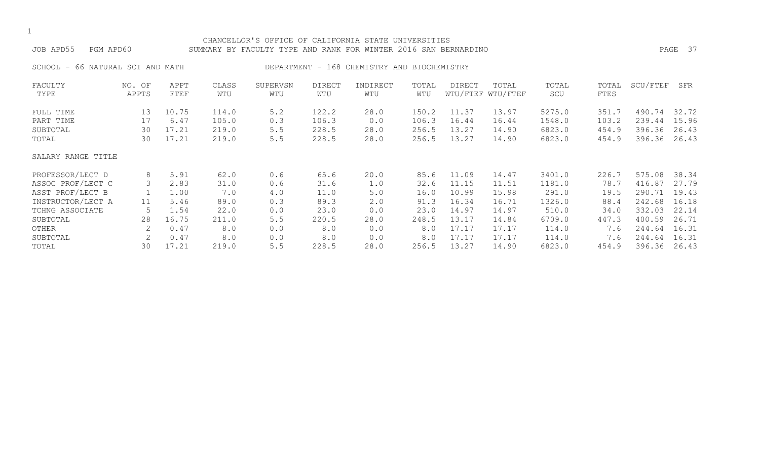CHANCELLOR'S OFFICE OF CALIFORNIA STATE UNIVERSITIES

JOB APD55 PGM APD60 SUMMARY BY FACULTY TYPE AND RANK FOR WINTER 2016 SAN BERNARDINO

SCHOOL - 66 NATURAL SCI AND MATH DEPARTMENT - 168 CHEMISTRY AND BIOCHEMISTRY

| FACULTY TYPE | NO. OF APPTS | APPT FTEF | CLASS WTU | SUPERVSN WTU | DIRECT WTU | INDIRECT WTU | TOTAL WTU | DIRECT WTU/FTEF | TOTAL WTU/FTEF | TOTAL SCU | TOTAL FTES | SCU/FTEF | SFR |
|---|---|---|---|---|---|---|---|---|---|---|---|---|---|
| FULL TIME | 13 | 10.75 | 114.0 | 5.2 | 122.2 | 28.0 | 150.2 | 11.37 | 13.97 | 5275.0 | 351.7 | 490.74 | 32.72 |
| PART TIME | 17 | 6.47 | 105.0 | 0.3 | 106.3 | 0.0 | 106.3 | 16.44 | 16.44 | 1548.0 | 103.2 | 239.44 | 15.96 |
| SUBTOTAL | 30 | 17.21 | 219.0 | 5.5 | 228.5 | 28.0 | 256.5 | 13.27 | 14.90 | 6823.0 | 454.9 | 396.36 | 26.43 |
| TOTAL | 30 | 17.21 | 219.0 | 5.5 | 228.5 | 28.0 | 256.5 | 13.27 | 14.90 | 6823.0 | 454.9 | 396.36 | 26.43 |
| SALARY RANGE TITLE | | | | | | | | | | | | | |
| PROFESSOR/LECT D | 8 | 5.91 | 62.0 | 0.6 | 65.6 | 20.0 | 85.6 | 11.09 | 14.47 | 3401.0 | 226.7 | 575.08 | 38.34 |
| ASSOC PROF/LECT C | 3 | 2.83 | 31.0 | 0.6 | 31.6 | 1.0 | 32.6 | 11.15 | 11.51 | 1181.0 | 78.7 | 416.87 | 27.79 |
| ASST PROF/LECT B | 1 | 1.00 | 7.0 | 4.0 | 11.0 | 5.0 | 16.0 | 10.99 | 15.98 | 291.0 | 19.5 | 290.71 | 19.43 |
| INSTRUCTOR/LECT A | 11 | 5.46 | 89.0 | 0.3 | 89.3 | 2.0 | 91.3 | 16.34 | 16.71 | 1326.0 | 88.4 | 242.68 | 16.18 |
| TCHNG ASSOCIATE | 5 | 1.54 | 22.0 | 0.0 | 23.0 | 0.0 | 23.0 | 14.97 | 14.97 | 510.0 | 34.0 | 332.03 | 22.14 |
| SUBTOTAL | 28 | 16.75 | 211.0 | 5.5 | 220.5 | 28.0 | 248.5 | 13.17 | 14.84 | 6709.0 | 447.3 | 400.59 | 26.71 |
| OTHER | 2 | 0.47 | 8.0 | 0.0 | 8.0 | 0.0 | 8.0 | 17.17 | 17.17 | 114.0 | 7.6 | 244.64 | 16.31 |
| SUBTOTAL | 2 | 0.47 | 8.0 | 0.0 | 8.0 | 0.0 | 8.0 | 17.17 | 17.17 | 114.0 | 7.6 | 244.64 | 16.31 |
| TOTAL | 30 | 17.21 | 219.0 | 5.5 | 228.5 | 28.0 | 256.5 | 13.27 | 14.90 | 6823.0 | 454.9 | 396.36 | 26.43 |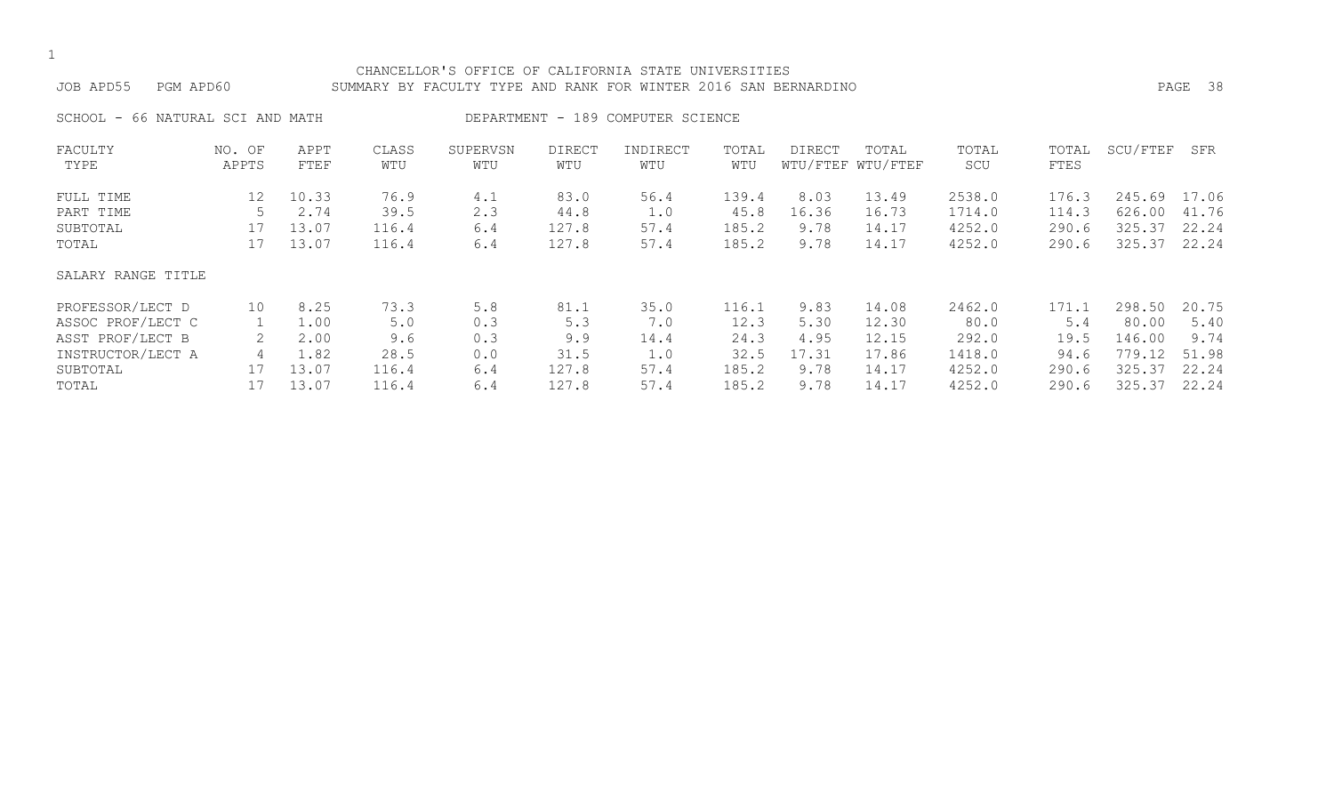CHANCELLOR'S OFFICE OF CALIFORNIA STATE UNIVERSITIES

JOB APD55 PGM APD60 SUMMARY BY FACULTY TYPE AND RANK FOR WINTER 2016 SAN BERNARDINO

SCHOOL - 66 NATURAL SCI AND MATH DEPARTMENT - 189 COMPUTER SCIENCE

| FACULTY TYPE | NO. OF APPTS | APPT FTEF | CLASS WTU | SUPERVSN WTU | DIRECT WTU | INDIRECT WTU | TOTAL WTU | DIRECT WTU/FTEF | TOTAL WTU/FTEF | TOTAL SCU | TOTAL FTES | SCU/FTEF | SFR |
|---|---|---|---|---|---|---|---|---|---|---|---|---|---|
| FULL TIME | 12 | 10.33 | 76.9 | 4.1 | 83.0 | 56.4 | 139.4 | 8.03 | 13.49 | 2538.0 | 176.3 | 245.69 | 17.06 |
| PART TIME | 5 | 2.74 | 39.5 | 2.3 | 44.8 | 1.0 | 45.8 | 16.36 | 16.73 | 1714.0 | 114.3 | 626.00 | 41.76 |
| SUBTOTAL | 17 | 13.07 | 116.4 | 6.4 | 127.8 | 57.4 | 185.2 | 9.78 | 14.17 | 4252.0 | 290.6 | 325.37 | 22.24 |
| TOTAL | 17 | 13.07 | 116.4 | 6.4 | 127.8 | 57.4 | 185.2 | 9.78 | 14.17 | 4252.0 | 290.6 | 325.37 | 22.24 |
| SALARY RANGE TITLE | | | | | | | | | | | | | |
| PROFESSOR/LECT D | 10 | 8.25 | 73.3 | 5.8 | 81.1 | 35.0 | 116.1 | 9.83 | 14.08 | 2462.0 | 171.1 | 298.50 | 20.75 |
| ASSOC PROF/LECT C | 1 | 1.00 | 5.0 | 0.3 | 5.3 | 7.0 | 12.3 | 5.30 | 12.30 | 80.0 | 5.4 | 80.00 | 5.40 |
| ASST PROF/LECT B | 2 | 2.00 | 9.6 | 0.3 | 9.9 | 14.4 | 24.3 | 4.95 | 12.15 | 292.0 | 19.5 | 146.00 | 9.74 |
| INSTRUCTOR/LECT A | 4 | 1.82 | 28.5 | 0.0 | 31.5 | 1.0 | 32.5 | 17.31 | 17.86 | 1418.0 | 94.6 | 779.12 | 51.98 |
| SUBTOTAL | 17 | 13.07 | 116.4 | 6.4 | 127.8 | 57.4 | 185.2 | 9.78 | 14.17 | 4252.0 | 290.6 | 325.37 | 22.24 |
| TOTAL | 17 | 13.07 | 116.4 | 6.4 | 127.8 | 57.4 | 185.2 | 9.78 | 14.17 | 4252.0 | 290.6 | 325.37 | 22.24 |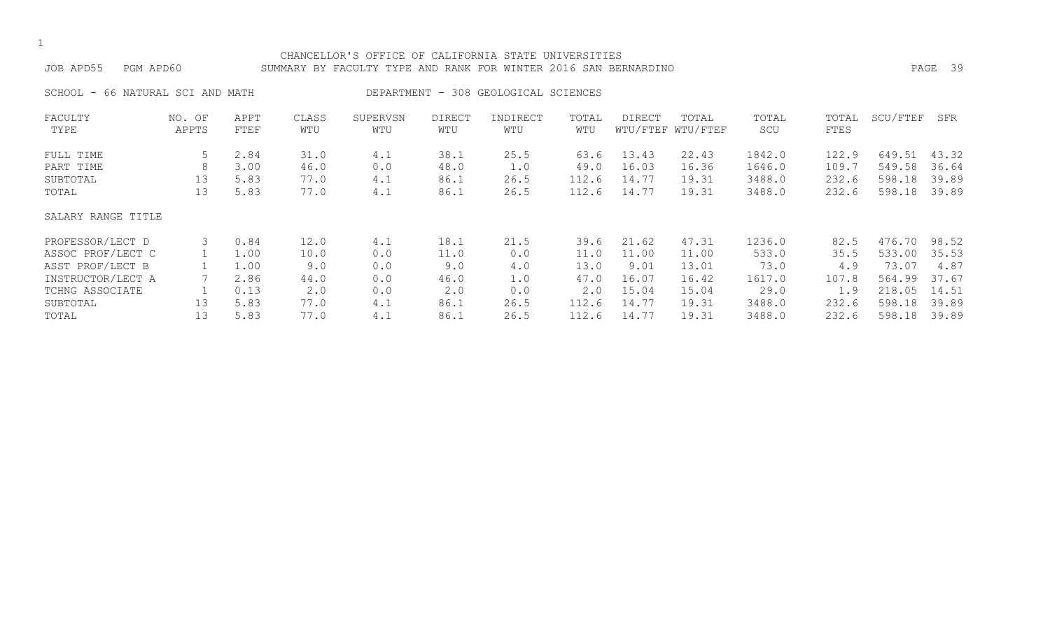CHANCELLOR'S OFFICE OF CALIFORNIA STATE UNIVERSITIES

JOB APD55 PGM APD60 SUMMARY BY FACULTY TYPE AND RANK FOR WINTER 2016 SAN BERNARDINO

SCHOOL - 66 NATURAL SCI AND MATH DEPARTMENT - 308 GEOLOGICAL SCIENCES

| FACULTY TYPE | NO. OF APPTS | APPT FTEF | CLASS WTU | SUPERVSN WTU | DIRECT WTU | INDIRECT WTU | TOTAL WTU | DIRECT WTU/FTEF | TOTAL WTU/FTEF | TOTAL SCU | TOTAL FTES | SCU/FTEF | SFR |
|---|---|---|---|---|---|---|---|---|---|---|---|---|---|
| FULL TIME | 5 | 2.84 | 31.0 | 4.1 | 38.1 | 25.5 | 63.6 | 13.43 | 22.43 | 1842.0 | 122.9 | 649.51 | 43.32 |
| PART TIME | 8 | 3.00 | 46.0 | 0.0 | 48.0 | 1.0 | 49.0 | 16.03 | 16.36 | 1646.0 | 109.7 | 549.58 | 36.64 |
| SUBTOTAL | 13 | 5.83 | 77.0 | 4.1 | 86.1 | 26.5 | 112.6 | 14.77 | 19.31 | 3488.0 | 232.6 | 598.18 | 39.89 |
| TOTAL | 13 | 5.83 | 77.0 | 4.1 | 86.1 | 26.5 | 112.6 | 14.77 | 19.31 | 3488.0 | 232.6 | 598.18 | 39.89 |

| SALARY RANGE TITLE | NO. OF APPTS | APPT FTEF | CLASS WTU | SUPERVSN WTU | DIRECT WTU | INDIRECT WTU | TOTAL WTU | DIRECT WTU/FTEF | TOTAL WTU/FTEF | TOTAL SCU | TOTAL FTES | SCU/FTEF | SFR |
|---|---|---|---|---|---|---|---|---|---|---|---|---|---|
| PROFESSOR/LECT D | 3 | 0.84 | 12.0 | 4.1 | 18.1 | 21.5 | 39.6 | 21.62 | 47.31 | 1236.0 | 82.5 | 476.70 | 98.52 |
| ASSOC PROF/LECT C | 1 | 1.00 | 10.0 | 0.0 | 11.0 | 0.0 | 11.0 | 11.00 | 11.00 | 533.0 | 35.5 | 533.00 | 35.53 |
| ASST PROF/LECT B | 1 | 1.00 | 9.0 | 0.0 | 9.0 | 4.0 | 13.0 | 9.01 | 13.01 | 73.0 | 4.9 | 73.07 | 4.87 |
| INSTRUCTOR/LECT A | 7 | 2.86 | 44.0 | 0.0 | 46.0 | 1.0 | 47.0 | 16.07 | 16.42 | 1617.0 | 107.8 | 564.99 | 37.67 |
| TCHNG ASSOCIATE | 1 | 0.13 | 2.0 | 0.0 | 2.0 | 0.0 | 2.0 | 15.04 | 15.04 | 29.0 | 1.9 | 218.05 | 14.51 |
| SUBTOTAL | 13 | 5.83 | 77.0 | 4.1 | 86.1 | 26.5 | 112.6 | 14.77 | 19.31 | 3488.0 | 232.6 | 598.18 | 39.89 |
| TOTAL | 13 | 5.83 | 77.0 | 4.1 | 86.1 | 26.5 | 112.6 | 14.77 | 19.31 | 3488.0 | 232.6 | 598.18 | 39.89 |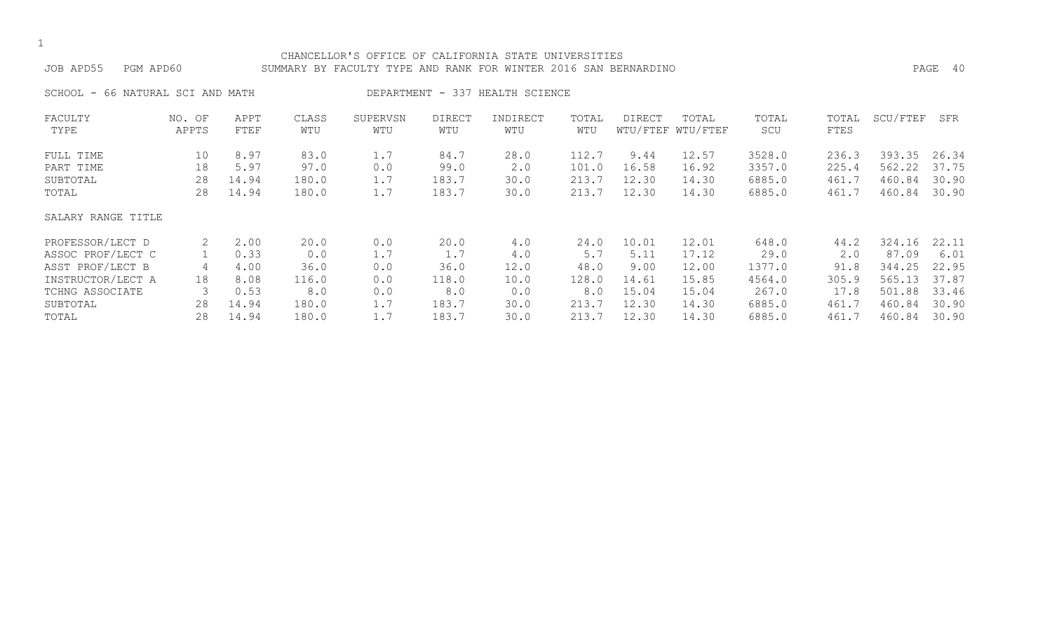CHANCELLOR'S OFFICE OF CALIFORNIA STATE UNIVERSITIES

JOB APD55 PGM APD60 SUMMARY BY FACULTY TYPE AND RANK FOR WINTER 2016 SAN BERNARDINO

SCHOOL - 66 NATURAL SCI AND MATH DEPARTMENT - 337 HEALTH SCIENCE

| FACULTY TYPE | NO. OF APPTS | APPT FTEF | CLASS WTU | SUPERVSN WTU | DIRECT WTU | INDIRECT WTU | TOTAL WTU | DIRECT WTU/FTEF | TOTAL WTU/FTEF | TOTAL SCU | TOTAL FTES | SCU/FTEF | SFR |
|---|---|---|---|---|---|---|---|---|---|---|---|---|---|
| FULL TIME | 10 | 8.97 | 83.0 | 1.7 | 84.7 | 28.0 | 112.7 | 9.44 | 12.57 | 3528.0 | 236.3 | 393.35 | 26.34 |
| PART TIME | 18 | 5.97 | 97.0 | 0.0 | 99.0 | 2.0 | 101.0 | 16.58 | 16.92 | 3357.0 | 225.4 | 562.22 | 37.75 |
| SUBTOTAL | 28 | 14.94 | 180.0 | 1.7 | 183.7 | 30.0 | 213.7 | 12.30 | 14.30 | 6885.0 | 461.7 | 460.84 | 30.90 |
| TOTAL | 28 | 14.94 | 180.0 | 1.7 | 183.7 | 30.0 | 213.7 | 12.30 | 14.30 | 6885.0 | 461.7 | 460.84 | 30.90 |
| **SALARY RANGE TITLE** | | | | | | | | | | | | | |
| PROFESSOR/LECT D | 2 | 2.00 | 20.0 | 0.0 | 20.0 | 4.0 | 24.0 | 10.01 | 12.01 | 648.0 | 44.2 | 324.16 | 22.11 |
| ASSOC PROF/LECT C | 1 | 0.33 | 0.0 | 1.7 | 1.7 | 4.0 | 5.7 | 5.11 | 17.12 | 29.0 | 2.0 | 87.09 | 6.01 |
| ASST PROF/LECT B | 4 | 4.00 | 36.0 | 0.0 | 36.0 | 12.0 | 48.0 | 9.00 | 12.00 | 1377.0 | 91.8 | 344.25 | 22.95 |
| INSTRUCTOR/LECT A | 18 | 8.08 | 116.0 | 0.0 | 118.0 | 10.0 | 128.0 | 14.61 | 15.85 | 4564.0 | 305.9 | 565.13 | 37.87 |
| TCHNG ASSOCIATE | 3 | 0.53 | 8.0 | 0.0 | 8.0 | 0.0 | 8.0 | 15.04 | 15.04 | 267.0 | 17.8 | 501.88 | 33.46 |
| SUBTOTAL | 28 | 14.94 | 180.0 | 1.7 | 183.7 | 30.0 | 213.7 | 12.30 | 14.30 | 6885.0 | 461.7 | 460.84 | 30.90 |
| TOTAL | 28 | 14.94 | 180.0 | 1.7 | 183.7 | 30.0 | 213.7 | 12.30 | 14.30 | 6885.0 | 461.7 | 460.84 | 30.90 |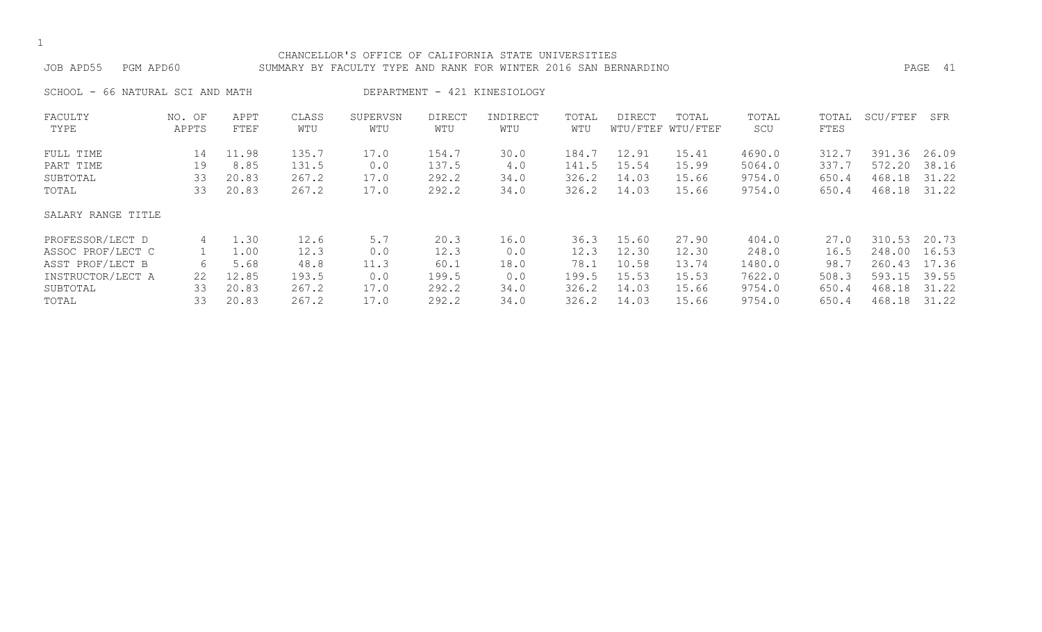CHANCELLOR'S OFFICE OF CALIFORNIA STATE UNIVERSITIES

JOB APD55 PGM APD60 SUMMARY BY FACULTY TYPE AND RANK FOR WINTER 2016 SAN BERNARDINO

SCHOOL - 66 NATURAL SCI AND MATH DEPARTMENT - 421 KINESIOLOGY

| FACULTY TYPE | NO. OF APPTS | APPT FTEF | CLASS WTU | SUPERVSN WTU | DIRECT WTU | INDIRECT WTU | TOTAL WTU | DIRECT WTU/FTEF | TOTAL WTU/FTEF | TOTAL SCU | TOTAL FTES | SCU/FTEF | SFR |
|---|---|---|---|---|---|---|---|---|---|---|---|---|---|
| FULL TIME | 14 | 11.98 | 135.7 | 17.0 | 154.7 | 30.0 | 184.7 | 12.91 | 15.41 | 4690.0 | 312.7 | 391.36 | 26.09 |
| PART TIME | 19 | 8.85 | 131.5 | 0.0 | 137.5 | 4.0 | 141.5 | 15.54 | 15.99 | 5064.0 | 337.7 | 572.20 | 38.16 |
| SUBTOTAL | 33 | 20.83 | 267.2 | 17.0 | 292.2 | 34.0 | 326.2 | 14.03 | 15.66 | 9754.0 | 650.4 | 468.18 | 31.22 |
| TOTAL | 33 | 20.83 | 267.2 | 17.0 | 292.2 | 34.0 | 326.2 | 14.03 | 15.66 | 9754.0 | 650.4 | 468.18 | 31.22 |
| SALARY RANGE TITLE | | | | | | | | | | | | | |
| PROFESSOR/LECT D | 4 | 1.30 | 12.6 | 5.7 | 20.3 | 16.0 | 36.3 | 15.60 | 27.90 | 404.0 | 27.0 | 310.53 | 20.73 |
| ASSOC PROF/LECT C | 1 | 1.00 | 12.3 | 0.0 | 12.3 | 0.0 | 12.3 | 12.30 | 12.30 | 248.0 | 16.5 | 248.00 | 16.53 |
| ASST PROF/LECT B | 6 | 5.68 | 48.8 | 11.3 | 60.1 | 18.0 | 78.1 | 10.58 | 13.74 | 1480.0 | 98.7 | 260.43 | 17.36 |
| INSTRUCTOR/LECT A | 22 | 12.85 | 193.5 | 0.0 | 199.5 | 0.0 | 199.5 | 15.53 | 15.53 | 7622.0 | 508.3 | 593.15 | 39.55 |
| SUBTOTAL | 33 | 20.83 | 267.2 | 17.0 | 292.2 | 34.0 | 326.2 | 14.03 | 15.66 | 9754.0 | 650.4 | 468.18 | 31.22 |
| TOTAL | 33 | 20.83 | 267.2 | 17.0 | 292.2 | 34.0 | 326.2 | 14.03 | 15.66 | 9754.0 | 650.4 | 468.18 | 31.22 |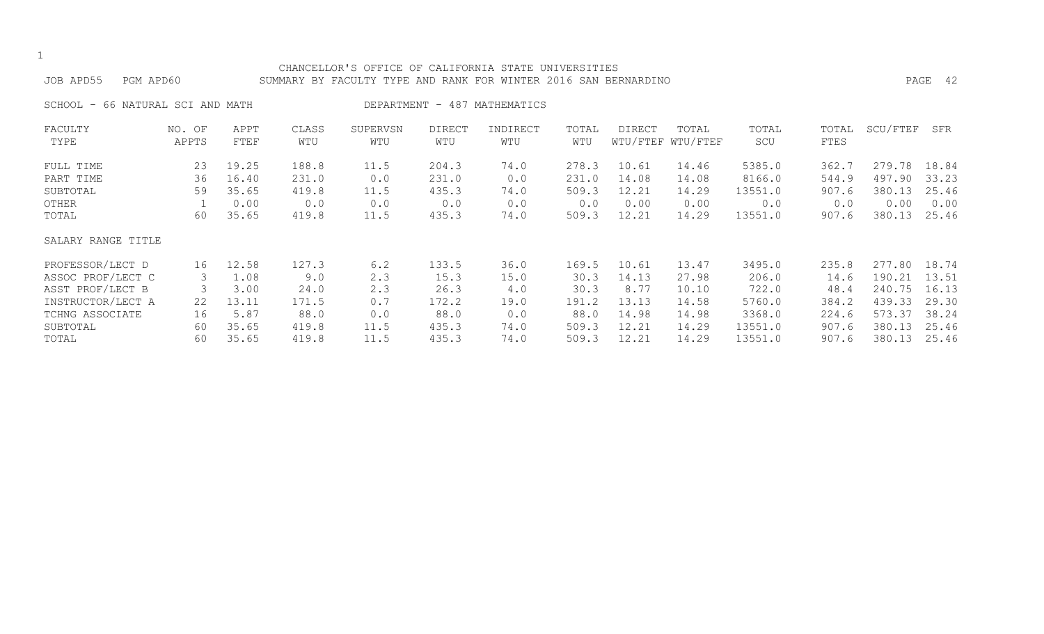CHANCELLOR'S OFFICE OF CALIFORNIA STATE UNIVERSITIES

JOB APD55 PGM APD60 SUMMARY BY FACULTY TYPE AND RANK FOR WINTER 2016 SAN BERNARDINO

SCHOOL - 66 NATURAL SCI AND MATH DEPARTMENT - 487 MATHEMATICS

| FACULTY TYPE | NO. OF APPTS | APPT FTEF | CLASS WTU | SUPERVSN WTU | DIRECT WTU | INDIRECT WTU | TOTAL WTU | DIRECT WTU/FTEF | TOTAL WTU/FTEF | TOTAL SCU | TOTAL FTES | SCU/FTEF | SFR |
|---|---|---|---|---|---|---|---|---|---|---|---|---|---|
| FULL TIME | 23 | 19.25 | 188.8 | 11.5 | 204.3 | 74.0 | 278.3 | 10.61 | 14.46 | 5385.0 | 362.7 | 279.78 | 18.84 |
| PART TIME | 36 | 16.40 | 231.0 | 0.0 | 231.0 | 0.0 | 231.0 | 14.08 | 14.08 | 8166.0 | 544.9 | 497.90 | 33.23 |
| SUBTOTAL | 59 | 35.65 | 419.8 | 11.5 | 435.3 | 74.0 | 509.3 | 12.21 | 14.29 | 13551.0 | 907.6 | 380.13 | 25.46 |
| OTHER | 1 | 0.00 | 0.0 | 0.0 | 0.0 | 0.0 | 0.0 | 0.00 | 0.00 | 0.0 | 0.0 | 0.00 | 0.00 |
| TOTAL | 60 | 35.65 | 419.8 | 11.5 | 435.3 | 74.0 | 509.3 | 12.21 | 14.29 | 13551.0 | 907.6 | 380.13 | 25.46 |
| **SALARY RANGE TITLE** | | | | | | | | | | | | | |
| PROFESSOR/LECT D | 16 | 12.58 | 127.3 | 6.2 | 133.5 | 36.0 | 169.5 | 10.61 | 13.47 | 3495.0 | 235.8 | 277.80 | 18.74 |
| ASSOC PROF/LECT C | 3 | 1.08 | 9.0 | 2.3 | 15.3 | 15.0 | 30.3 | 14.13 | 27.98 | 206.0 | 14.6 | 190.21 | 13.51 |
| ASST PROF/LECT B | 3 | 3.00 | 24.0 | 2.3 | 26.3 | 4.0 | 30.3 | 8.77 | 10.10 | 722.0 | 48.4 | 240.75 | 16.13 |
| INSTRUCTOR/LECT A | 22 | 13.11 | 171.5 | 0.7 | 172.2 | 19.0 | 191.2 | 13.13 | 14.58 | 5760.0 | 384.2 | 439.33 | 29.30 |
| TCHNG ASSOCIATE | 16 | 5.87 | 88.0 | 0.0 | 88.0 | 0.0 | 88.0 | 14.98 | 14.98 | 3368.0 | 224.6 | 573.37 | 38.24 |
| SUBTOTAL | 60 | 35.65 | 419.8 | 11.5 | 435.3 | 74.0 | 509.3 | 12.21 | 14.29 | 13551.0 | 907.6 | 380.13 | 25.46 |
| TOTAL | 60 | 35.65 | 419.8 | 11.5 | 435.3 | 74.0 | 509.3 | 12.21 | 14.29 | 13551.0 | 907.6 | 380.13 | 25.46 |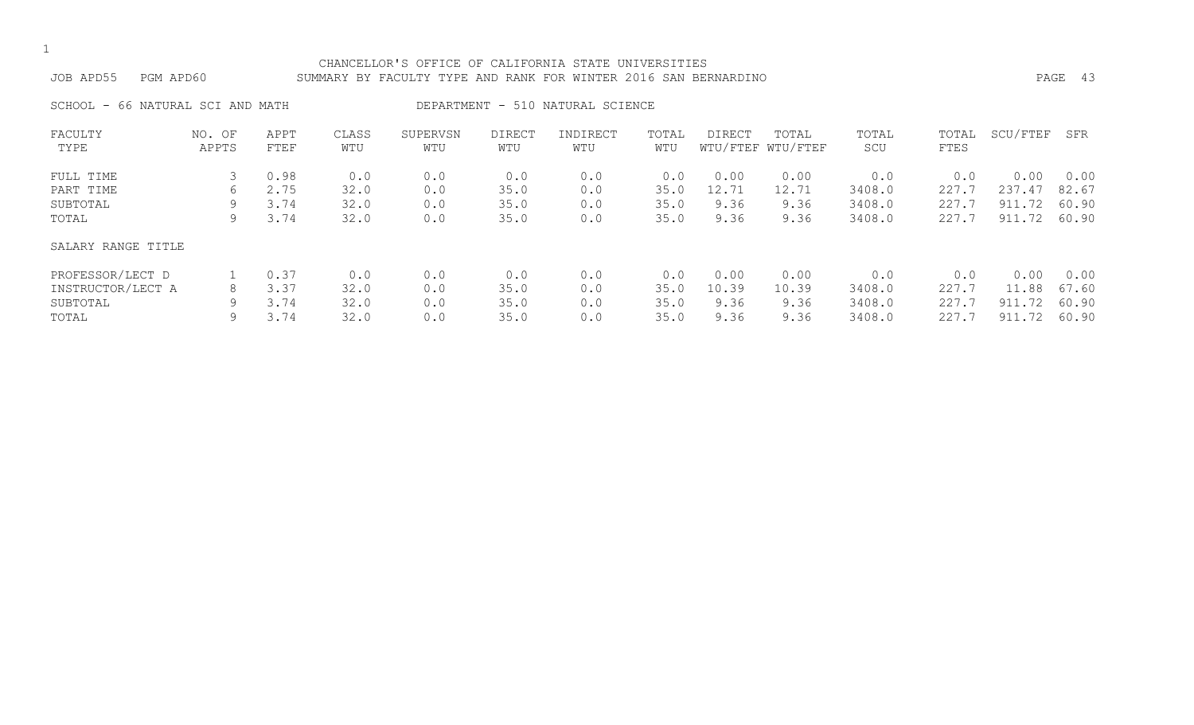CHANCELLOR'S OFFICE OF CALIFORNIA STATE UNIVERSITIES

JOB APD55 PGM APD60 SUMMARY BY FACULTY TYPE AND RANK FOR WINTER 2016 SAN BERNARDINO

SCHOOL - 66 NATURAL SCI AND MATH DEPARTMENT - 510 NATURAL SCIENCE

| FACULTY TYPE | NO. OF APPTS | APPT FTEF | CLASS WTU | SUPERVSN WTU | DIRECT WTU | INDIRECT WTU | TOTAL WTU | DIRECT WTU/FTEF | TOTAL WTU/FTEF | TOTAL SCU | TOTAL FTES | SCU/FTEF | SFR |
|---|---|---|---|---|---|---|---|---|---|---|---|---|---|
| FULL TIME | 3 | 0.98 | 0.0 | 0.0 | 0.0 | 0.0 | 0.0 | 0.00 | 0.00 | 0.0 | 0.0 | 0.00 | 0.00 |
| PART TIME | 6 | 2.75 | 32.0 | 0.0 | 35.0 | 0.0 | 35.0 | 12.71 | 12.71 | 3408.0 | 227.7 | 237.47 | 82.67 |
| SUBTOTAL | 9 | 3.74 | 32.0 | 0.0 | 35.0 | 0.0 | 35.0 | 9.36 | 9.36 | 3408.0 | 227.7 | 911.72 | 60.90 |
| TOTAL | 9 | 3.74 | 32.0 | 0.0 | 35.0 | 0.0 | 35.0 | 9.36 | 9.36 | 3408.0 | 227.7 | 911.72 | 60.90 |
| SALARY RANGE TITLE | | | | | | | | | | | | | |
| PROFESSOR/LECT D | 1 | 0.37 | 0.0 | 0.0 | 0.0 | 0.0 | 0.0 | 0.00 | 0.00 | 0.0 | 0.0 | 0.00 | 0.00 |
| INSTRUCTOR/LECT A | 8 | 3.37 | 32.0 | 0.0 | 35.0 | 0.0 | 35.0 | 10.39 | 10.39 | 3408.0 | 227.7 | 11.88 | 67.60 |
| SUBTOTAL | 9 | 3.74 | 32.0 | 0.0 | 35.0 | 0.0 | 35.0 | 9.36 | 9.36 | 3408.0 | 227.7 | 911.72 | 60.90 |
| TOTAL | 9 | 3.74 | 32.0 | 0.0 | 35.0 | 0.0 | 35.0 | 9.36 | 9.36 | 3408.0 | 227.7 | 911.72 | 60.90 |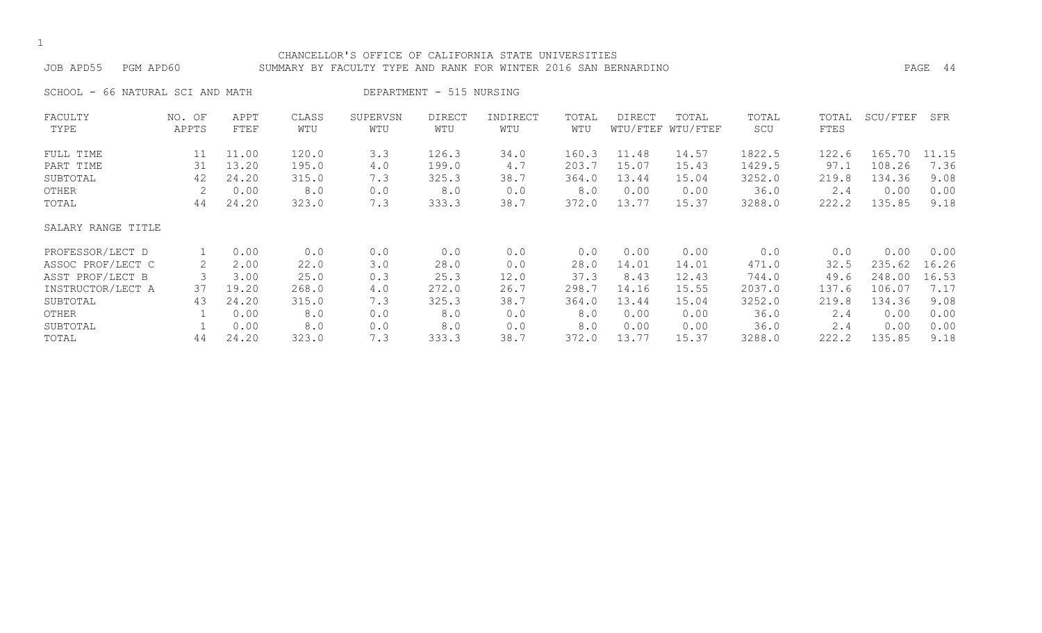CHANCELLOR'S OFFICE OF CALIFORNIA STATE UNIVERSITIES

JOB APD55 PGM APD60 SUMMARY BY FACULTY TYPE AND RANK FOR WINTER 2016 SAN BERNARDINO

SCHOOL - 66 NATURAL SCI AND MATH DEPARTMENT - 515 NURSING

| FACULTY TYPE | NO. OF APPTS | APPT FTEF | CLASS WTU | SUPERVSN WTU | DIRECT WTU | INDIRECT WTU | TOTAL WTU | DIRECT WTU/FTEF | TOTAL WTU/FTEF | TOTAL SCU | TOTAL FTES | SCU/FTEF | SFR |
|---|---|---|---|---|---|---|---|---|---|---|---|---|---|
| FULL TIME | 11 | 11.00 | 120.0 | 3.3 | 126.3 | 34.0 | 160.3 | 11.48 | 14.57 | 1822.5 | 122.6 | 165.70 | 11.15 |
| PART TIME | 31 | 13.20 | 195.0 | 4.0 | 199.0 | 4.7 | 203.7 | 15.07 | 15.43 | 1429.5 | 97.1 | 108.26 | 7.36 |
| SUBTOTAL | 42 | 24.20 | 315.0 | 7.3 | 325.3 | 38.7 | 364.0 | 13.44 | 15.04 | 3252.0 | 219.8 | 134.36 | 9.08 |
| OTHER | 2 | 0.00 | 8.0 | 0.0 | 8.0 | 0.0 | 8.0 | 0.00 | 0.00 | 36.0 | 2.4 | 0.00 | 0.00 |
| TOTAL | 44 | 24.20 | 323.0 | 7.3 | 333.3 | 38.7 | 372.0 | 13.77 | 15.37 | 3288.0 | 222.2 | 135.85 | 9.18 |

| SALARY RANGE TITLE | NO. OF APPTS | APPT FTEF | CLASS WTU | SUPERVSN WTU | DIRECT WTU | INDIRECT WTU | TOTAL WTU | DIRECT WTU/FTEF | TOTAL WTU/FTEF | TOTAL SCU | TOTAL FTES | SCU/FTEF | SFR |
|---|---|---|---|---|---|---|---|---|---|---|---|---|---|
| PROFESSOR/LECT D | 1 | 0.00 | 0.0 | 0.0 | 0.0 | 0.0 | 0.0 | 0.00 | 0.00 | 0.0 | 0.0 | 0.00 | 0.00 |
| ASSOC PROF/LECT C | 2 | 2.00 | 22.0 | 3.0 | 28.0 | 0.0 | 28.0 | 14.01 | 14.01 | 471.0 | 32.5 | 235.62 | 16.26 |
| ASST PROF/LECT B | 3 | 3.00 | 25.0 | 0.3 | 25.3 | 12.0 | 37.3 | 8.43 | 12.43 | 744.0 | 49.6 | 248.00 | 16.53 |
| INSTRUCTOR/LECT A | 37 | 19.20 | 268.0 | 4.0 | 272.0 | 26.7 | 298.7 | 14.16 | 15.55 | 2037.0 | 137.6 | 106.07 | 7.17 |
| SUBTOTAL | 43 | 24.20 | 315.0 | 7.3 | 325.3 | 38.7 | 364.0 | 13.44 | 15.04 | 3252.0 | 219.8 | 134.36 | 9.08 |
| OTHER | 1 | 0.00 | 8.0 | 0.0 | 8.0 | 0.0 | 8.0 | 0.00 | 0.00 | 36.0 | 2.4 | 0.00 | 0.00 |
| SUBTOTAL | 1 | 0.00 | 8.0 | 0.0 | 8.0 | 0.0 | 8.0 | 0.00 | 0.00 | 36.0 | 2.4 | 0.00 | 0.00 |
| TOTAL | 44 | 24.20 | 323.0 | 7.3 | 333.3 | 38.7 | 372.0 | 13.77 | 15.37 | 3288.0 | 222.2 | 135.85 | 9.18 |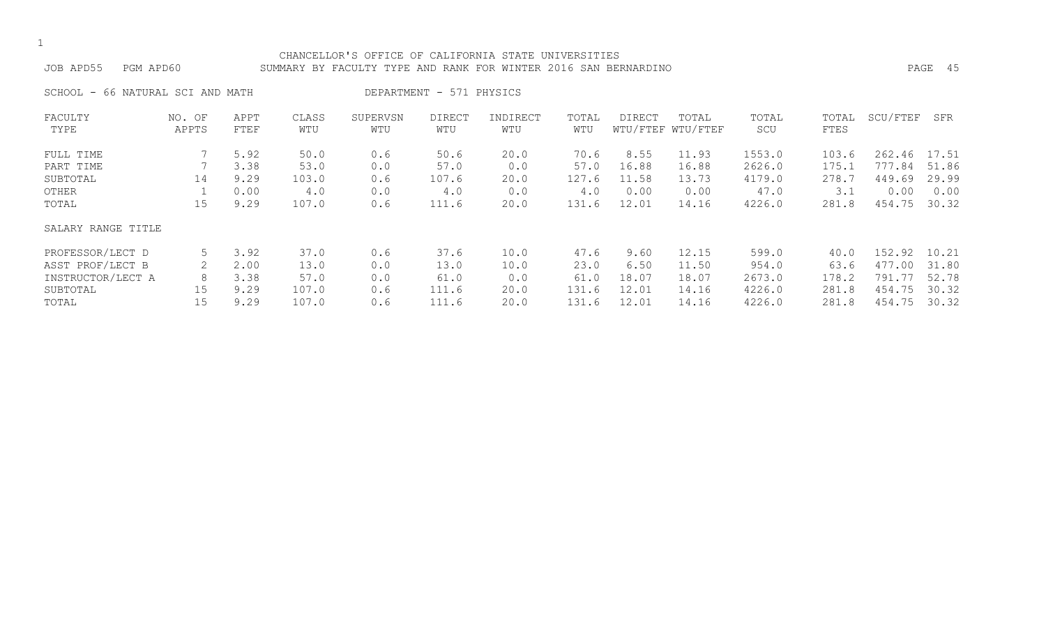CHANCELLOR'S OFFICE OF CALIFORNIA STATE UNIVERSITIES

JOB APD55 PGM APD60 SUMMARY BY FACULTY TYPE AND RANK FOR WINTER 2016 SAN BERNARDINO

SCHOOL - 66 NATURAL SCI AND MATH DEPARTMENT - 571 PHYSICS

| FACULTY TYPE | NO. OF APPTS | APPT FTEF | CLASS WTU | SUPERVSN WTU | DIRECT WTU | INDIRECT WTU | TOTAL WTU | DIRECT WTU/FTEF | TOTAL WTU/FTEF | TOTAL SCU | TOTAL FTES | SCU/FTEF | SFR |
|---|---|---|---|---|---|---|---|---|---|---|---|---|---|
| FULL TIME | 7 | 5.92 | 50.0 | 0.6 | 50.6 | 20.0 | 70.6 | 8.55 | 11.93 | 1553.0 | 103.6 | 262.46 | 17.51 |
| PART TIME | 7 | 3.38 | 53.0 | 0.0 | 57.0 | 0.0 | 57.0 | 16.88 | 16.88 | 2626.0 | 175.1 | 777.84 | 51.86 |
| SUBTOTAL | 14 | 9.29 | 103.0 | 0.6 | 107.6 | 20.0 | 127.6 | 11.58 | 13.73 | 4179.0 | 278.7 | 449.69 | 29.99 |
| OTHER | 1 | 0.00 | 4.0 | 0.0 | 4.0 | 0.0 | 4.0 | 0.00 | 0.00 | 47.0 | 3.1 | 0.00 | 0.00 |
| TOTAL | 15 | 9.29 | 107.0 | 0.6 | 111.6 | 20.0 | 131.6 | 12.01 | 14.16 | 4226.0 | 281.8 | 454.75 | 30.32 |
| SALARY RANGE TITLE | | | | | | | | | | | | | |
| PROFESSOR/LECT D | 5 | 3.92 | 37.0 | 0.6 | 37.6 | 10.0 | 47.6 | 9.60 | 12.15 | 599.0 | 40.0 | 152.92 | 10.21 |
| ASST PROF/LECT B | 2 | 2.00 | 13.0 | 0.0 | 13.0 | 10.0 | 23.0 | 6.50 | 11.50 | 954.0 | 63.6 | 477.00 | 31.80 |
| INSTRUCTOR/LECT A | 8 | 3.38 | 57.0 | 0.0 | 61.0 | 0.0 | 61.0 | 18.07 | 18.07 | 2673.0 | 178.2 | 791.77 | 52.78 |
| SUBTOTAL | 15 | 9.29 | 107.0 | 0.6 | 111.6 | 20.0 | 131.6 | 12.01 | 14.16 | 4226.0 | 281.8 | 454.75 | 30.32 |
| TOTAL | 15 | 9.29 | 107.0 | 0.6 | 111.6 | 20.0 | 131.6 | 12.01 | 14.16 | 4226.0 | 281.8 | 454.75 | 30.32 |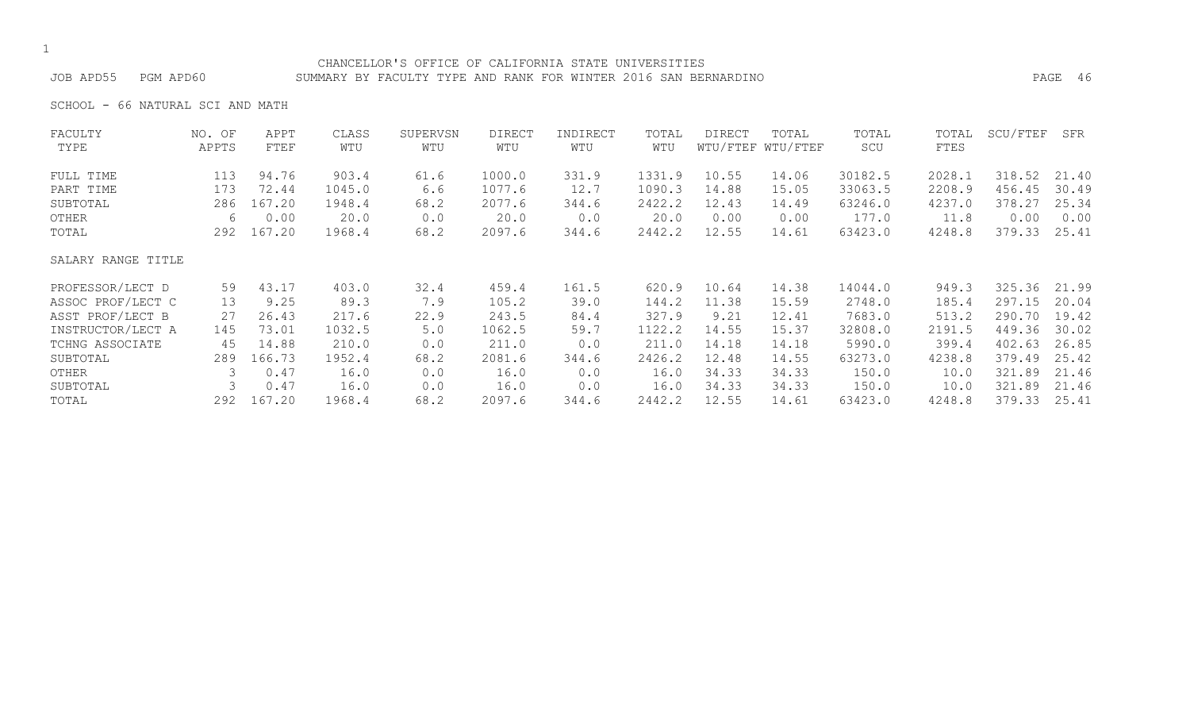CHANCELLOR'S OFFICE OF CALIFORNIA STATE UNIVERSITIES

JOB APD55 PGM APD60 SUMMARY BY FACULTY TYPE AND RANK FOR WINTER 2016 SAN BERNARDINO

SCHOOL - 66 NATURAL SCI AND MATH

| FACULTY TYPE | NO. OF APPTS | APPT FTEF | CLASS WTU | SUPERVSN WTU | DIRECT WTU | INDIRECT WTU | TOTAL WTU | DIRECT WTU/FTEF | TOTAL WTU/FTEF | TOTAL SCU | TOTAL FTES | SCU/FTEF | SFR |
|---|---|---|---|---|---|---|---|---|---|---|---|---|---|
| FULL TIME | 113 | 94.76 | 903.4 | 61.6 | 1000.0 | 331.9 | 1331.9 | 10.55 | 14.06 | 30182.5 | 2028.1 | 318.52 | 21.40 |
| PART TIME | 173 | 72.44 | 1045.0 | 6.6 | 1077.6 | 12.7 | 1090.3 | 14.88 | 15.05 | 33063.5 | 2208.9 | 456.45 | 30.49 |
| SUBTOTAL | 286 | 167.20 | 1948.4 | 68.2 | 2077.6 | 344.6 | 2422.2 | 12.43 | 14.49 | 63246.0 | 4237.0 | 378.27 | 25.34 |
| OTHER | 6 | 0.00 | 20.0 | 0.0 | 20.0 | 0.0 | 20.0 | 0.00 | 0.00 | 177.0 | 11.8 | 0.00 | 0.00 |
| TOTAL | 292 | 167.20 | 1968.4 | 68.2 | 2097.6 | 344.6 | 2442.2 | 12.55 | 14.61 | 63423.0 | 4248.8 | 379.33 | 25.41 |
| SALARY RANGE TITLE | | | | | | | | | | | | | |
| PROFESSOR/LECT D | 59 | 43.17 | 403.0 | 32.4 | 459.4 | 161.5 | 620.9 | 10.64 | 14.38 | 14044.0 | 949.3 | 325.36 | 21.99 |
| ASSOC PROF/LECT C | 13 | 9.25 | 89.3 | 7.9 | 105.2 | 39.0 | 144.2 | 11.38 | 15.59 | 2748.0 | 185.4 | 297.15 | 20.04 |
| ASST PROF/LECT B | 27 | 26.43 | 217.6 | 22.9 | 243.5 | 84.4 | 327.9 | 9.21 | 12.41 | 7683.0 | 513.2 | 290.70 | 19.42 |
| INSTRUCTOR/LECT A | 145 | 73.01 | 1032.5 | 5.0 | 1062.5 | 59.7 | 1122.2 | 14.55 | 15.37 | 32808.0 | 2191.5 | 449.36 | 30.02 |
| TCHNG ASSOCIATE | 45 | 14.88 | 210.0 | 0.0 | 211.0 | 0.0 | 211.0 | 14.18 | 14.18 | 5990.0 | 399.4 | 402.63 | 26.85 |
| SUBTOTAL | 289 | 166.73 | 1952.4 | 68.2 | 2081.6 | 344.6 | 2426.2 | 12.48 | 14.55 | 63273.0 | 4238.8 | 379.49 | 25.42 |
| OTHER | 3 | 0.47 | 16.0 | 0.0 | 16.0 | 0.0 | 16.0 | 34.33 | 34.33 | 150.0 | 10.0 | 321.89 | 21.46 |
| SUBTOTAL | 3 | 0.47 | 16.0 | 0.0 | 16.0 | 0.0 | 16.0 | 34.33 | 34.33 | 150.0 | 10.0 | 321.89 | 21.46 |
| TOTAL | 292 | 167.20 | 1968.4 | 68.2 | 2097.6 | 344.6 | 2442.2 | 12.55 | 14.61 | 63423.0 | 4248.8 | 379.33 | 25.41 |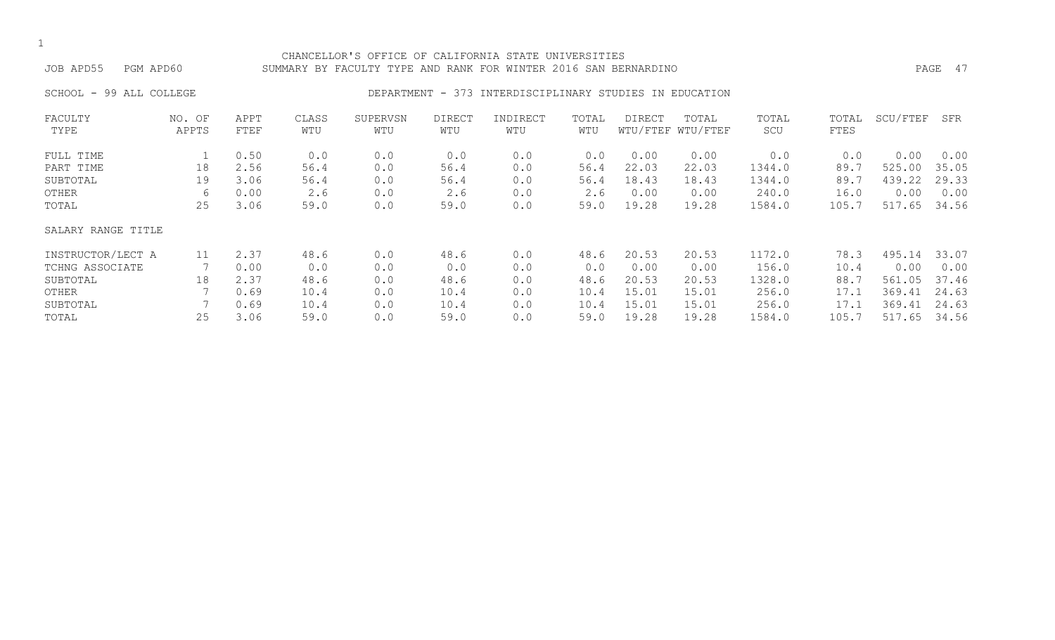CHANCELLOR'S OFFICE OF CALIFORNIA STATE UNIVERSITIES

JOB APD55 PGM APD60 SUMMARY BY FACULTY TYPE AND RANK FOR WINTER 2016 SAN BERNARDINO

SCHOOL - 99 ALL COLLEGE DEPARTMENT - 373 INTERDISCIPLINARY STUDIES IN EDUCATION

| FACULTY TYPE | NO. OF APPTS | APPT FTEF | CLASS WTU | SUPERVSN WTU | DIRECT WTU | INDIRECT WTU | TOTAL WTU | DIRECT WTU/FTEF | TOTAL WTU/FTEF | TOTAL SCU | TOTAL FTES | SCU/FTEF | SFR |
|---|---|---|---|---|---|---|---|---|---|---|---|---|---|
| FULL TIME | 1 | 0.50 | 0.0 | 0.0 | 0.0 | 0.0 | 0.0 | 0.00 | 0.00 | 0.0 | 0.0 | 0.00 | 0.00 |
| PART TIME | 18 | 2.56 | 56.4 | 0.0 | 56.4 | 0.0 | 56.4 | 22.03 | 22.03 | 1344.0 | 89.7 | 525.00 | 35.05 |
| SUBTOTAL | 19 | 3.06 | 56.4 | 0.0 | 56.4 | 0.0 | 56.4 | 18.43 | 18.43 | 1344.0 | 89.7 | 439.22 | 29.33 |
| OTHER | 6 | 0.00 | 2.6 | 0.0 | 2.6 | 0.0 | 2.6 | 0.00 | 0.00 | 240.0 | 16.0 | 0.00 | 0.00 |
| TOTAL | 25 | 3.06 | 59.0 | 0.0 | 59.0 | 0.0 | 59.0 | 19.28 | 19.28 | 1584.0 | 105.7 | 517.65 | 34.56 |
| SALARY RANGE TITLE | | | | | | | | | | | | | |
| INSTRUCTOR/LECT A | 11 | 2.37 | 48.6 | 0.0 | 48.6 | 0.0 | 48.6 | 20.53 | 20.53 | 1172.0 | 78.3 | 495.14 | 33.07 |
| TCHNG ASSOCIATE | 7 | 0.00 | 0.0 | 0.0 | 0.0 | 0.0 | 0.0 | 0.00 | 0.00 | 156.0 | 10.4 | 0.00 | 0.00 |
| SUBTOTAL | 18 | 2.37 | 48.6 | 0.0 | 48.6 | 0.0 | 48.6 | 20.53 | 20.53 | 1328.0 | 88.7 | 561.05 | 37.46 |
| OTHER | 7 | 0.69 | 10.4 | 0.0 | 10.4 | 0.0 | 10.4 | 15.01 | 15.01 | 256.0 | 17.1 | 369.41 | 24.63 |
| SUBTOTAL | 7 | 0.69 | 10.4 | 0.0 | 10.4 | 0.0 | 10.4 | 15.01 | 15.01 | 256.0 | 17.1 | 369.41 | 24.63 |
| TOTAL | 25 | 3.06 | 59.0 | 0.0 | 59.0 | 0.0 | 59.0 | 19.28 | 19.28 | 1584.0 | 105.7 | 517.65 | 34.56 |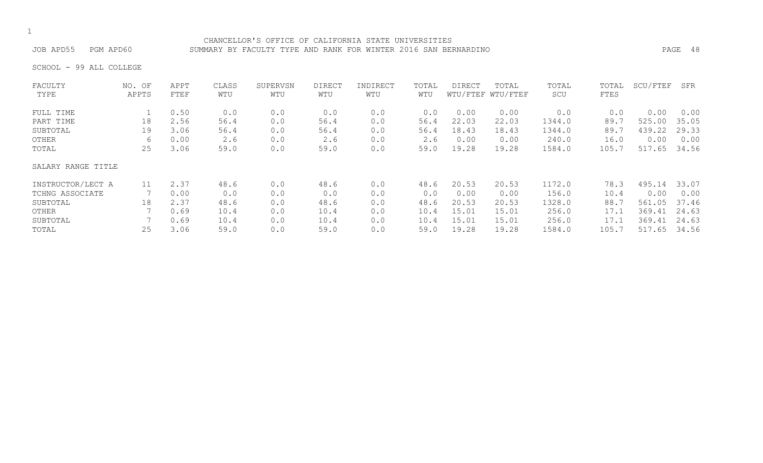CHANCELLOR'S OFFICE OF CALIFORNIA STATE UNIVERSITIES

JOB APD55 PGM APD60 SUMMARY BY FACULTY TYPE AND RANK FOR WINTER 2016 SAN BERNARDINO

SCHOOL - 99 ALL COLLEGE

| FACULTY TYPE | NO. OF APPTS | APPT FTEF | CLASS WTU | SUPERVSN WTU | DIRECT WTU | INDIRECT WTU | TOTAL WTU | DIRECT WTU/FTEF | TOTAL WTU/FTEF | TOTAL SCU | TOTAL FTES | SCU/FTEF | SFR |
|---|---|---|---|---|---|---|---|---|---|---|---|---|---|
| FULL TIME | 1 | 0.50 | 0.0 | 0.0 | 0.0 | 0.0 | 0.0 | 0.00 | 0.00 | 0.0 | 0.0 | 0.00 | 0.00 |
| PART TIME | 18 | 2.56 | 56.4 | 0.0 | 56.4 | 0.0 | 56.4 | 22.03 | 22.03 | 1344.0 | 89.7 | 525.00 | 35.05 |
| SUBTOTAL | 19 | 3.06 | 56.4 | 0.0 | 56.4 | 0.0 | 56.4 | 18.43 | 18.43 | 1344.0 | 89.7 | 439.22 | 29.33 |
| OTHER | 6 | 0.00 | 2.6 | 0.0 | 2.6 | 0.0 | 2.6 | 0.00 | 0.00 | 240.0 | 16.0 | 0.00 | 0.00 |
| TOTAL | 25 | 3.06 | 59.0 | 0.0 | 59.0 | 0.0 | 59.0 | 19.28 | 19.28 | 1584.0 | 105.7 | 517.65 | 34.56 |

| SALARY RANGE TITLE | NO. OF APPTS | APPT FTEF | CLASS WTU | SUPERVSN WTU | DIRECT WTU | INDIRECT WTU | TOTAL WTU | DIRECT WTU/FTEF | TOTAL WTU/FTEF | TOTAL SCU | TOTAL FTES | SCU/FTEF | SFR |
|---|---|---|---|---|---|---|---|---|---|---|---|---|---|
| INSTRUCTOR/LECT A | 11 | 2.37 | 48.6 | 0.0 | 48.6 | 0.0 | 48.6 | 20.53 | 20.53 | 1172.0 | 78.3 | 495.14 | 33.07 |
| TCHNG ASSOCIATE | 7 | 0.00 | 0.0 | 0.0 | 0.0 | 0.0 | 0.0 | 0.00 | 0.00 | 156.0 | 10.4 | 0.00 | 0.00 |
| SUBTOTAL | 18 | 2.37 | 48.6 | 0.0 | 48.6 | 0.0 | 48.6 | 20.53 | 20.53 | 1328.0 | 88.7 | 561.05 | 37.46 |
| OTHER | 7 | 0.69 | 10.4 | 0.0 | 10.4 | 0.0 | 10.4 | 15.01 | 15.01 | 256.0 | 17.1 | 369.41 | 24.63 |
| SUBTOTAL | 7 | 0.69 | 10.4 | 0.0 | 10.4 | 0.0 | 10.4 | 15.01 | 15.01 | 256.0 | 17.1 | 369.41 | 24.63 |
| TOTAL | 25 | 3.06 | 59.0 | 0.0 | 59.0 | 0.0 | 59.0 | 19.28 | 19.28 | 1584.0 | 105.7 | 517.65 | 34.56 |